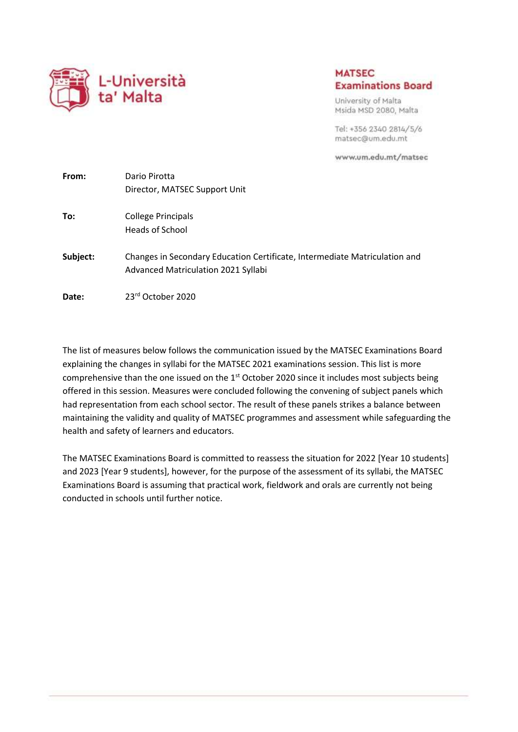L-Università ta' Malta

**MATSEC Examinations Board**

University of Malta
Msida MSD 2080, Malta

Tel: +356 2340 2814/5/6
matsec@um.edu.mt

www.um.edu.mt/matsec

| | |
|---|---|
| **From:** | Dario Pirotta<br>Director, MATSEC Support Unit |
| **To:** | College Principals<br>Heads of School |
| **Subject:** | Changes in Secondary Education Certificate, Intermediate Matriculation and Advanced Matriculation 2021 Syllabi |
| **Date:** | 23rd October 2020 |

The list of measures below follows the communication issued by the MATSEC Examinations Board explaining the changes in syllabi for the MATSEC 2021 examinations session. This list is more comprehensive than the one issued on the 1st October 2020 since it includes most subjects being offered in this session. Measures were concluded following the convening of subject panels which had representation from each school sector. The result of these panels strikes a balance between maintaining the validity and quality of MATSEC programmes and assessment while safeguarding the health and safety of learners and educators.

The MATSEC Examinations Board is committed to reassess the situation for 2022 [Year 10 students] and 2023 [Year 9 students], however, for the purpose of the assessment of its syllabi, the MATSEC Examinations Board is assuming that practical work, fieldwork and orals are currently not being conducted in schools until further notice.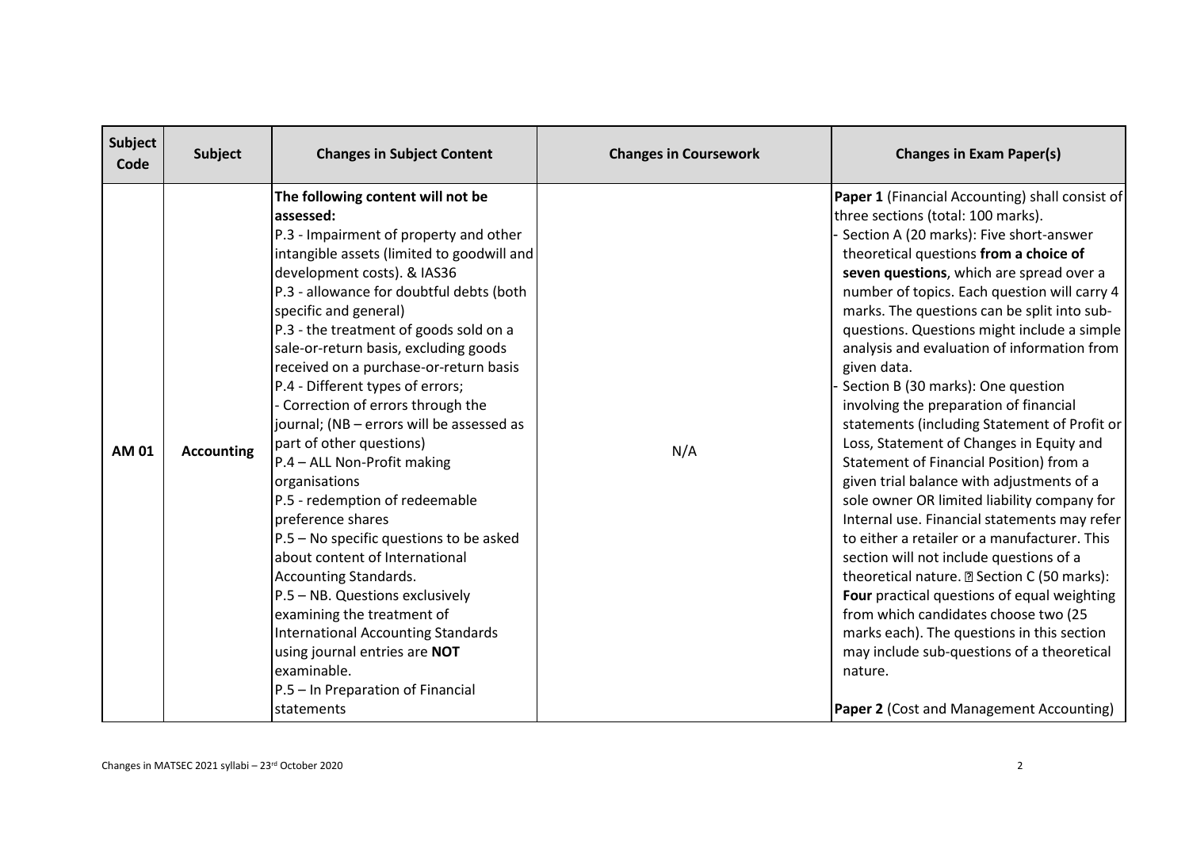| Subject Code | Subject | Changes in Subject Content | Changes in Coursework | Changes in Exam Paper(s) |
|---|---|---|---|---|
| AM 01 | Accounting | **The following content will not be assessed:**<br>P.3 - Impairment of property and other intangible assets (limited to goodwill and development costs). & IAS36<br>P.3 - allowance for doubtful debts (both specific and general)<br>P.3 - the treatment of goods sold on a sale-or-return basis, excluding goods received on a purchase-or-return basis<br>P.4 - Different types of errors;<br>- Correction of errors through the journal; (NB – errors will be assessed as part of other questions)<br>P.4 – ALL Non-Profit making organisations<br>P.5 - redemption of redeemable preference shares<br>P.5 – No specific questions to be asked about content of International Accounting Standards.<br>P.5 – NB. Questions exclusively examining the treatment of International Accounting Standards using journal entries are **NOT** examinable.<br>P.5 – In Preparation of Financial statements | N/A | **Paper 1** (Financial Accounting) shall consist of three sections (total: 100 marks).<br>- Section A (20 marks): Five short-answer theoretical questions **from a choice of seven questions**, which are spread over a number of topics. Each question will carry 4 marks. The questions can be split into sub-questions. Questions might include a simple analysis and evaluation of information from given data.<br>- Section B (30 marks): One question involving the preparation of financial statements (including Statement of Profit or Loss, Statement of Changes in Equity and Statement of Financial Position) from a given trial balance with adjustments of a sole owner OR limited liability company for Internal use. Financial statements may refer to either a retailer or a manufacturer. This section will not include questions of a theoretical nature. Section C (50 marks): **Four** practical questions of equal weighting from which candidates choose two (25 marks each). The questions in this section may include sub-questions of a theoretical nature.<br><br>**Paper 2** (Cost and Management Accounting) |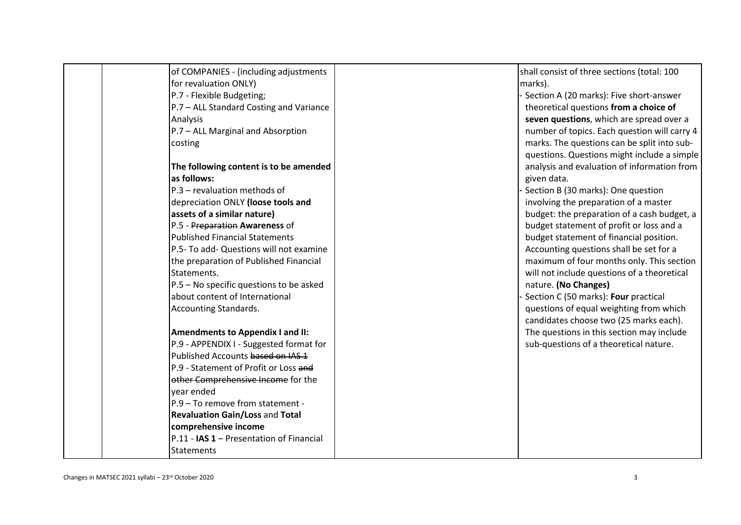| | | | | |
|---|---|---|---|---|
| | | of COMPANIES - (including adjustments for revaluation ONLY)<br>P.7 - Flexible Budgeting;<br>P.7 – ALL Standard Costing and Variance Analysis<br>P.7 – ALL Marginal and Absorption costing<br><br>**The following content is to be amended as follows:**<br>P.3 – revaluation methods of depreciation ONLY **(loose tools and assets of a similar nature)**<br>P.5 - ~~Preparation~~ **Awareness** of Published Financial Statements<br>P.5- To add- Questions will not examine the preparation of Published Financial Statements.<br>P.5 – No specific questions to be asked about content of International Accounting Standards.<br><br>**Amendments to Appendix I and II:**<br>P.9 - APPENDIX I - Suggested format for Published Accounts ~~based on IAS 1~~<br>P.9 - Statement of Profit or Loss ~~and other Comprehensive Income~~ for the year ended<br>P.9 – To remove from statement - **Revaluation Gain/Loss** and **Total comprehensive income**<br>P.11 - **IAS 1** – Presentation of Financial Statements | | shall consist of three sections (total: 100 marks).<br>- Section A (20 marks): Five short-answer theoretical questions **from a choice of seven questions**, which are spread over a number of topics. Each question will carry 4 marks. The questions can be split into sub-questions. Questions might include a simple analysis and evaluation of information from given data.<br>- Section B (30 marks): One question involving the preparation of a master budget: the preparation of a cash budget, a budget statement of profit or loss and a budget statement of financial position. Accounting questions shall be set for a maximum of four months only. This section will not include questions of a theoretical nature. **(No Changes)**<br>- Section C (50 marks): **Four** practical questions of equal weighting from which candidates choose two (25 marks each). The questions in this section may include sub-questions of a theoretical nature. |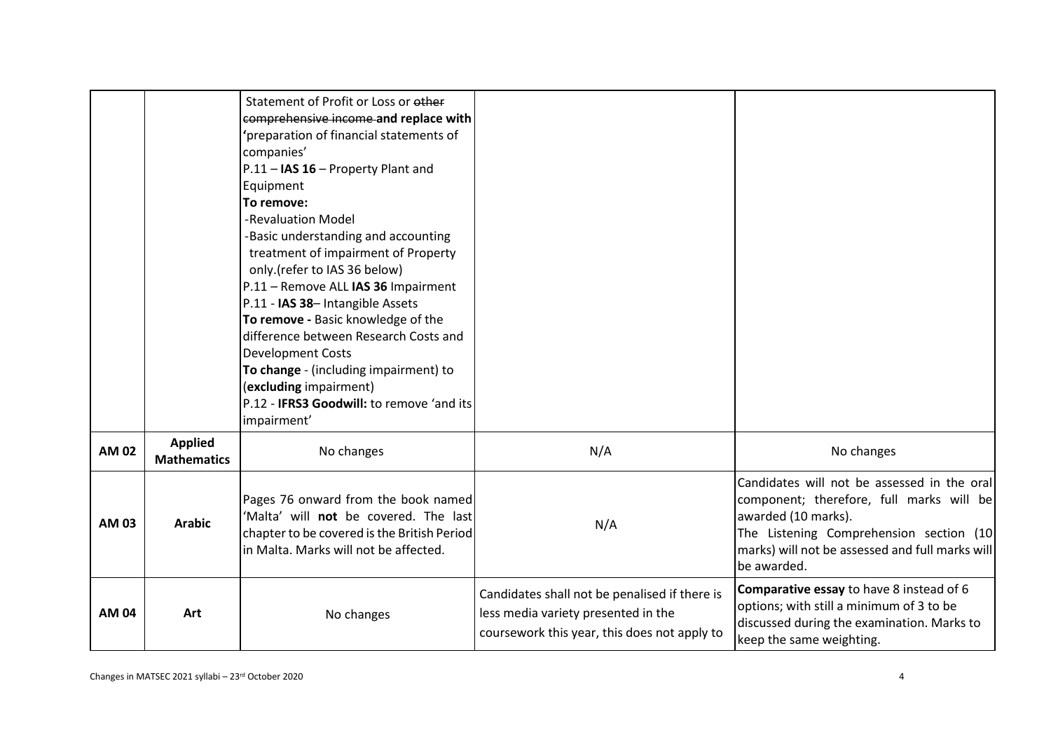| | | | | |
|---|---|---|---|---|
| | | Statement of Profit or Loss or ~~other comprehensive income~~ **and replace with** 'preparation of financial statements of companies'<br>P.11 – **IAS 16** – Property Plant and Equipment<br>**To remove:**<br>-Revaluation Model<br>-Basic understanding and accounting treatment of impairment of Property only.(refer to IAS 36 below)<br>P.11 – Remove ALL **IAS 36** Impairment<br>P.11 - **IAS 38**– Intangible Assets<br>**To remove -** Basic knowledge of the difference between Research Costs and Development Costs<br>**To change** - (including impairment) to (**excluding** impairment)<br>P.12 - **IFRS3 Goodwill:** to remove 'and its impairment' | | |
| **AM 02** | **Applied Mathematics** | No changes | N/A | No changes |
| **AM 03** | **Arabic** | Pages 76 onward from the book named 'Malta' will **not** be covered. The last chapter to be covered is the British Period in Malta. Marks will not be affected. | N/A | Candidates will not be assessed in the oral component; therefore, full marks will be awarded (10 marks).<br>The Listening Comprehension section (10 marks) will not be assessed and full marks will be awarded. |
| **AM 04** | **Art** | No changes | Candidates shall not be penalised if there is less media variety presented in the coursework this year, this does not apply to | **Comparative essay** to have 8 instead of 6 options; with still a minimum of 3 to be discussed during the examination. Marks to keep the same weighting. |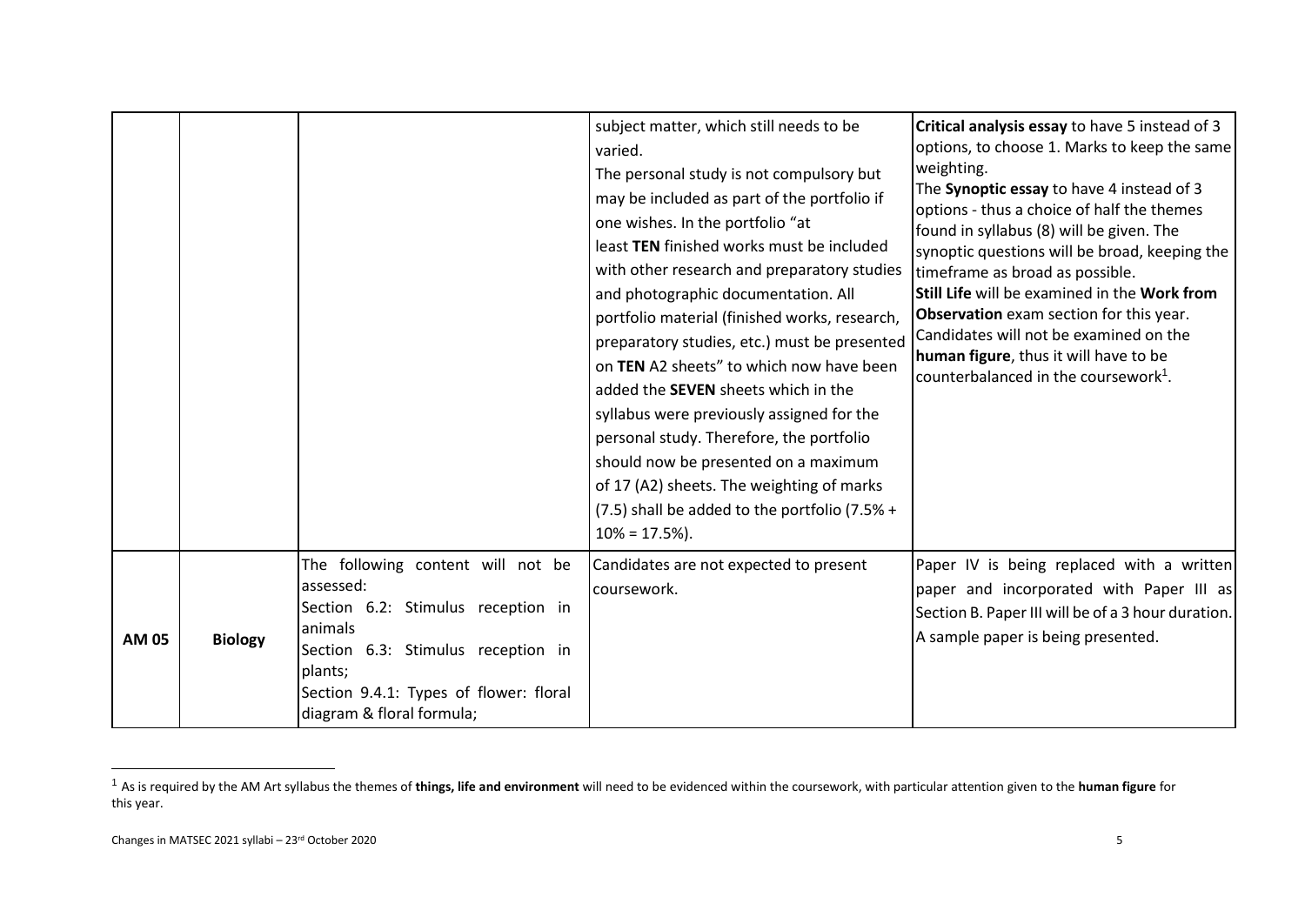| | | | | |
|---|---|---|---|---|
| | | | subject matter, which still needs to be varied.<br>The personal study is not compulsory but may be included as part of the portfolio if one wishes. In the portfolio "at least **TEN** finished works must be included with other research and preparatory studies and photographic documentation. All portfolio material (finished works, research, preparatory studies, etc.) must be presented on **TEN** A2 sheets" to which now have been added the **SEVEN** sheets which in the syllabus were previously assigned for the personal study. Therefore, the portfolio should now be presented on a maximum of 17 (A2) sheets. The weighting of marks (7.5) shall be added to the portfolio (7.5% + 10% = 17.5%). | **Critical analysis essay** to have 5 instead of 3 options, to choose 1. Marks to keep the same weighting.<br>The **Synoptic essay** to have 4 instead of 3 options - thus a choice of half the themes found in syllabus (8) will be given. The synoptic questions will be broad, keeping the timeframe as broad as possible.<br>**Still Life** will be examined in the **Work from Observation** exam section for this year. Candidates will not be examined on the **human figure**, thus it will have to be counterbalanced in the coursework[1]. |
| **AM 05** | **Biology** | The following content will not be assessed:<br>Section 6.2: Stimulus reception in animals<br>Section 6.3: Stimulus reception in plants;<br>Section 9.4.1: Types of flower: floral diagram & floral formula; | Candidates are not expected to present coursework. | Paper IV is being replaced with a written paper and incorporated with Paper III as Section B. Paper III will be of a 3 hour duration. A sample paper is being presented. |

[1] As is required by the AM Art syllabus the themes of **things, life and environment** will need to be evidenced within the coursework, with particular attention given to the **human figure** for this year.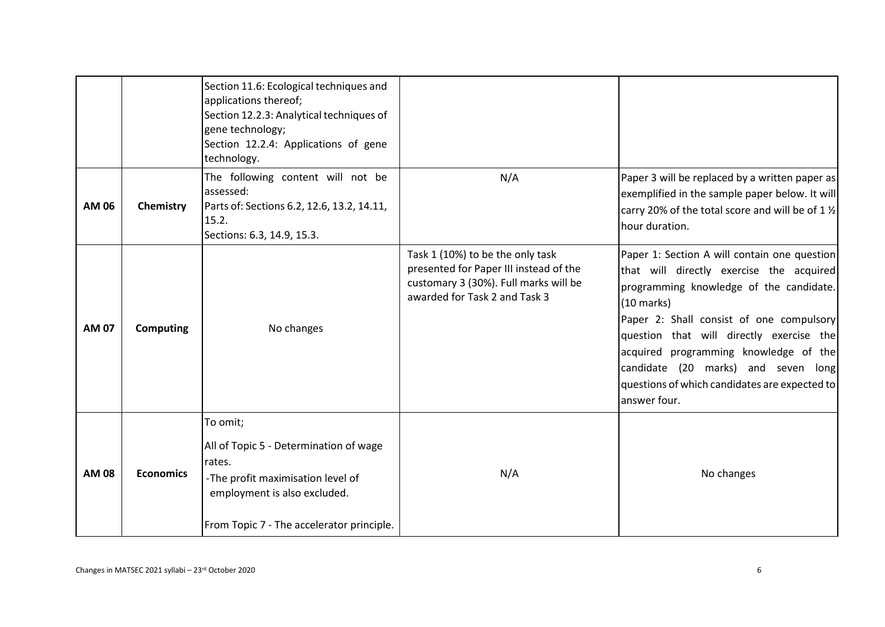|  |  |  |  |  |
|---|---|---|---|---|
|  |  | Section 11.6: Ecological techniques and applications thereof;<br>Section 12.2.3: Analytical techniques of gene technology;<br>Section 12.2.4: Applications of gene technology. |  |  |
| **AM 06** | **Chemistry** | The following content will not be assessed:<br>Parts of: Sections 6.2, 12.6, 13.2, 14.11, 15.2.<br>Sections: 6.3, 14.9, 15.3. | N/A | Paper 3 will be replaced by a written paper as exemplified in the sample paper below. It will carry 20% of the total score and will be of 1 ½ hour duration. |
| **AM 07** | **Computing** | No changes | Task 1 (10%) to be the only task presented for Paper III instead of the customary 3 (30%). Full marks will be awarded for Task 2 and Task 3 | Paper 1: Section A will contain one question that will directly exercise the acquired programming knowledge of the candidate. (10 marks)<br>Paper 2: Shall consist of one compulsory question that will directly exercise the acquired programming knowledge of the candidate (20 marks) and seven long questions of which candidates are expected to answer four. |
| **AM 08** | **Economics** | To omit;<br>All of Topic 5 - Determination of wage rates.<br>-The profit maximisation level of employment is also excluded.<br>From Topic 7 - The accelerator principle. | N/A | No changes |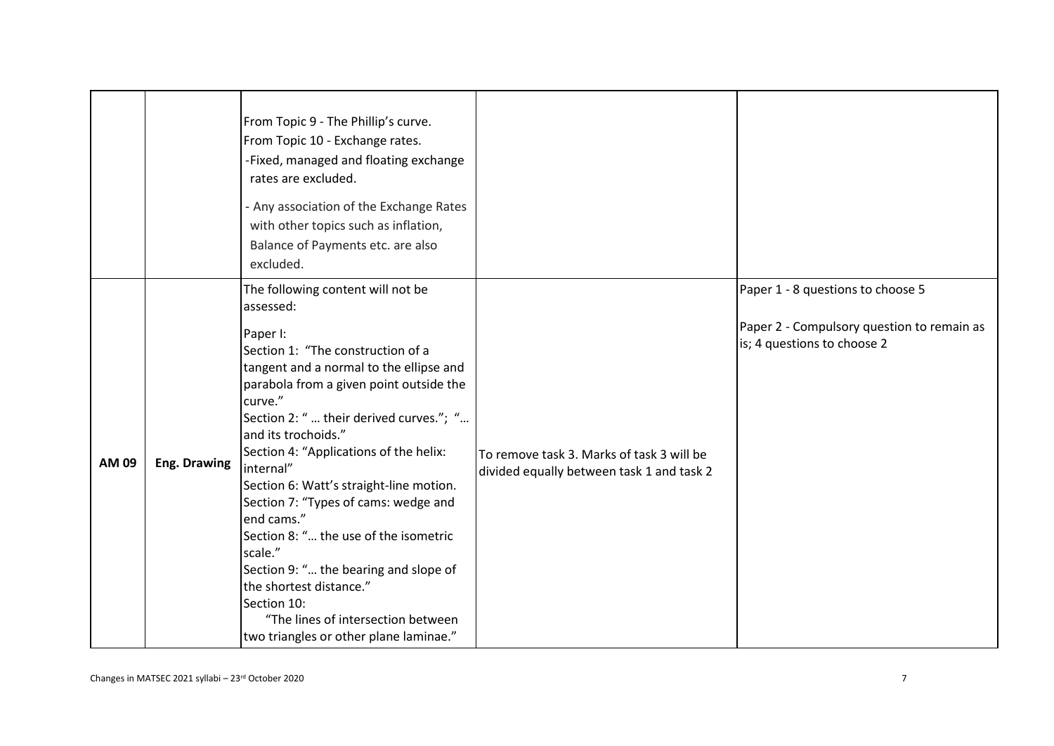| | | | | |
|---|---|---|---|---|
| | | From Topic 9 - The Phillip's curve.<br>From Topic 10 - Exchange rates.<br>-Fixed, managed and floating exchange rates are excluded.<br>- Any association of the Exchange Rates with other topics such as inflation, Balance of Payments etc. are also excluded. | | |
| **AM 09** | **Eng. Drawing** | The following content will not be assessed:<br>Paper I:<br>Section 1: "The construction of a tangent and a normal to the ellipse and parabola from a given point outside the curve."<br>Section 2: " … their derived curves."; "… and its trochoids."<br>Section 4: "Applications of the helix: internal"<br>Section 6: Watt's straight-line motion.<br>Section 7: "Types of cams: wedge and end cams."<br>Section 8: "… the use of the isometric scale."<br>Section 9: "… the bearing and slope of the shortest distance."<br>Section 10:<br>"The lines of intersection between two triangles or other plane laminae." | To remove task 3. Marks of task 3 will be divided equally between task 1 and task 2 | Paper 1 - 8 questions to choose 5<br>Paper 2 - Compulsory question to remain as is; 4 questions to choose 2 |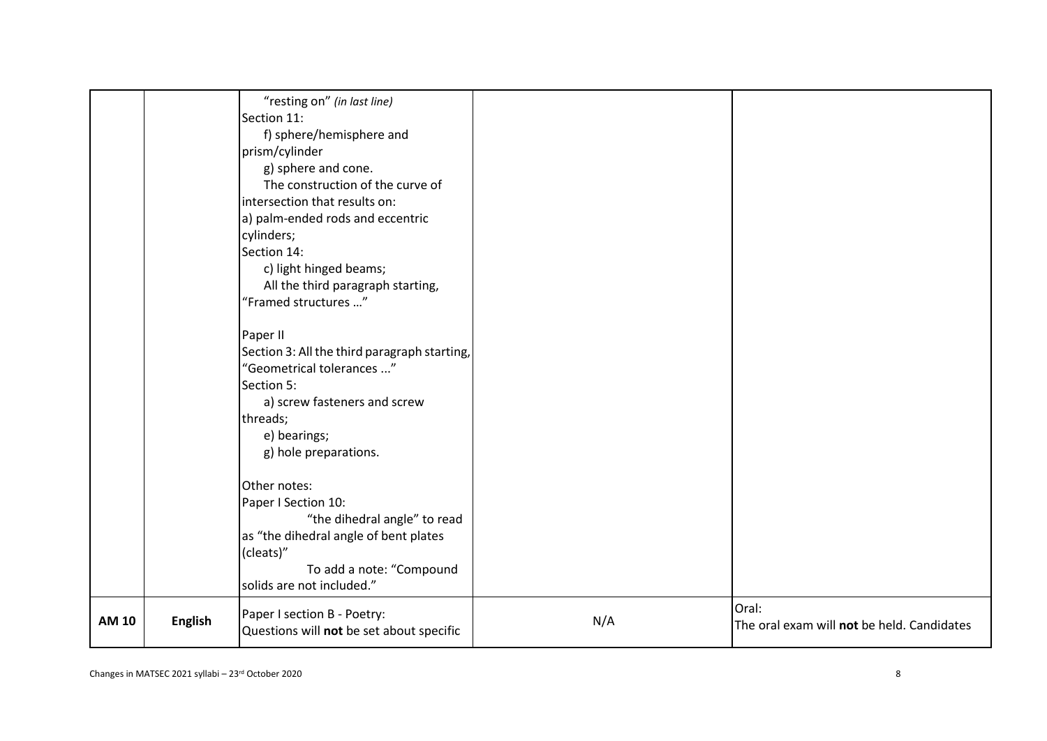| | | | | |
|---|---|---|---|---|
| | | "resting on" *(in last line)*<br>Section 11:<br>f) sphere/hemisphere and prism/cylinder<br>g) sphere and cone.<br>The construction of the curve of intersection that results on:<br>a) palm-ended rods and eccentric cylinders;<br>Section 14:<br>c) light hinged beams;<br>All the third paragraph starting, "Framed structures …"<br><br>Paper II<br>Section 3: All the third paragraph starting, "Geometrical tolerances ..."<br>Section 5:<br>a) screw fasteners and screw threads;<br>e) bearings;<br>g) hole preparations.<br><br>Other notes:<br>Paper I Section 10:<br>"the dihedral angle" to read as "the dihedral angle of bent plates (cleats)"<br>To add a note: "Compound solids are not included." | | |
| **AM 10** | **English** | Paper I section B - Poetry:<br>Questions will **not** be set about specific | N/A | Oral:<br>The oral exam will **not** be held. Candidates |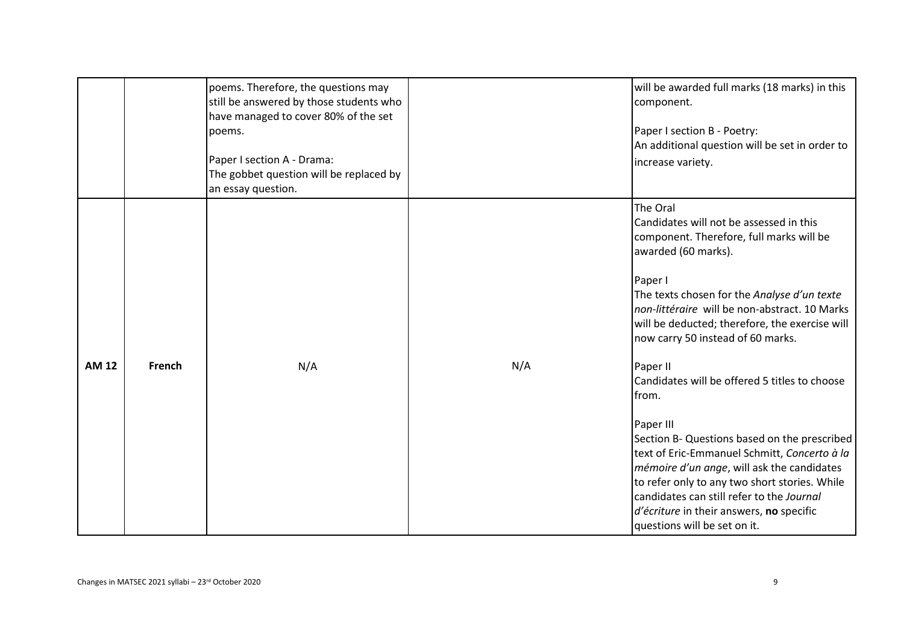| | | | | |
|---|---|---|---|---|
| | | poems. Therefore, the questions may still be answered by those students who have managed to cover 80% of the set poems.<br><br>Paper I section A - Drama:<br>The gobbet question will be replaced by an essay question. | | will be awarded full marks (18 marks) in this component.<br><br>Paper I section B - Poetry:<br>An additional question will be set in order to increase variety. |
| **AM 12** | **French** | N/A | N/A | The Oral<br>Candidates will not be assessed in this component. Therefore, full marks will be awarded (60 marks).<br><br>Paper I<br>The texts chosen for the *Analyse d'un texte non-littéraire* will be non-abstract. 10 Marks will be deducted; therefore, the exercise will now carry 50 instead of 60 marks.<br><br>Paper II<br>Candidates will be offered 5 titles to choose from.<br><br>Paper III<br>Section B- Questions based on the prescribed text of Eric-Emmanuel Schmitt, *Concerto à la mémoire d'un ange*, will ask the candidates to refer only to any two short stories. While candidates can still refer to the *Journal d'écriture* in their answers, **no** specific questions will be set on it. |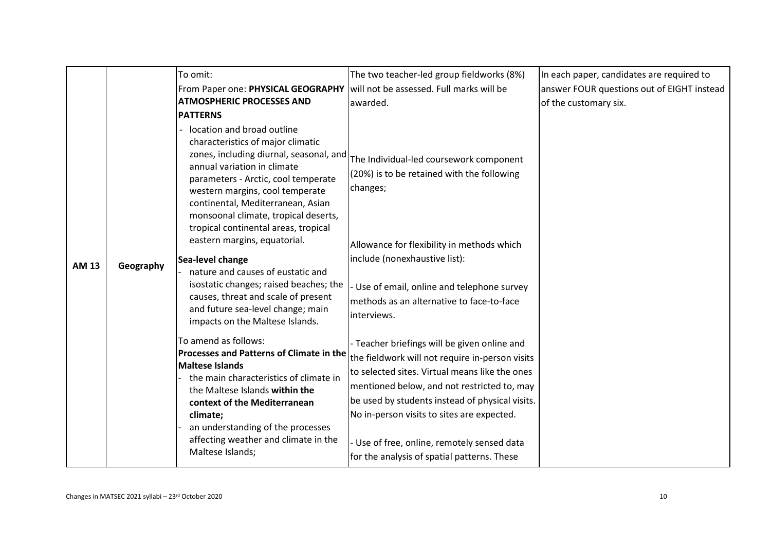| | | | | |
|---|---|---|---|---|
| AM 13 | Geography | To omit:<br>From Paper one: **PHYSICAL GEOGRAPHY ATMOSPHERIC PROCESSES AND PATTERNS**<br>- location and broad outline characteristics of major climatic zones, including diurnal, seasonal, and annual variation in climate parameters - Arctic, cool temperate western margins, cool temperate continental, Mediterranean, Asian monsoonal climate, tropical deserts, tropical continental areas, tropical eastern margins, equatorial.<br><br>**Sea-level change**<br>- nature and causes of eustatic and isostatic changes; raised beaches; the causes, threat and scale of present and future sea-level change; main impacts on the Maltese Islands.<br><br>To amend as follows:<br>**Processes and Patterns of Climate in the Maltese Islands**<br>- the main characteristics of climate in the Maltese Islands **within the context of the Mediterranean climate;**<br>- an understanding of the processes affecting weather and climate in the Maltese Islands; | The two teacher-led group fieldworks (8%) will not be assessed. Full marks will be awarded.<br><br>The Individual-led coursework component (20%) is to be retained with the following changes;<br><br>Allowance for flexibility in methods which include (nonexhaustive list):<br><br>- Use of email, online and telephone survey methods as an alternative to face-to-face interviews.<br><br>- Teacher briefings will be given online and the fieldwork will not require in-person visits to selected sites. Virtual means like the ones mentioned below, and not restricted to, may be used by students instead of physical visits. No in-person visits to sites are expected.<br><br>- Use of free, online, remotely sensed data for the analysis of spatial patterns. These | In each paper, candidates are required to answer FOUR questions out of EIGHT instead of the customary six. |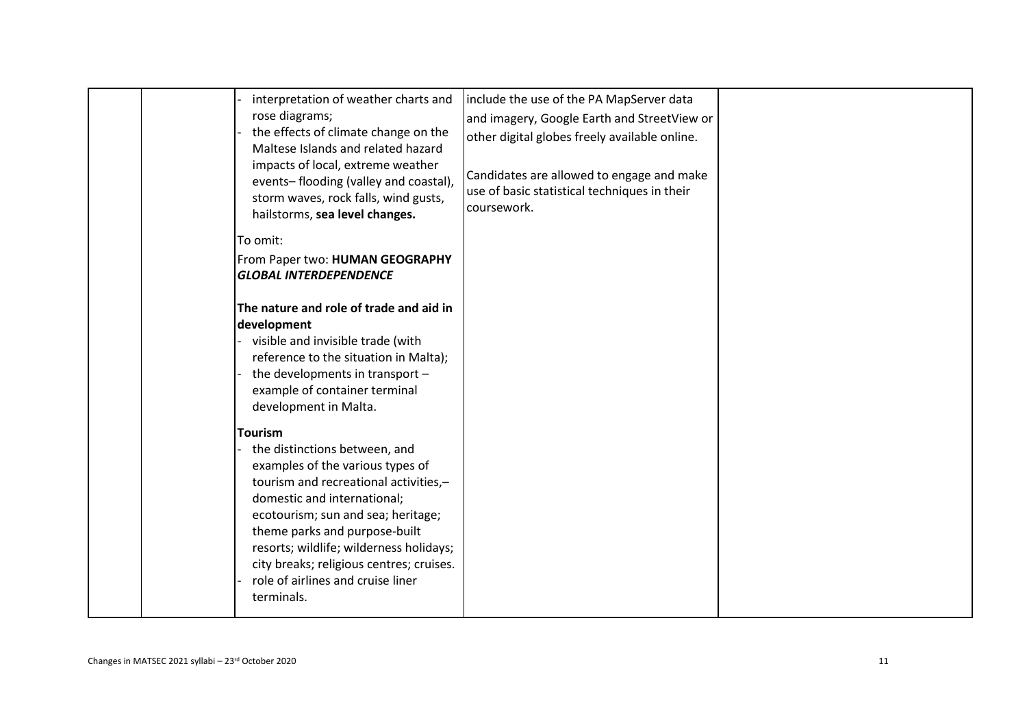|  |  |  |  |  |
|---|---|---|---|---|
|  |  | - interpretation of weather charts and rose diagrams;<br>- the effects of climate change on the Maltese Islands and related hazard impacts of local, extreme weather events– flooding (valley and coastal), storm waves, rock falls, wind gusts, hailstorms, **sea level changes.**<br><br>To omit:<br>From Paper two: **HUMAN GEOGRAPHY *GLOBAL INTERDEPENDENCE***<br><br>**The nature and role of trade and aid in development**<br>- visible and invisible trade (with reference to the situation in Malta);<br>- the developments in transport – example of container terminal development in Malta.<br><br>**Tourism**<br>- the distinctions between, and examples of the various types of tourism and recreational activities,– domestic and international; ecotourism; sun and sea; heritage; theme parks and purpose-built resorts; wildlife; wilderness holidays; city breaks; religious centres; cruises.<br>- role of airlines and cruise liner terminals. | include the use of the PA MapServer data and imagery, Google Earth and StreetView or other digital globes freely available online.<br><br>Candidates are allowed to engage and make use of basic statistical techniques in their coursework. |  |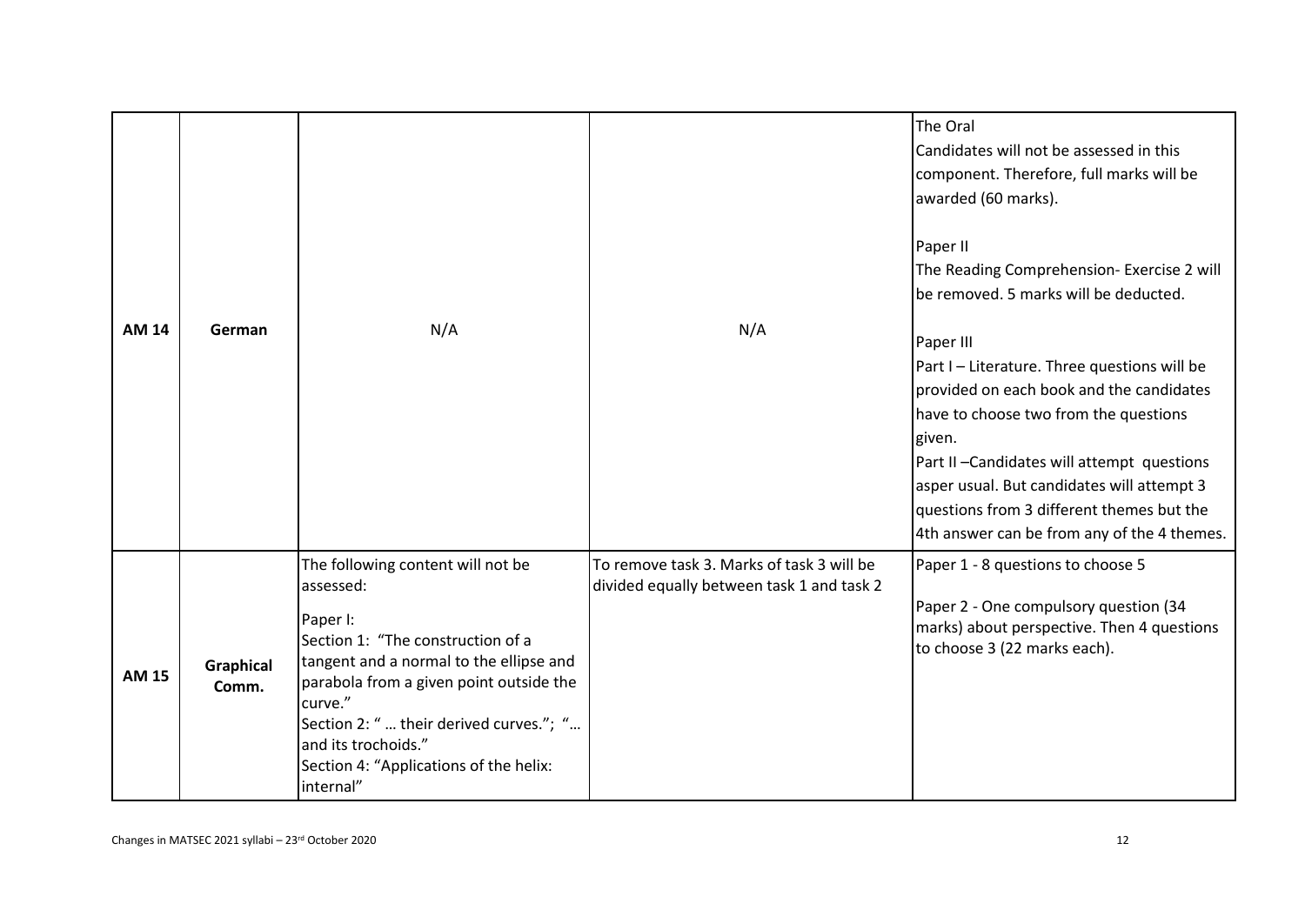| AM 14 | German | N/A | N/A | The Oral<br>Candidates will not be assessed in this component. Therefore, full marks will be awarded (60 marks).<br><br>Paper II<br>The Reading Comprehension- Exercise 2 will be removed. 5 marks will be deducted.<br><br>Paper III<br>Part I – Literature. Three questions will be provided on each book and the candidates have to choose two from the questions given.<br>Part II –Candidates will attempt questions asper usual. But candidates will attempt 3 questions from 3 different themes but the 4th answer can be from any of the 4 themes. |
|---|---|---|---|---|
| **AM 15** | **Graphical Comm.** | The following content will not be assessed:<br><br>Paper I:<br>Section 1: "The construction of a tangent and a normal to the ellipse and parabola from a given point outside the curve."<br>Section 2: " … their derived curves."; "… and its trochoids."<br>Section 4: "Applications of the helix: internal" | To remove task 3. Marks of task 3 will be divided equally between task 1 and task 2 | Paper 1 - 8 questions to choose 5<br><br>Paper 2 - One compulsory question (34 marks) about perspective. Then 4 questions to choose 3 (22 marks each). |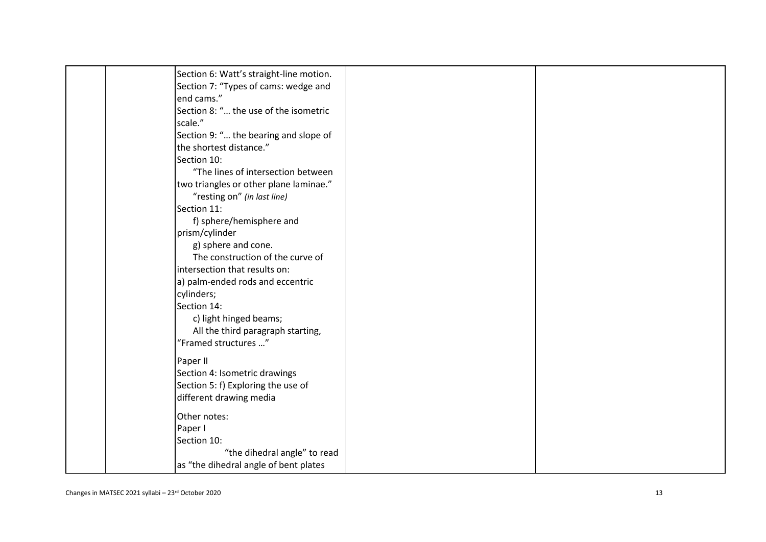|  |  |  |  |  |
|---|---|---|---|---|
|  |  | Section 6: Watt's straight-line motion.<br>Section 7: "Types of cams: wedge and end cams."<br>Section 8: "… the use of the isometric scale."<br>Section 9: "… the bearing and slope of the shortest distance."<br>Section 10:<br>"The lines of intersection between two triangles or other plane laminae."<br>"resting on" *(in last line)*<br>Section 11:<br>f) sphere/hemisphere and prism/cylinder<br>g) sphere and cone.<br>The construction of the curve of intersection that results on:<br>a) palm-ended rods and eccentric cylinders;<br>Section 14:<br>c) light hinged beams;<br>All the third paragraph starting, "Framed structures …"<br><br>Paper II<br>Section 4: Isometric drawings<br>Section 5: f) Exploring the use of different drawing media<br><br>Other notes:<br>Paper I<br>Section 10:<br>"the dihedral angle" to read as "the dihedral angle of bent plates |  |  |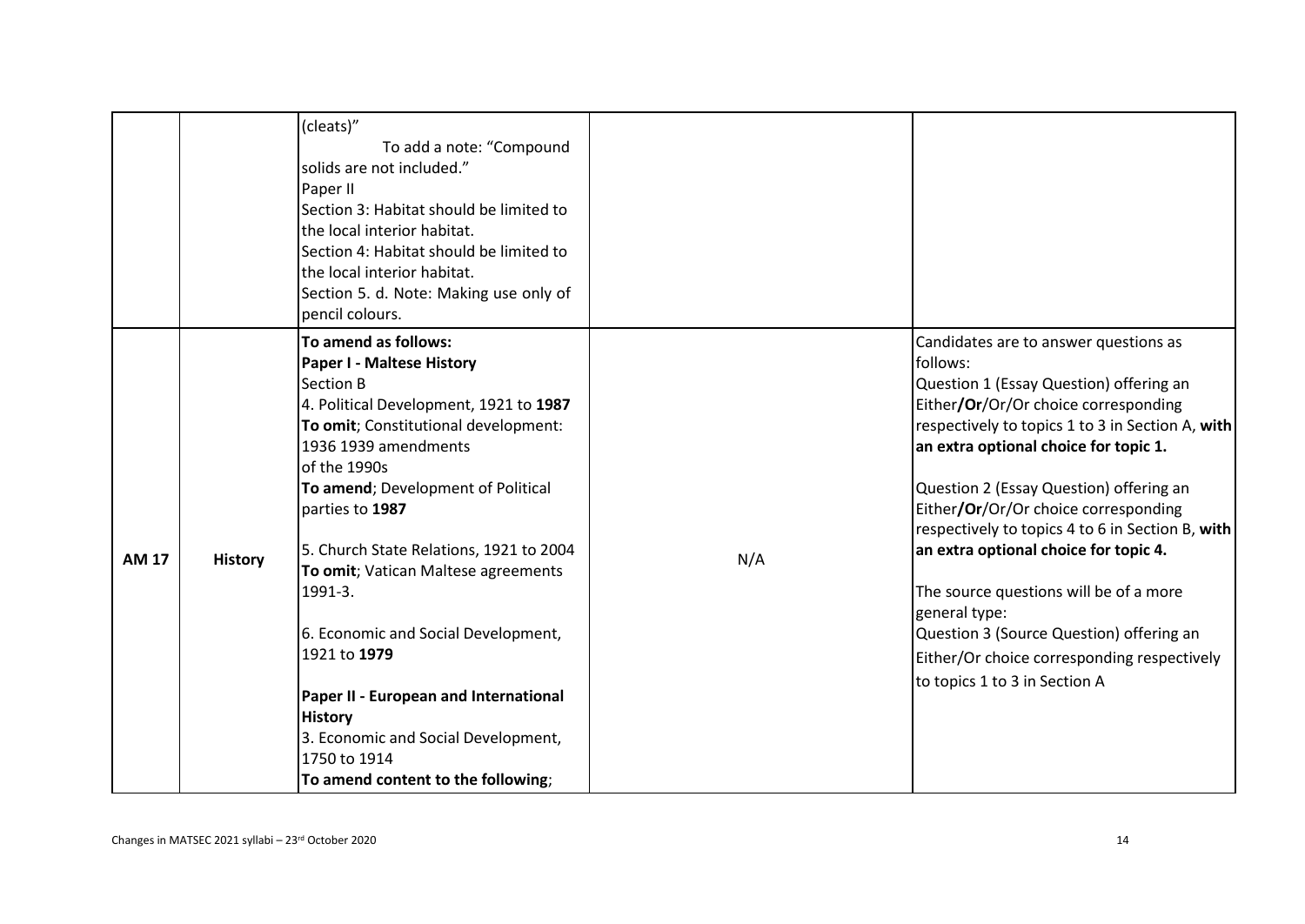| | | | | |
|---|---|---|---|---|
| | | (cleats)"<br>To add a note: "Compound solids are not included."<br>Paper II<br>Section 3: Habitat should be limited to the local interior habitat.<br>Section 4: Habitat should be limited to the local interior habitat.<br>Section 5. d. Note: Making use only of pencil colours. | | |
| **AM 17** | **History** | **To amend as follows:**<br>**Paper I - Maltese History**<br>Section B<br>4. Political Development, 1921 to **1987**<br>**To omit**; Constitutional development: 1936 1939 amendments of the 1990s<br>**To amend**; Development of Political parties to **1987**<br><br>5. Church State Relations, 1921 to 2004<br>**To omit**; Vatican Maltese agreements 1991-3.<br><br>6. Economic and Social Development, 1921 to **1979**<br><br>**Paper II - European and International History**<br>3. Economic and Social Development, 1750 to 1914<br>**To amend content to the following**; | N/A | Candidates are to answer questions as follows:<br>Question 1 (Essay Question) offering an Either**/Or**/Or/Or choice corresponding respectively to topics 1 to 3 in Section A, **with an extra optional choice for topic 1.**<br><br>Question 2 (Essay Question) offering an Either**/Or**/Or/Or choice corresponding respectively to topics 4 to 6 in Section B, **with an extra optional choice for topic 4.**<br><br>The source questions will be of a more general type:<br>Question 3 (Source Question) offering an Either/Or choice corresponding respectively to topics 1 to 3 in Section A |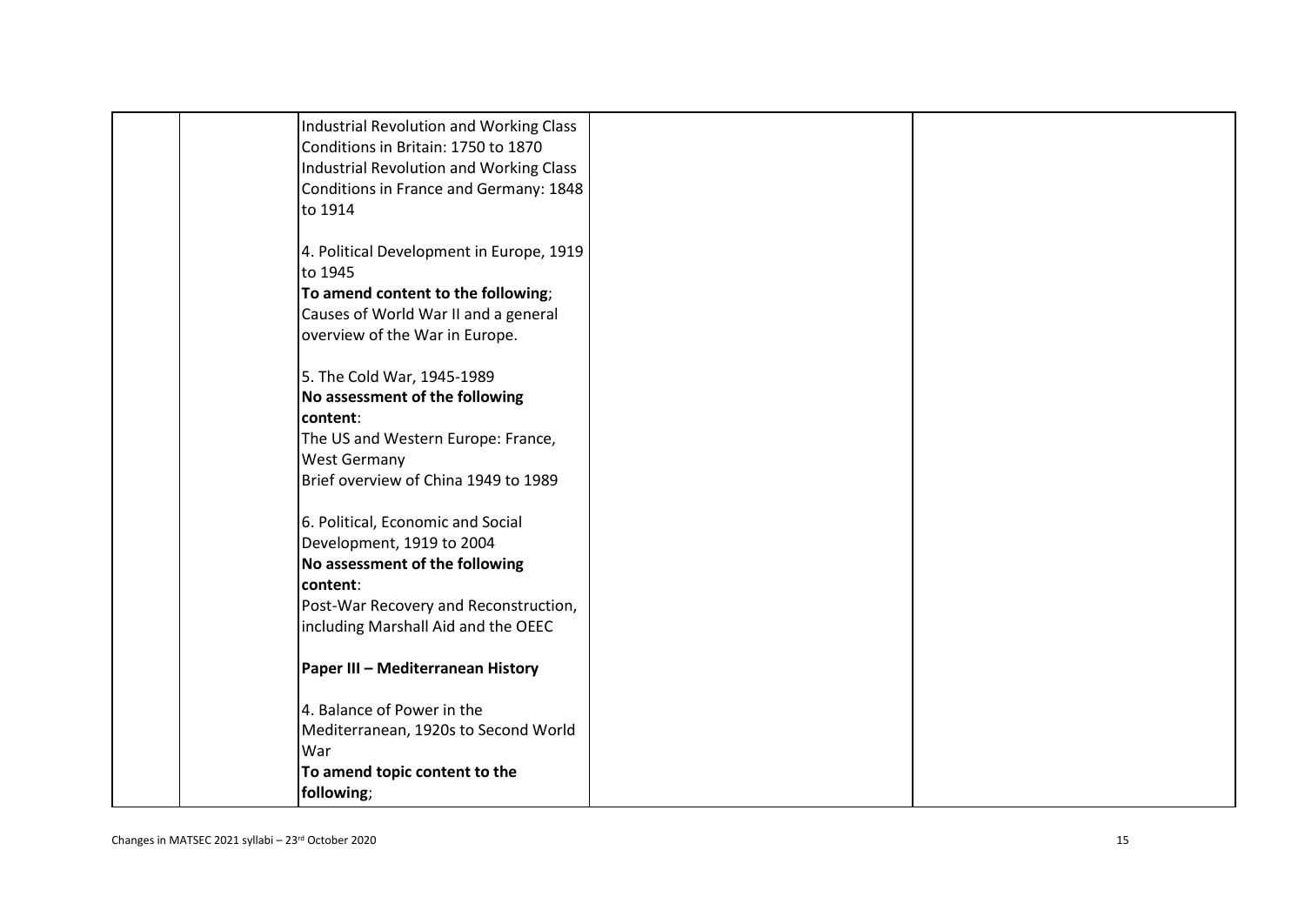| | | | | |
|---|---|---|---|---|
| | | Industrial Revolution and Working Class Conditions in Britain: 1750 to 1870<br>Industrial Revolution and Working Class Conditions in France and Germany: 1848 to 1914<br><br>4. Political Development in Europe, 1919 to 1945<br>**To amend content to the following**;<br>Causes of World War II and a general overview of the War in Europe.<br><br>5. The Cold War, 1945-1989<br>**No assessment of the following content**:<br>The US and Western Europe: France, West Germany<br>Brief overview of China 1949 to 1989<br><br>6. Political, Economic and Social Development, 1919 to 2004<br>**No assessment of the following content**:<br>Post-War Recovery and Reconstruction, including Marshall Aid and the OEEC<br><br>**Paper III – Mediterranean History**<br><br>4. Balance of Power in the Mediterranean, 1920s to Second World War<br>**To amend topic content to the following**; | | |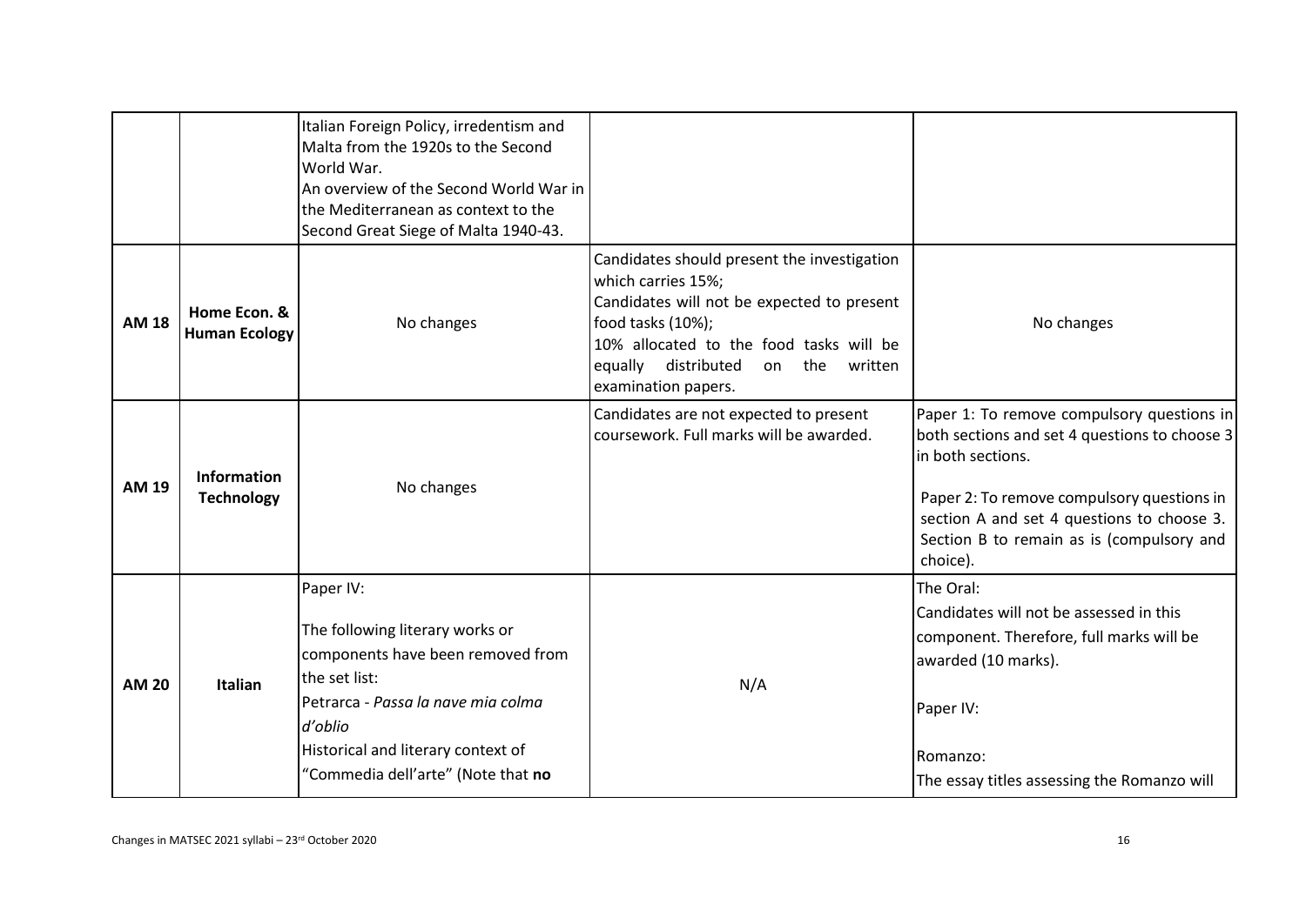| | | | | |
|---|---|---|---|---|
| | | Italian Foreign Policy, irredentism and Malta from the 1920s to the Second World War.<br>An overview of the Second World War in the Mediterranean as context to the Second Great Siege of Malta 1940-43. | | |
| **AM 18** | **Home Econ. & Human Ecology** | No changes | Candidates should present the investigation which carries 15%;<br>Candidates will not be expected to present food tasks (10%);<br>10% allocated to the food tasks will be equally distributed on the written examination papers. | No changes |
| **AM 19** | **Information Technology** | No changes | Candidates are not expected to present coursework. Full marks will be awarded. | Paper 1: To remove compulsory questions in both sections and set 4 questions to choose 3 in both sections.<br><br>Paper 2: To remove compulsory questions in section A and set 4 questions to choose 3. Section B to remain as is (compulsory and choice). |
| **AM 20** | **Italian** | Paper IV:<br><br>The following literary works or components have been removed from the set list:<br>Petrarca - *Passa la nave mia colma d'oblio*<br>Historical and literary context of "Commedia dell'arte" (Note that **no** | N/A | The Oral:<br>Candidates will not be assessed in this component. Therefore, full marks will be awarded (10 marks).<br><br>Paper IV:<br><br>Romanzo:<br>The essay titles assessing the Romanzo will |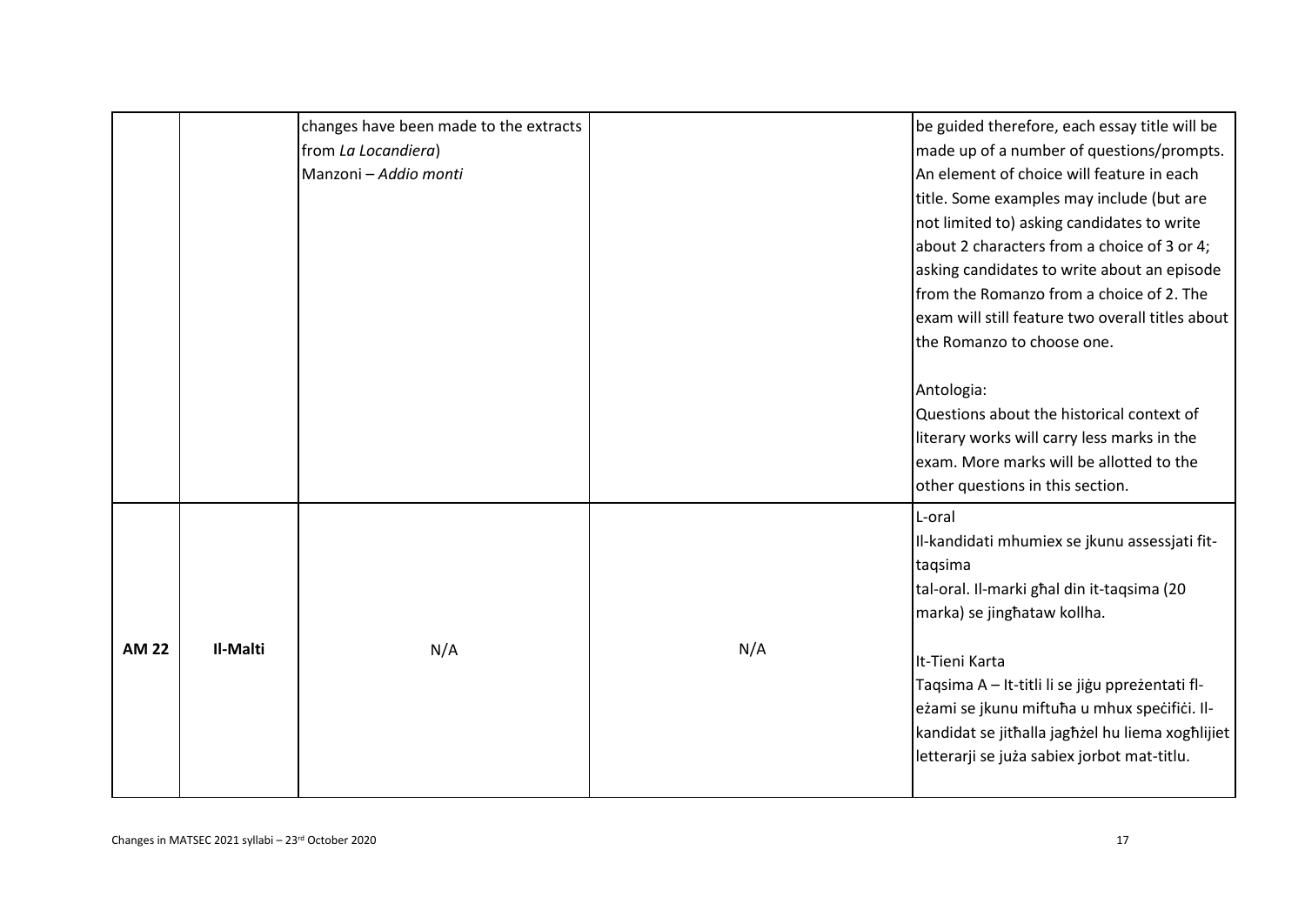|  |  | changes have been made to the extracts from *La Locandiera*)<br>Manzoni – *Addio monti* |  | be guided therefore, each essay title will be made up of a number of questions/prompts. An element of choice will feature in each title. Some examples may include (but are not limited to) asking candidates to write about 2 characters from a choice of 3 or 4; asking candidates to write about an episode from the Romanzo from a choice of 2. The exam will still feature two overall titles about the Romanzo to choose one.<br><br>Antologia:<br>Questions about the historical context of literary works will carry less marks in the exam. More marks will be allotted to the other questions in this section. |
|---|---|---|---|---|
| **AM 22** | **Il-Malti** | N/A | N/A | L-oral<br>Il-kandidati mhumiex se jkunu assessjati fit-taqsima tal-oral. Il-marki għal din it-taqsima (20 marka) se jingħataw kollha.<br><br>It-Tieni Karta<br>Taqsima A – It-titli li se jiġu ppreżentati fl-eżami se jkunu miftuħa u mhux speċifiċi. Il-kandidat se jitħalla jagħżel hu liema xogħlijiet letterarji se juża sabiex jorbot mat-titlu. |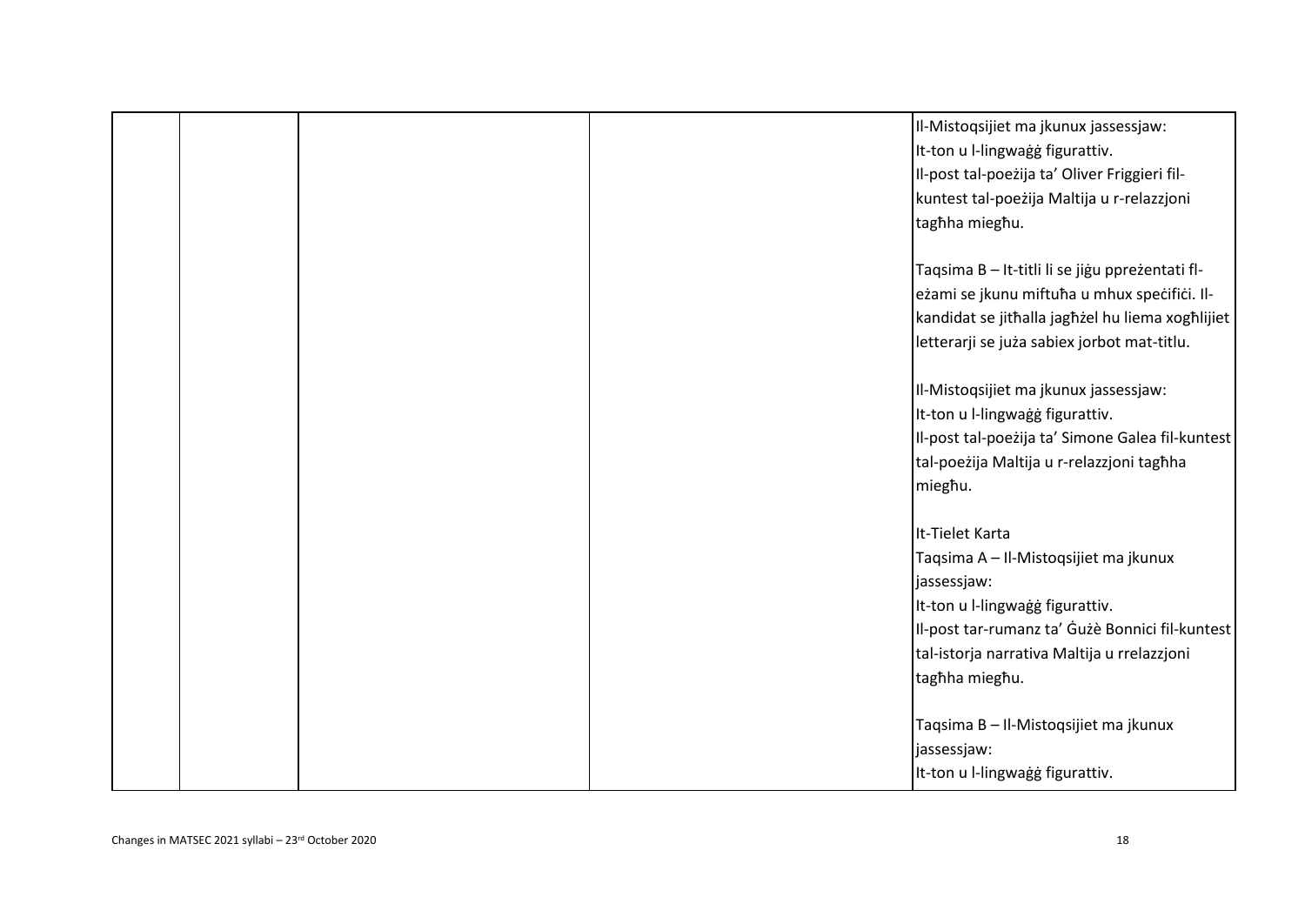|  |  |  |  |  |
|---|---|---|---|---|
|  |  |  |  | Il-Mistoqsijiet ma jkunux jassessjaw:<br>It-ton u l-lingwaġġ figurattiv.<br>Il-post tal-poeżija ta' Oliver Friggieri fil-kuntest tal-poeżija Maltija u r-relazzjoni tagħha miegħu.<br><br>Taqsima B – It-titli li se jiġu ppreżentati fl-eżami se jkunu miftuħa u mhux speċifiċi. Il-kandidat se jitħalla jagħżel hu liema xogħlijiet letterarji se juża sabiex jorbot mat-titlu.<br><br>Il-Mistoqsijiet ma jkunux jassessjaw:<br>It-ton u l-lingwaġġ figurattiv.<br>Il-post tal-poeżija ta' Simone Galea fil-kuntest tal-poeżija Maltija u r-relazzjoni tagħha miegħu.<br><br>It-Tielet Karta<br>Taqsima A – Il-Mistoqsijiet ma jkunux jassessjaw:<br>It-ton u l-lingwaġġ figurattiv.<br>Il-post tar-rumanz ta' Ġużè Bonnici fil-kuntest tal-istorja narrativa Maltija u rrelazzjoni tagħha miegħu.<br><br>Taqsima B – Il-Mistoqsijiet ma jkunux jassessjaw:<br>It-ton u l-lingwaġġ figurattiv. |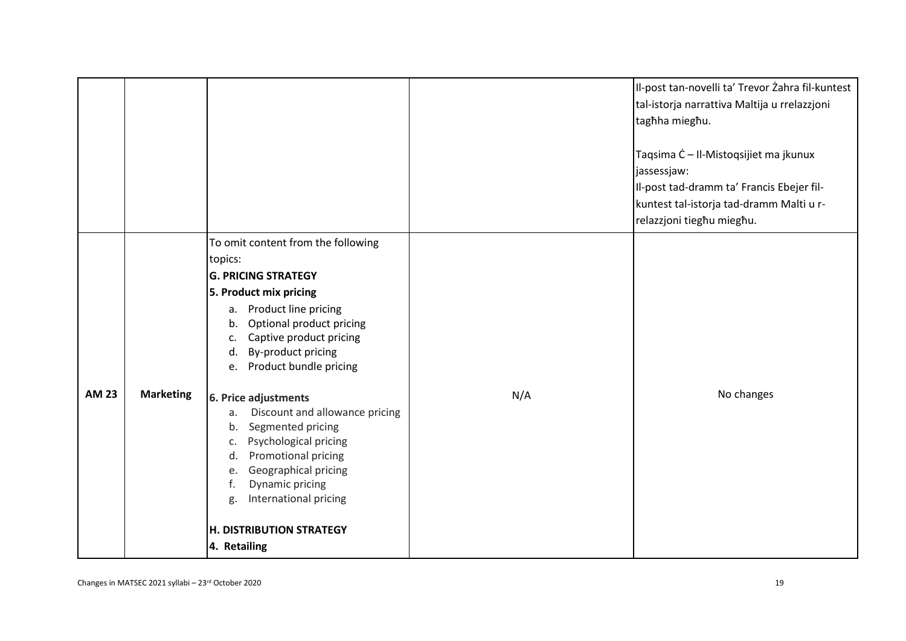| | | | | |
|---|---|---|---|---|
| | | | | Il-post tan-novelli ta' Trevor Żahra fil-kuntest tal-istorja narrattiva Maltija u rrelazzjoni tagħha miegħu.<br><br>Taqsima Ċ – Il-Mistoqsijiet ma jkunux jassessjaw:<br>Il-post tad-dramm ta' Francis Ebejer fil-kuntest tal-istorja tad-dramm Malti u r-relazzjoni tiegħu miegħu. |
| **AM 23** | **Marketing** | To omit content from the following topics:<br>**G. PRICING STRATEGY**<br>**5. Product mix pricing**<br>a. Product line pricing<br>b. Optional product pricing<br>c. Captive product pricing<br>d. By-product pricing<br>e. Product bundle pricing<br><br>**6. Price adjustments**<br>a. Discount and allowance pricing<br>b. Segmented pricing<br>c. Psychological pricing<br>d. Promotional pricing<br>e. Geographical pricing<br>f. Dynamic pricing<br>g. International pricing<br><br>**H. DISTRIBUTION STRATEGY**<br>**4. Retailing** | N/A | No changes |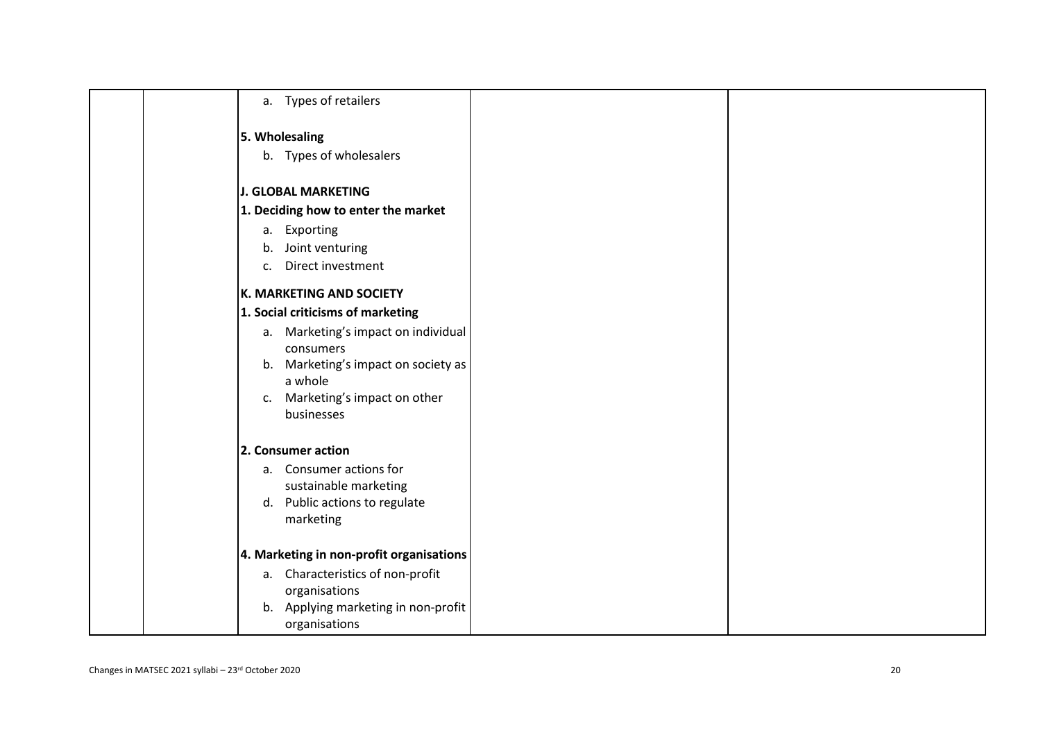|  |  | a. Types of retailers<br><br>**5. Wholesaling**<br>b. Types of wholesalers<br><br>**J. GLOBAL MARKETING**<br>**1. Deciding how to enter the market**<br>a. Exporting<br>b. Joint venturing<br>c. Direct investment<br><br>**K. MARKETING AND SOCIETY**<br>**1. Social criticisms of marketing**<br>a. Marketing's impact on individual consumers<br>b. Marketing's impact on society as a whole<br>c. Marketing's impact on other businesses<br><br>**2. Consumer action**<br>a. Consumer actions for sustainable marketing<br>d. Public actions to regulate marketing<br><br>**4. Marketing in non-profit organisations**<br>a. Characteristics of non-profit organisations<br>b. Applying marketing in non-profit organisations |  |  |
|---|---|---|---|---|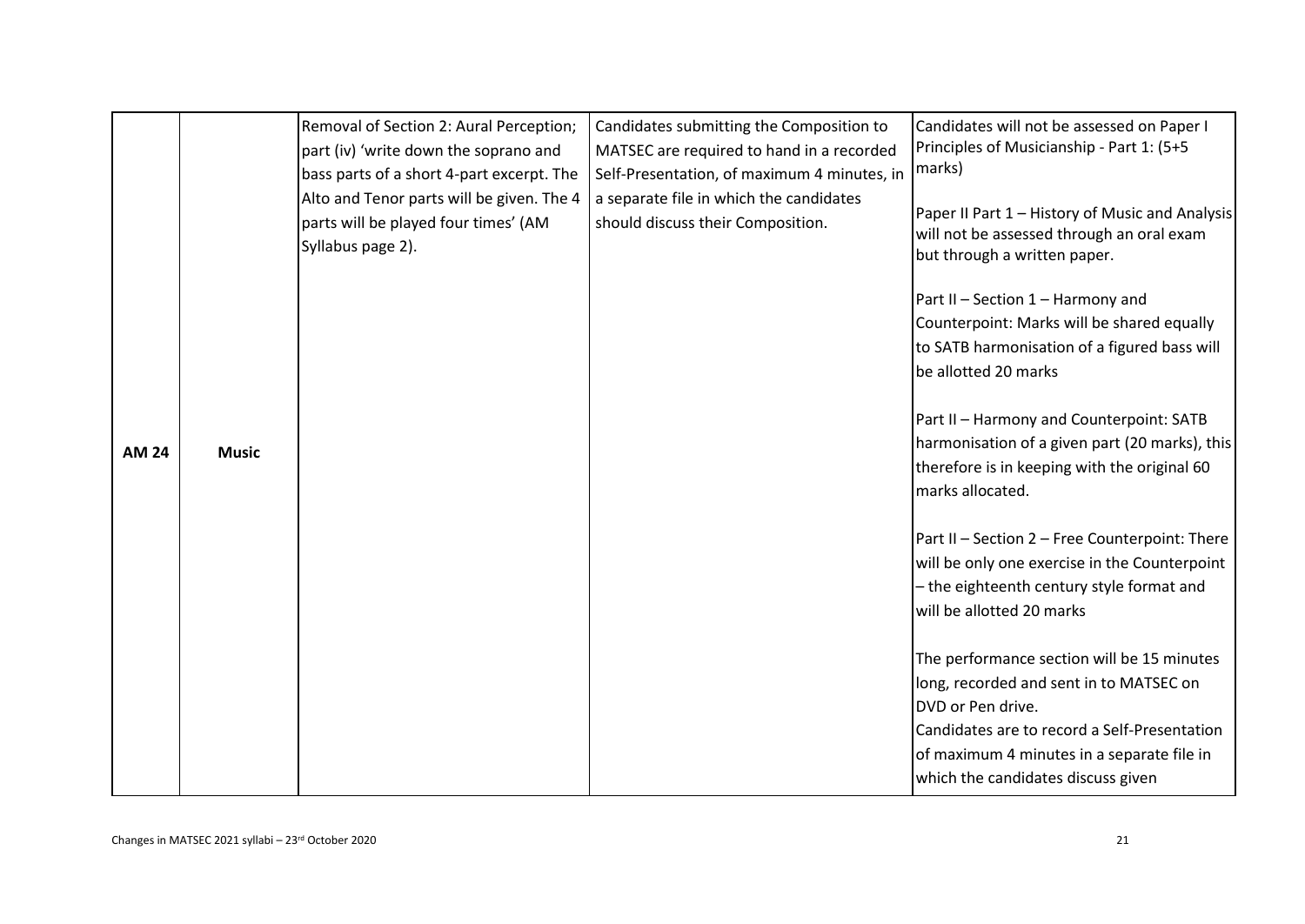| | | | | |
|---|---|---|---|---|
| **AM 24** | **Music** | Removal of Section 2: Aural Perception; part (iv) 'write down the soprano and bass parts of a short 4-part excerpt. The Alto and Tenor parts will be given. The 4 parts will be played four times' (AM Syllabus page 2). | Candidates submitting the Composition to MATSEC are required to hand in a recorded Self-Presentation, of maximum 4 minutes, in a separate file in which the candidates should discuss their Composition. | Candidates will not be assessed on Paper I Principles of Musicianship - Part 1: (5+5 marks)<br><br>Paper II Part 1 – History of Music and Analysis will not be assessed through an oral exam but through a written paper.<br><br>Part II – Section 1 – Harmony and Counterpoint: Marks will be shared equally to SATB harmonisation of a figured bass will be allotted 20 marks<br><br>Part II – Harmony and Counterpoint: SATB harmonisation of a given part (20 marks), this therefore is in keeping with the original 60 marks allocated.<br><br>Part II – Section 2 – Free Counterpoint: There will be only one exercise in the Counterpoint – the eighteenth century style format and will be allotted 20 marks<br><br>The performance section will be 15 minutes long, recorded and sent in to MATSEC on DVD or Pen drive.<br>Candidates are to record a Self-Presentation of maximum 4 minutes in a separate file in which the candidates discuss given |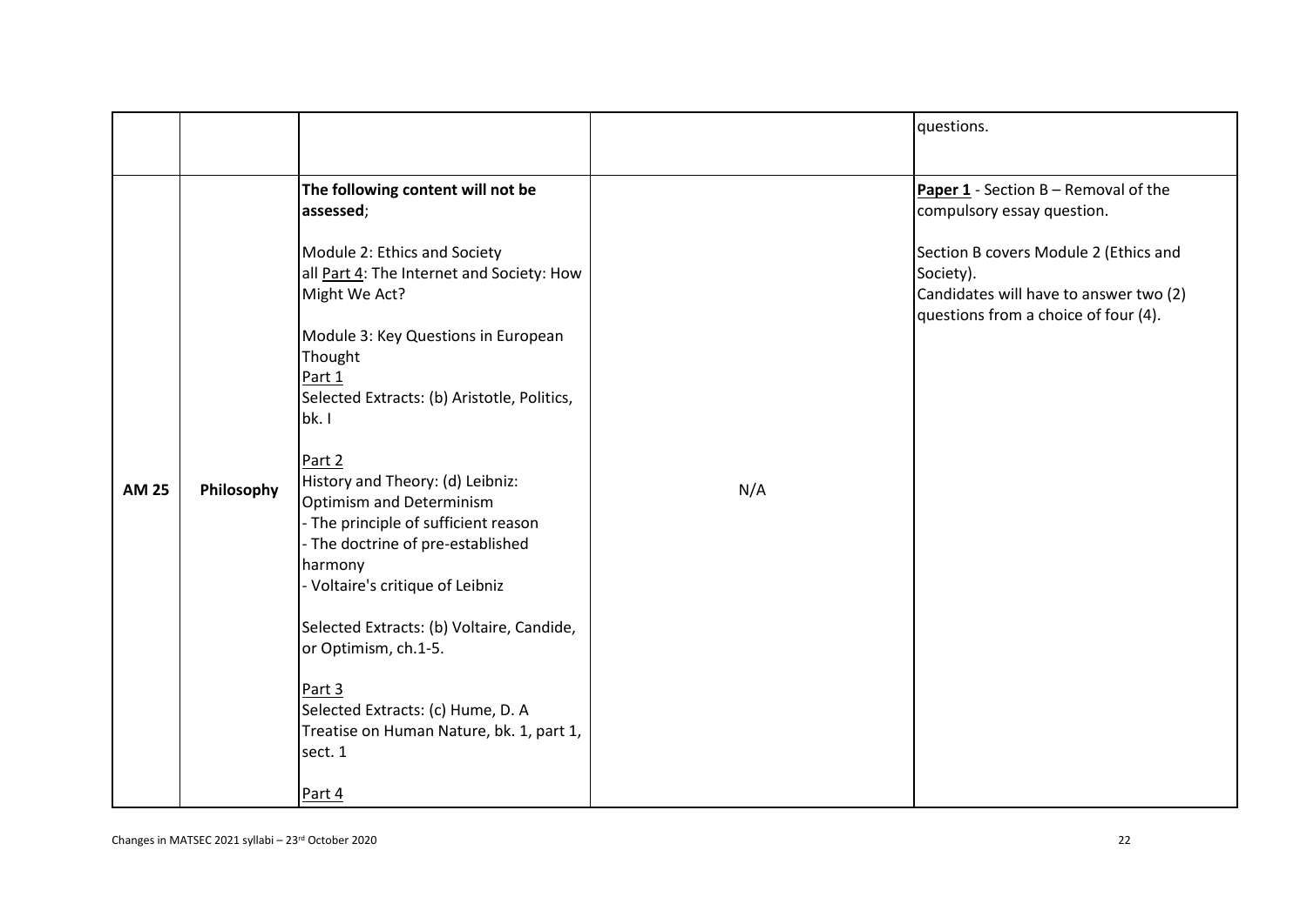| | | | | |
|---|---|---|---|---|
| | | | | questions. |
| **AM 25** | **Philosophy** | **The following content will not be assessed**;<br><br>Module 2: Ethics and Society<br>all Part 4: The Internet and Society: How Might We Act?<br><br>Module 3: Key Questions in European Thought<br>Part 1<br>Selected Extracts: (b) Aristotle, Politics, bk. I<br><br>Part 2<br>History and Theory: (d) Leibniz: Optimism and Determinism<br>- The principle of sufficient reason<br>- The doctrine of pre-established harmony<br>- Voltaire's critique of Leibniz<br><br>Selected Extracts: (b) Voltaire, Candide, or Optimism, ch.1-5.<br><br>Part 3<br>Selected Extracts: (c) Hume, D. A Treatise on Human Nature, bk. 1, part 1, sect. 1<br><br>Part 4 | N/A | **Paper 1** - Section B – Removal of the compulsory essay question.<br><br>Section B covers Module 2 (Ethics and Society).<br>Candidates will have to answer two (2) questions from a choice of four (4). |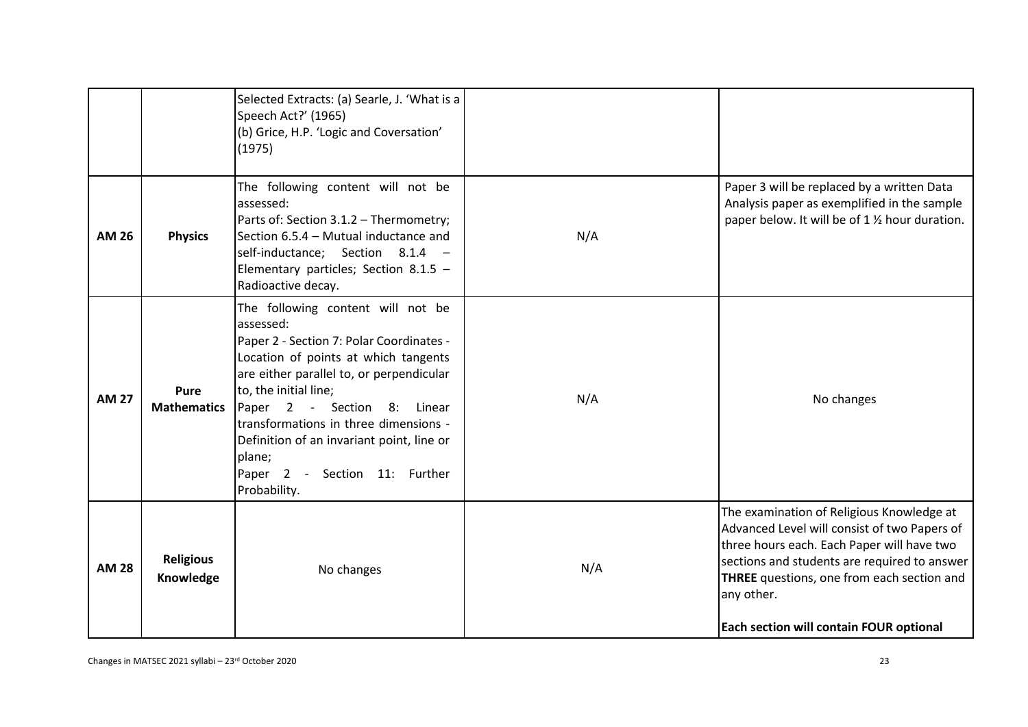| | | | | |
|---|---|---|---|---|
| | | Selected Extracts: (a) Searle, J. 'What is a Speech Act?' (1965)<br>(b) Grice, H.P. 'Logic and Coversation' (1975) | | |
| **AM 26** | **Physics** | The following content will not be assessed:<br>Parts of: Section 3.1.2 – Thermometry; Section 6.5.4 – Mutual inductance and self-inductance; Section 8.1.4 – Elementary particles; Section 8.1.5 – Radioactive decay. | N/A | Paper 3 will be replaced by a written Data Analysis paper as exemplified in the sample paper below. It will be of 1 ½ hour duration. |
| **AM 27** | **Pure Mathematics** | The following content will not be assessed:<br>Paper 2 - Section 7: Polar Coordinates - Location of points at which tangents are either parallel to, or perpendicular to, the initial line;<br>Paper 2 - Section 8: Linear transformations in three dimensions - Definition of an invariant point, line or plane;<br>Paper 2 - Section 11: Further Probability. | N/A | No changes |
| **AM 28** | **Religious Knowledge** | No changes | N/A | The examination of Religious Knowledge at Advanced Level will consist of two Papers of three hours each. Each Paper will have two sections and students are required to answer **THREE** questions, one from each section and any other.<br><br>**Each section will contain FOUR optional** |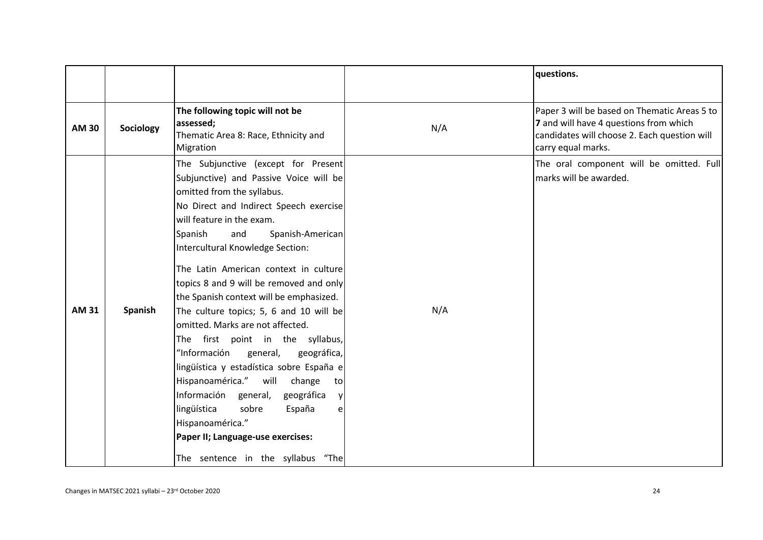|  |  |  |  | questions. |
|---|---|---|---|---|
| **AM 30** | **Sociology** | **The following topic will not be assessed;**<br>Thematic Area 8: Race, Ethnicity and Migration | N/A | Paper 3 will be based on Thematic Areas 5 to **7** and will have 4 questions from which candidates will choose 2. Each question will carry equal marks. |
| **AM 31** | **Spanish** | The Subjunctive (except for Present Subjunctive) and Passive Voice will be omitted from the syllabus.<br>No Direct and Indirect Speech exercise will feature in the exam.<br>Spanish and Spanish-American Intercultural Knowledge Section:<br><br>The Latin American context in culture topics 8 and 9 will be removed and only the Spanish context will be emphasized.<br>The culture topics; 5, 6 and 10 will be omitted. Marks are not affected.<br>The first point in the syllabus, "Información general, geográfica, lingüística y estadística sobre España e Hispanoamérica." will change to Información general, geográfica y lingüística sobre España e Hispanoamérica."<br>**Paper II; Language-use exercises:**<br><br>The sentence in the syllabus "The | N/A | The oral component will be omitted. Full marks will be awarded. |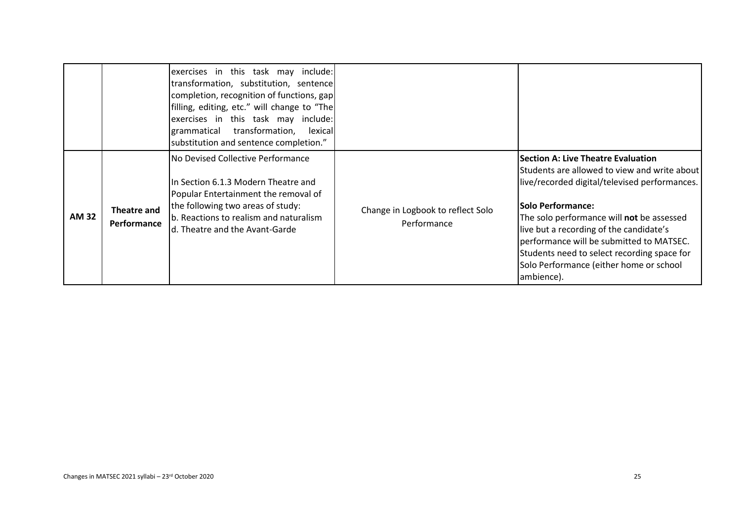| | | | | |
|---|---|---|---|---|
| | | exercises in this task may include: transformation, substitution, sentence completion, recognition of functions, gap filling, editing, etc." will change to "The exercises in this task may include: grammatical transformation, lexical substitution and sentence completion." | | |
| **AM 32** | **Theatre and Performance** | No Devised Collective Performance<br><br>In Section 6.1.3 Modern Theatre and Popular Entertainment the removal of the following two areas of study:<br>b. Reactions to realism and naturalism<br>d. Theatre and the Avant-Garde | Change in Logbook to reflect Solo Performance | **Section A: Live Theatre Evaluation**<br>Students are allowed to view and write about live/recorded digital/televised performances.<br><br>**Solo Performance:**<br>The solo performance will **not** be assessed live but a recording of the candidate's performance will be submitted to MATSEC. Students need to select recording space for Solo Performance (either home or school ambience). |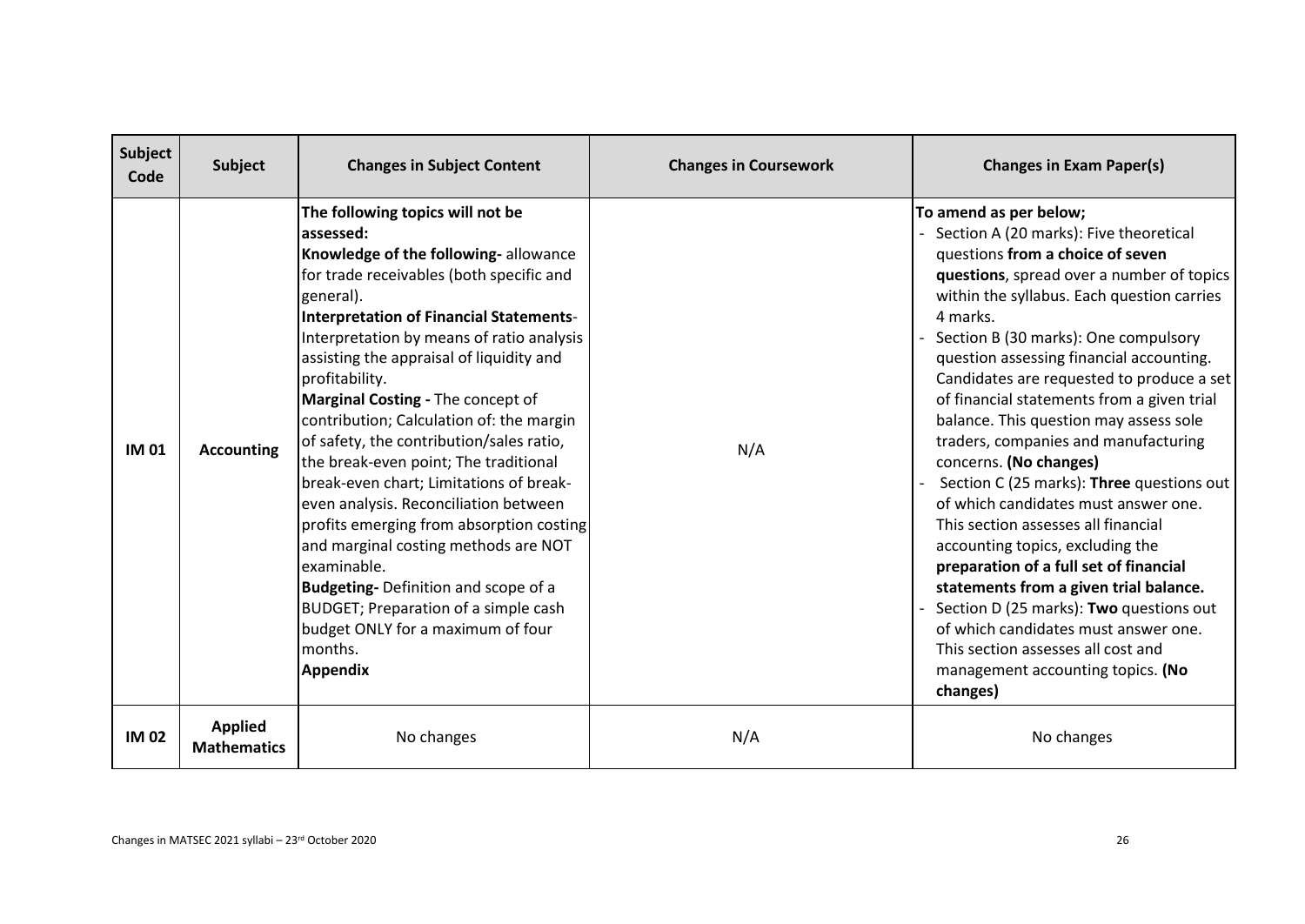| Subject Code | Subject | Changes in Subject Content | Changes in Coursework | Changes in Exam Paper(s) |
|---|---|---|---|---|
| **IM 01** | **Accounting** | **The following topics will not be assessed:**<br>**Knowledge of the following-** allowance for trade receivables (both specific and general).<br>**Interpretation of Financial Statements**- Interpretation by means of ratio analysis assisting the appraisal of liquidity and profitability.<br>**Marginal Costing -** The concept of contribution; Calculation of: the margin of safety, the contribution/sales ratio, the break-even point; The traditional break-even chart; Limitations of break-even analysis. Reconciliation between profits emerging from absorption costing and marginal costing methods are NOT examinable.<br>**Budgeting-** Definition and scope of a BUDGET; Preparation of a simple cash budget ONLY for a maximum of four months.<br>**Appendix** | N/A | **To amend as per below;**<br>- Section A (20 marks): Five theoretical questions **from a choice of seven questions**, spread over a number of topics within the syllabus. Each question carries 4 marks.<br>- Section B (30 marks): One compulsory question assessing financial accounting. Candidates are requested to produce a set of financial statements from a given trial balance. This question may assess sole traders, companies and manufacturing concerns. **(No changes)**<br>- Section C (25 marks): **Three** questions out of which candidates must answer one. This section assesses all financial accounting topics, excluding the **preparation of a full set of financial statements from a given trial balance.**<br>- Section D (25 marks): **Two** questions out of which candidates must answer one. This section assesses all cost and management accounting topics. **(No changes)** |
| **IM 02** | **Applied Mathematics** | No changes | N/A | No changes |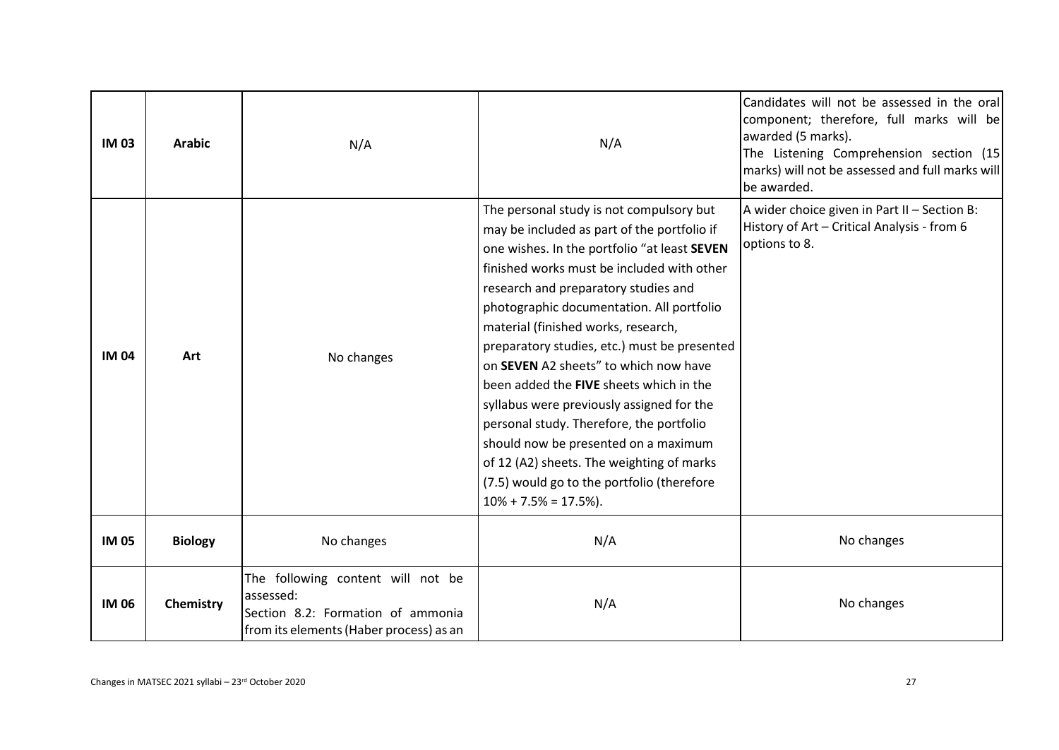| | | | | |
|---|---|---|---|---|
| **IM 03** | **Arabic** | N/A | N/A | Candidates will not be assessed in the oral component; therefore, full marks will be awarded (5 marks).<br>The Listening Comprehension section (15 marks) will not be assessed and full marks will be awarded. |
| **IM 04** | **Art** | No changes | The personal study is not compulsory but may be included as part of the portfolio if one wishes. In the portfolio "at least **SEVEN** finished works must be included with other research and preparatory studies and photographic documentation. All portfolio material (finished works, research, preparatory studies, etc.) must be presented on **SEVEN** A2 sheets" to which now have been added the **FIVE** sheets which in the syllabus were previously assigned for the personal study. Therefore, the portfolio should now be presented on a maximum of 12 (A2) sheets. The weighting of marks (7.5) would go to the portfolio (therefore 10% + 7.5% = 17.5%). | A wider choice given in Part II – Section B: History of Art – Critical Analysis - from 6 options to 8. |
| **IM 05** | **Biology** | No changes | N/A | No changes |
| **IM 06** | **Chemistry** | The following content will not be assessed:<br>Section 8.2: Formation of ammonia from its elements (Haber process) as an | N/A | No changes |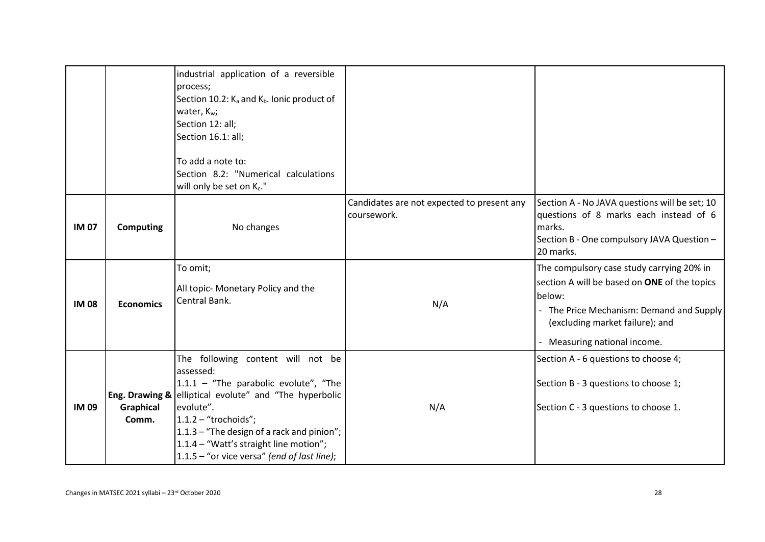| | | | | |
|---|---|---|---|---|
| | | industrial application of a reversible process;<br>Section 10.2: $K_a$ and $K_b$. Ionic product of water, $K_w$;<br>Section 12: all;<br>Section 16.1: all;<br><br>To add a note to:<br>Section 8.2: "Numerical calculations will only be set on $K_c$." | | |
| **IM 07** | **Computing** | No changes | Candidates are not expected to present any coursework. | Section A - No JAVA questions will be set; 10 questions of 8 marks each instead of 6 marks.<br>Section B - One compulsory JAVA Question – 20 marks. |
| **IM 08** | **Economics** | To omit;<br><br>All topic- Monetary Policy and the Central Bank. | N/A | The compulsory case study carrying 20% in section A will be based on **ONE** of the topics below:<br>- The Price Mechanism: Demand and Supply (excluding market failure); and<br>- Measuring national income. |
| **IM 09** | **Eng. Drawing & Graphical Comm.** | The following content will not be assessed:<br>1.1.1 – "The parabolic evolute", "The elliptical evolute" and "The hyperbolic evolute".<br>1.1.2 – "trochoids";<br>1.1.3 – "The design of a rack and pinion";<br>1.1.4 – "Watt's straight line motion";<br>1.1.5 – "or vice versa" *(end of last line)*; | N/A | Section A - 6 questions to choose 4;<br><br>Section B - 3 questions to choose 1;<br><br>Section C - 3 questions to choose 1. |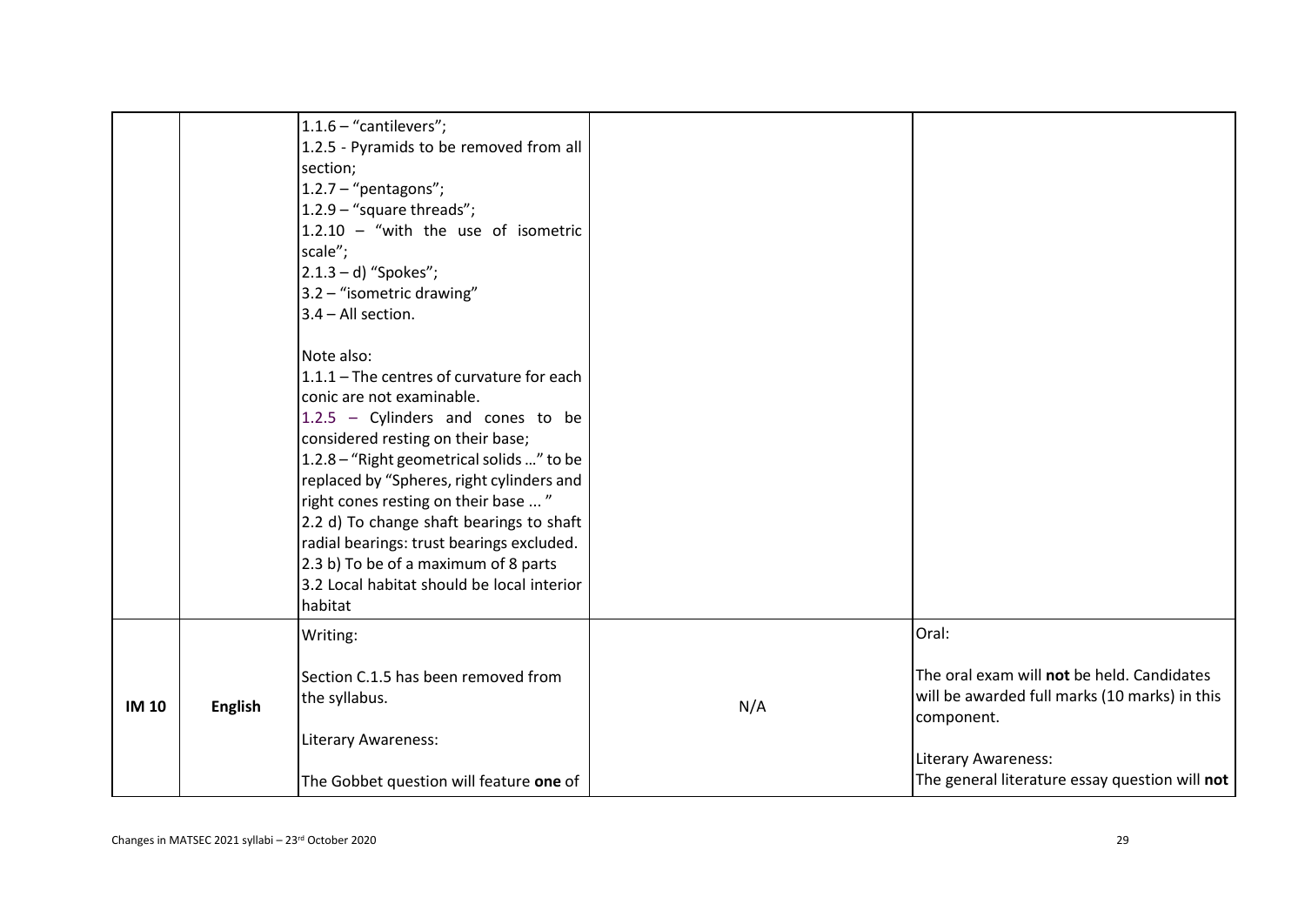| | | | | |
|---|---|---|---|---|
| | | 1.1.6 – "cantilevers";<br>1.2.5 - Pyramids to be removed from all section;<br>1.2.7 – "pentagons";<br>1.2.9 – "square threads";<br>1.2.10 – "with the use of isometric scale";<br>2.1.3 – d) "Spokes";<br>3.2 – "isometric drawing"<br>3.4 – All section.<br><br>Note also:<br>1.1.1 – The centres of curvature for each conic are not examinable.<br>1.2.5 – Cylinders and cones to be considered resting on their base;<br>1.2.8 – "Right geometrical solids …" to be replaced by "Spheres, right cylinders and right cones resting on their base ... "<br>2.2 d) To change shaft bearings to shaft radial bearings: trust bearings excluded.<br>2.3 b) To be of a maximum of 8 parts<br>3.2 Local habitat should be local interior habitat | | |
| **IM 10** | **English** | Writing:<br><br>Section C.1.5 has been removed from the syllabus.<br><br>Literary Awareness:<br><br>The Gobbet question will feature **one** of | N/A | Oral:<br><br>The oral exam will **not** be held. Candidates will be awarded full marks (10 marks) in this component.<br><br>Literary Awareness:<br>The general literature essay question will **not** |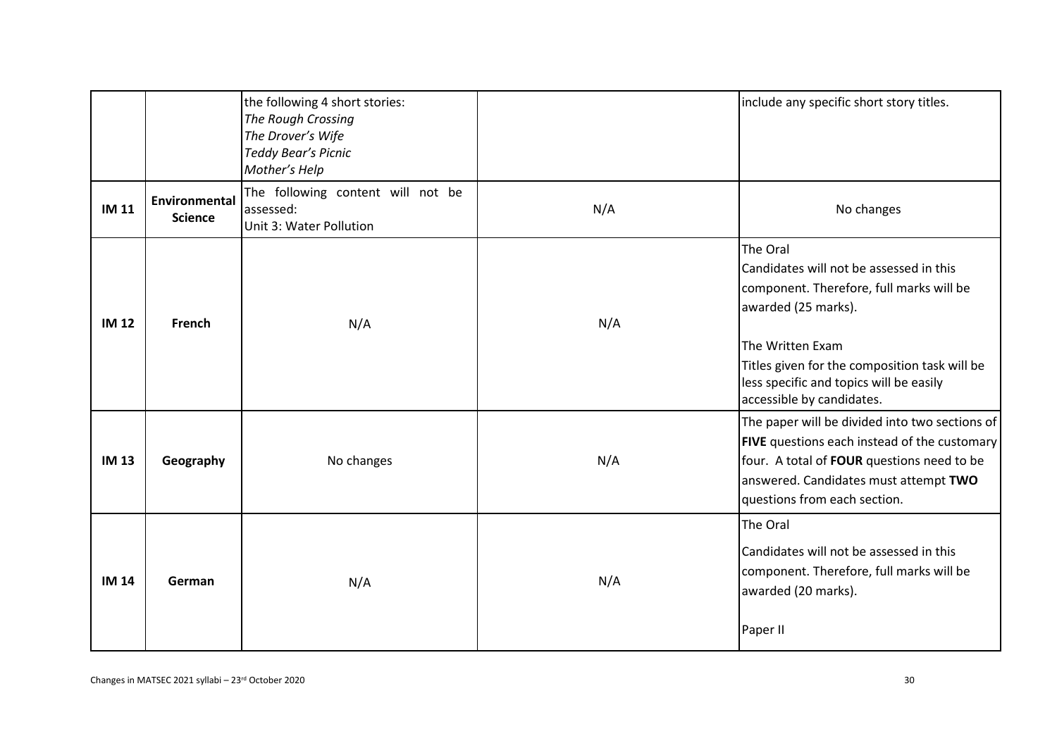| | | | | |
|---|---|---|---|---|
| | | the following 4 short stories:<br>*The Rough Crossing*<br>*The Drover's Wife*<br>*Teddy Bear's Picnic*<br>*Mother's Help* | | include any specific short story titles. |
| **IM 11** | **Environmental Science** | The following content will not be assessed:<br>Unit 3: Water Pollution | N/A | No changes |
| **IM 12** | **French** | N/A | N/A | The Oral<br>Candidates will not be assessed in this component. Therefore, full marks will be awarded (25 marks).<br><br>The Written Exam<br>Titles given for the composition task will be less specific and topics will be easily accessible by candidates. |
| **IM 13** | **Geography** | No changes | N/A | The paper will be divided into two sections of **FIVE** questions each instead of the customary four. A total of **FOUR** questions need to be answered. Candidates must attempt **TWO** questions from each section. |
| **IM 14** | **German** | N/A | N/A | The Oral<br>Candidates will not be assessed in this component. Therefore, full marks will be awarded (20 marks).<br><br>Paper II |

Changes in MATSEC 2021 syllabi – 23rd October 2020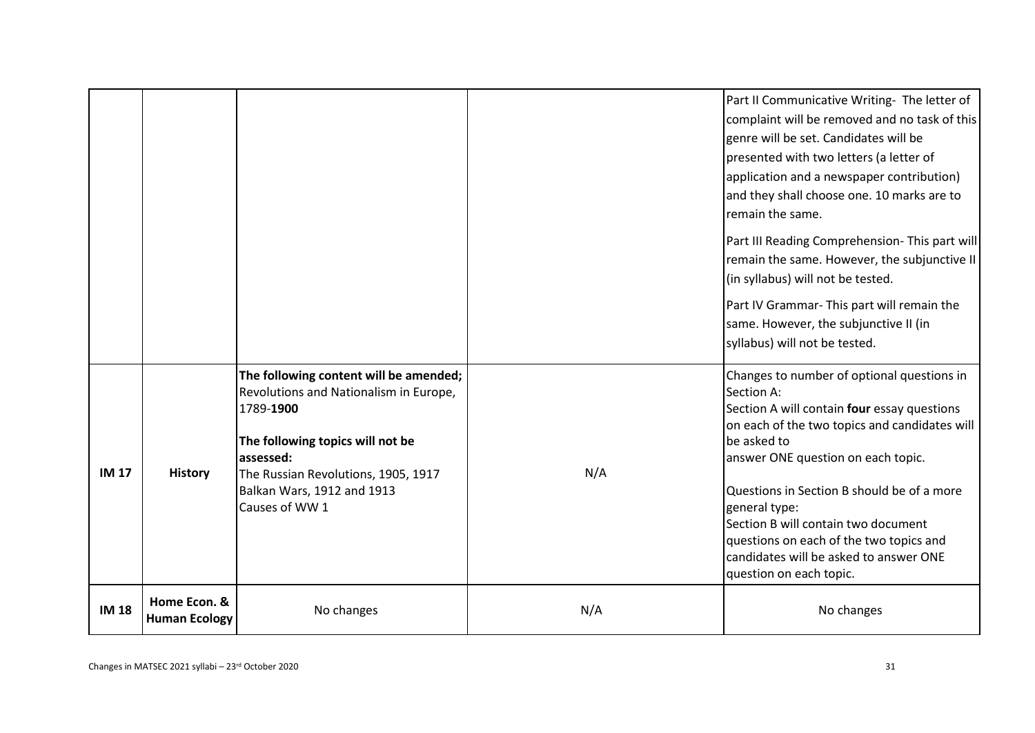| | | | | |
|---|---|---|---|---|
| | | | | Part II Communicative Writing- The letter of complaint will be removed and no task of this genre will be set. Candidates will be presented with two letters (a letter of application and a newspaper contribution) and they shall choose one. 10 marks are to remain the same.<br><br>Part III Reading Comprehension- This part will remain the same. However, the subjunctive II (in syllabus) will not be tested.<br><br>Part IV Grammar- This part will remain the same. However, the subjunctive II (in syllabus) will not be tested. |
| **IM 17** | **History** | **The following content will be amended;**<br>Revolutions and Nationalism in Europe, 1789-**1900**<br><br>**The following topics will not be assessed:**<br>The Russian Revolutions, 1905, 1917<br>Balkan Wars, 1912 and 1913<br>Causes of WW 1 | N/A | Changes to number of optional questions in Section A:<br>Section A will contain **four** essay questions on each of the two topics and candidates will be asked to<br>answer ONE question on each topic.<br><br>Questions in Section B should be of a more general type:<br>Section B will contain two document questions on each of the two topics and candidates will be asked to answer ONE question on each topic. |
| **IM 18** | **Home Econ. & Human Ecology** | No changes | N/A | No changes |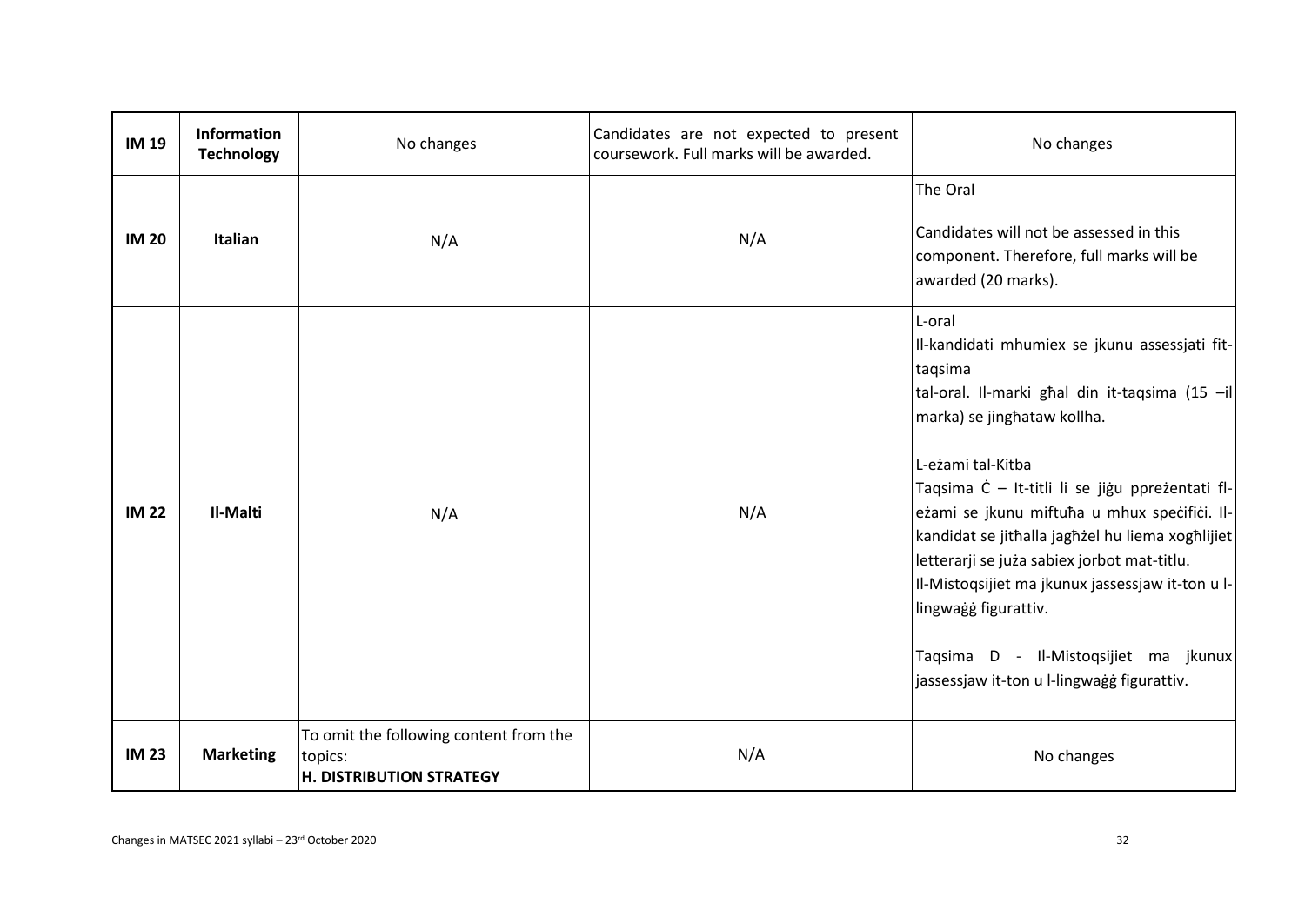| IM 19 | **Information Technology** | No changes | Candidates are not expected to present coursework. Full marks will be awarded. | No changes |
|---|---|---|---|---|
| **IM 20** | **Italian** | N/A | N/A | The Oral<br><br>Candidates will not be assessed in this component. Therefore, full marks will be awarded (20 marks). |
| **IM 22** | **Il-Malti** | N/A | N/A | L-oral<br>Il-kandidati mhumiex se jkunu assessjati fit-taqsima tal-oral. Il-marki għal din it-taqsima (15 –il marka) se jingħataw kollha.<br><br>L-eżami tal-Kitba<br>Taqsima Ċ – It-titli li se jiġu ppreżentati fl-eżami se jkunu miftuħa u mhux speċifiċi. Il-kandidat se jitħalla jagħżel hu liema xogħlijiet letterarji se juża sabiex jorbot mat-titlu. Il-Mistoqsijiet ma jkunux jassessjaw it-ton u l-lingwaġġ figurattiv.<br><br>Taqsima D - Il-Mistoqsijiet ma jkunux jassessjaw it-ton u l-lingwaġġ figurattiv. |
| **IM 23** | **Marketing** | To omit the following content from the topics:<br>**H. DISTRIBUTION STRATEGY** | N/A | No changes |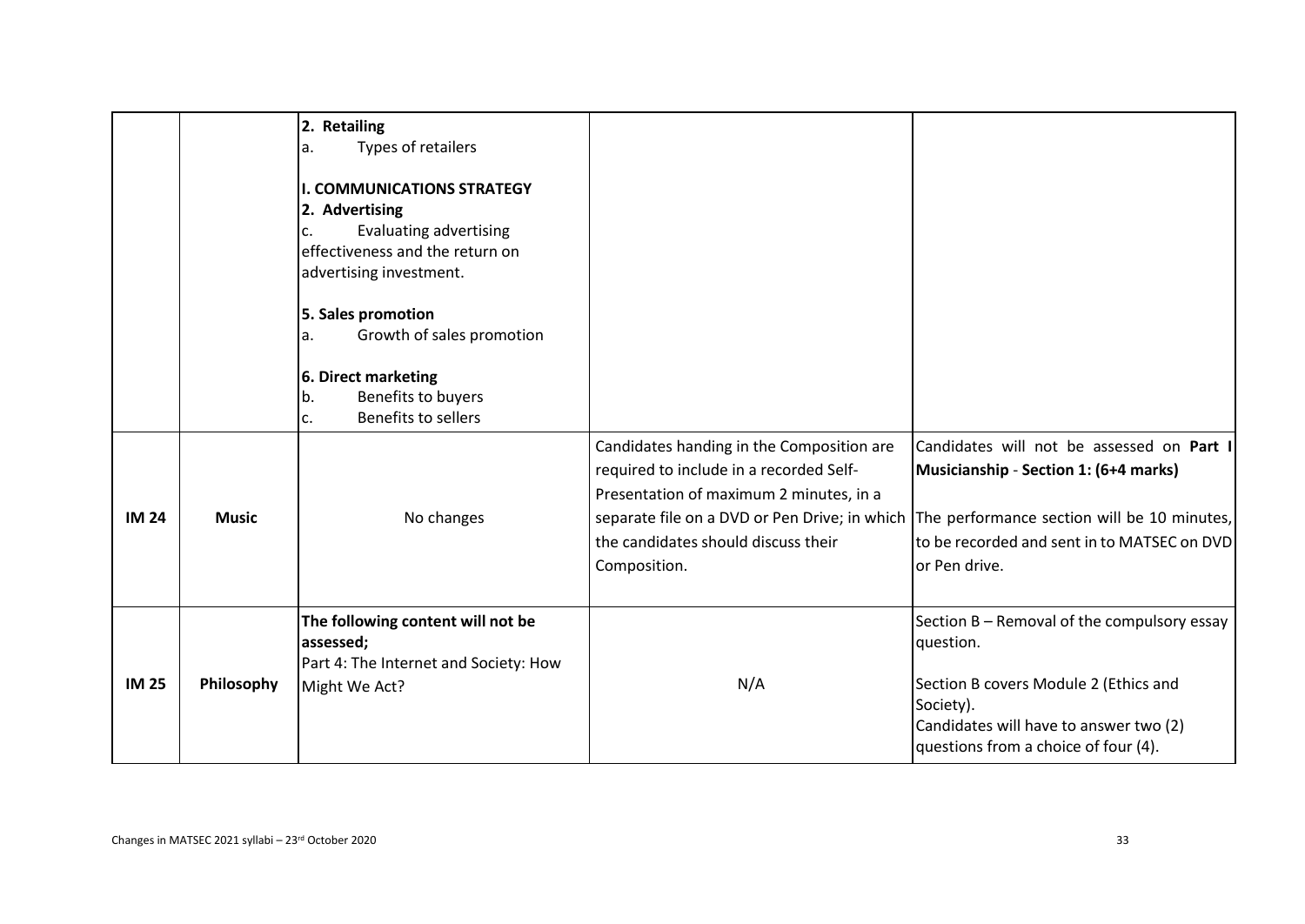| | | | | |
|---|---|---|---|---|
| | | **2. Retailing**<br>a. Types of retailers<br><br>**I. COMMUNICATIONS STRATEGY**<br>**2. Advertising**<br>c. Evaluating advertising effectiveness and the return on advertising investment.<br><br>**5. Sales promotion**<br>a. Growth of sales promotion<br><br>**6. Direct marketing**<br>b. Benefits to buyers<br>c. Benefits to sellers | | |
| **IM 24** | **Music** | No changes | Candidates handing in the Composition are required to include in a recorded Self-Presentation of maximum 2 minutes, in a separate file on a DVD or Pen Drive; in which the candidates should discuss their Composition. | Candidates will not be assessed on **Part I Musicianship** - **Section 1: (6+4 marks)**<br><br>The performance section will be 10 minutes, to be recorded and sent in to MATSEC on DVD or Pen drive. |
| **IM 25** | **Philosophy** | **The following content will not be assessed;**<br>Part 4: The Internet and Society: How Might We Act? | N/A | Section B – Removal of the compulsory essay question.<br><br>Section B covers Module 2 (Ethics and Society).<br>Candidates will have to answer two (2) questions from a choice of four (4). |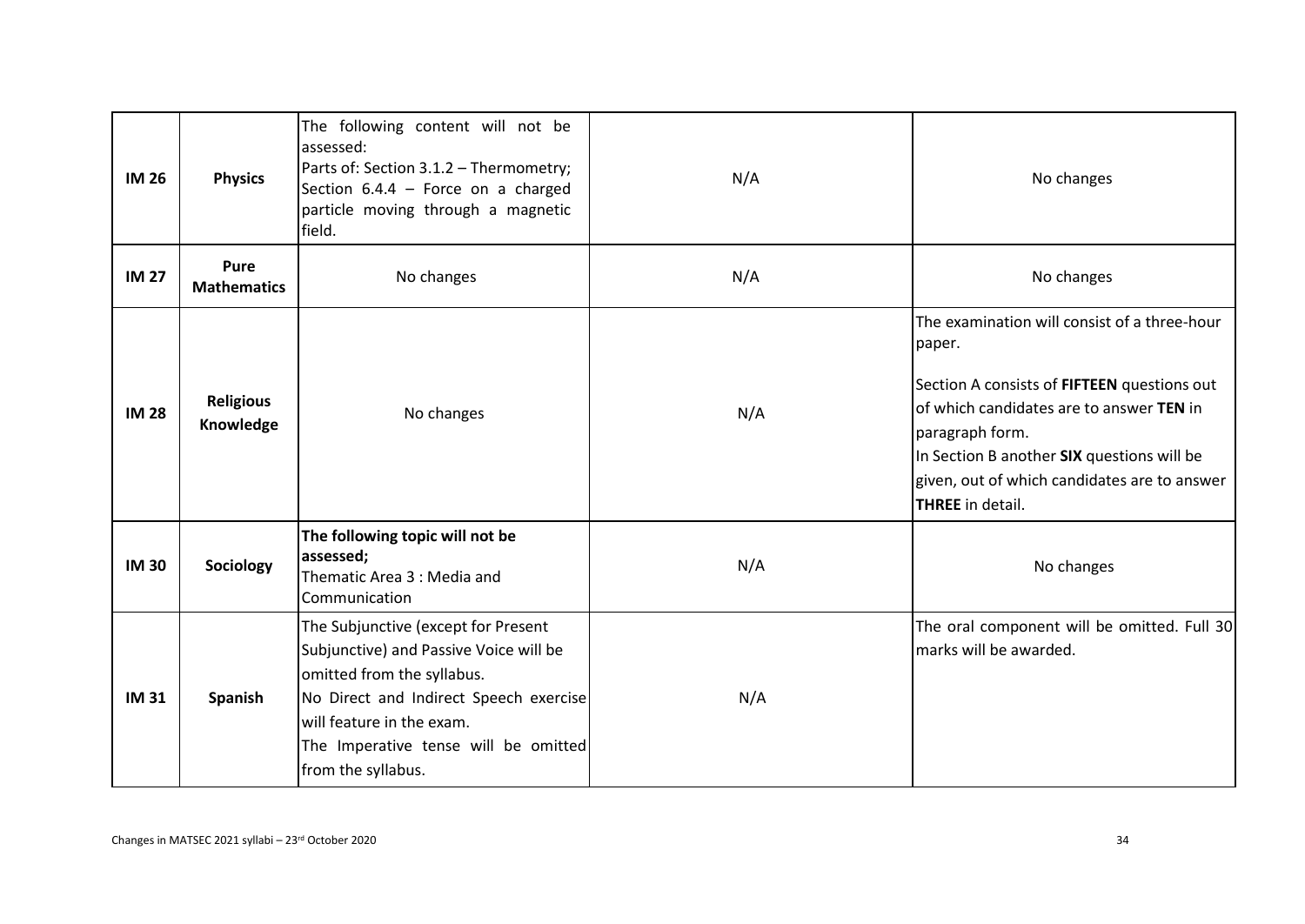| IM 26 | **Physics** | The following content will not be assessed:<br>Parts of: Section 3.1.2 – Thermometry; Section 6.4.4 – Force on a charged particle moving through a magnetic field. | N/A | No changes |
|---|---|---|---|---|
| **IM 27** | **Pure Mathematics** | No changes | N/A | No changes |
| **IM 28** | **Religious Knowledge** | No changes | N/A | The examination will consist of a three-hour paper.<br><br>Section A consists of **FIFTEEN** questions out of which candidates are to answer **TEN** in paragraph form.<br>In Section B another **SIX** questions will be given, out of which candidates are to answer **THREE** in detail. |
| **IM 30** | **Sociology** | **The following topic will not be assessed;**<br>Thematic Area 3 : Media and Communication | N/A | No changes |
| **IM 31** | **Spanish** | The Subjunctive (except for Present Subjunctive) and Passive Voice will be omitted from the syllabus.<br>No Direct and Indirect Speech exercise will feature in the exam.<br>The Imperative tense will be omitted from the syllabus. | N/A | The oral component will be omitted. Full 30 marks will be awarded. |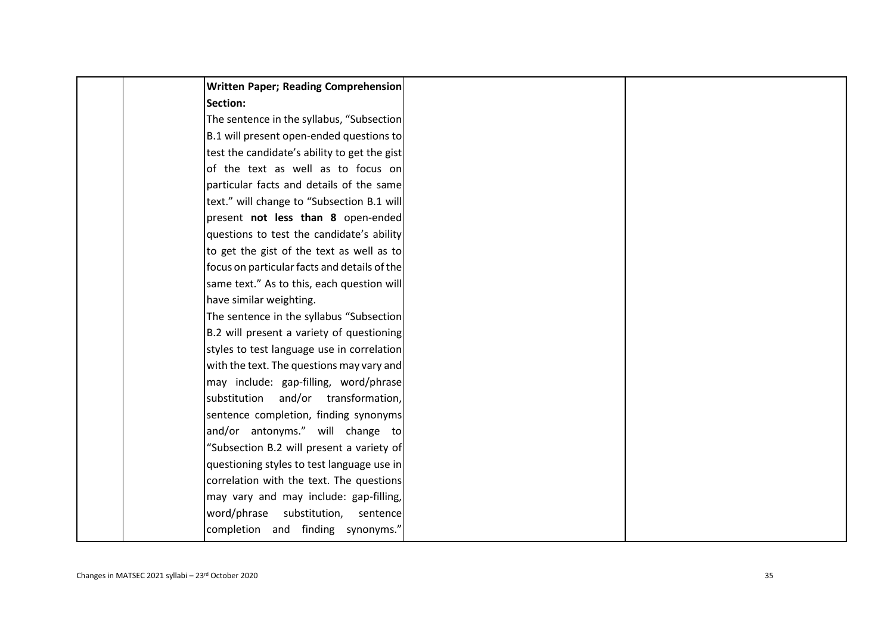|  |  |  |  |  |
|---|---|---|---|---|
|  |  | **Written Paper; Reading Comprehension Section:**<br>The sentence in the syllabus, "Subsection B.1 will present open-ended questions to test the candidate's ability to get the gist of the text as well as to focus on particular facts and details of the same text." will change to "Subsection B.1 will present **not less than 8** open-ended questions to test the candidate's ability to get the gist of the text as well as to focus on particular facts and details of the same text." As to this, each question will have similar weighting.<br>The sentence in the syllabus "Subsection B.2 will present a variety of questioning styles to test language use in correlation with the text. The questions may vary and may include: gap-filling, word/phrase substitution and/or transformation, sentence completion, finding synonyms and/or antonyms." will change to "Subsection B.2 will present a variety of questioning styles to test language use in correlation with the text. The questions may vary and may include: gap-filling, word/phrase substitution, sentence completion and finding synonyms." |  |  |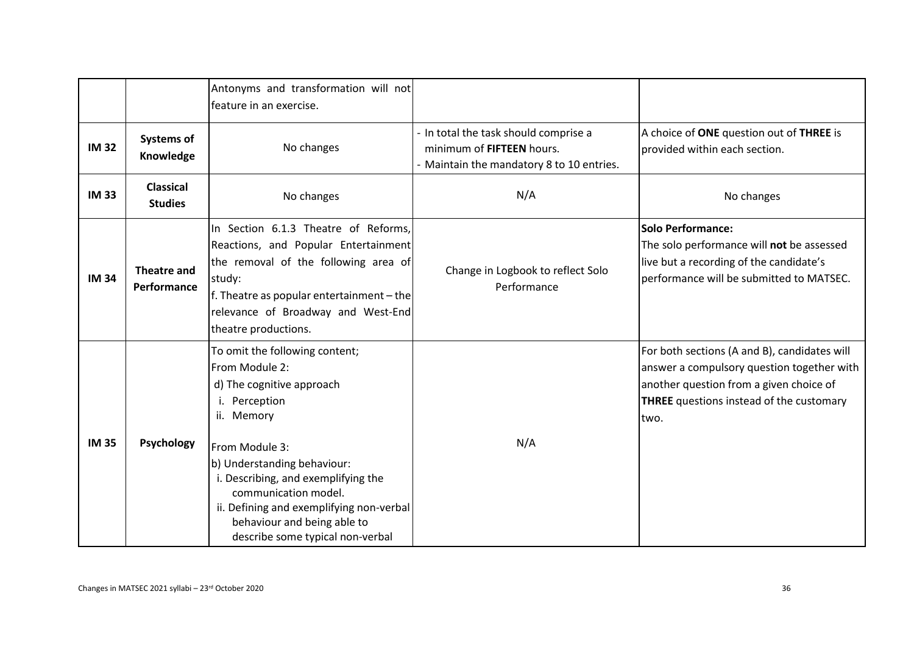| | | Antonyms and transformation will not feature in an exercise. | | |
|---|---|---|---|---|
| **IM 32** | **Systems of Knowledge** | No changes | - In total the task should comprise a minimum of **FIFTEEN** hours.<br>- Maintain the mandatory 8 to 10 entries. | A choice of **ONE** question out of **THREE** is provided within each section. |
| **IM 33** | **Classical Studies** | No changes | N/A | No changes |
| **IM 34** | **Theatre and Performance** | In Section 6.1.3 Theatre of Reforms, Reactions, and Popular Entertainment the removal of the following area of study:<br>f. Theatre as popular entertainment – the relevance of Broadway and West-End theatre productions. | Change in Logbook to reflect Solo Performance | **Solo Performance:**<br>The solo performance will **not** be assessed live but a recording of the candidate's performance will be submitted to MATSEC. |
| **IM 35** | **Psychology** | To omit the following content;<br>From Module 2:<br>d) The cognitive approach<br>i. Perception<br>ii. Memory<br><br>From Module 3:<br>b) Understanding behaviour:<br>i. Describing, and exemplifying the communication model.<br>ii. Defining and exemplifying non-verbal behaviour and being able to describe some typical non-verbal | N/A | For both sections (A and B), candidates will answer a compulsory question together with another question from a given choice of **THREE** questions instead of the customary two. |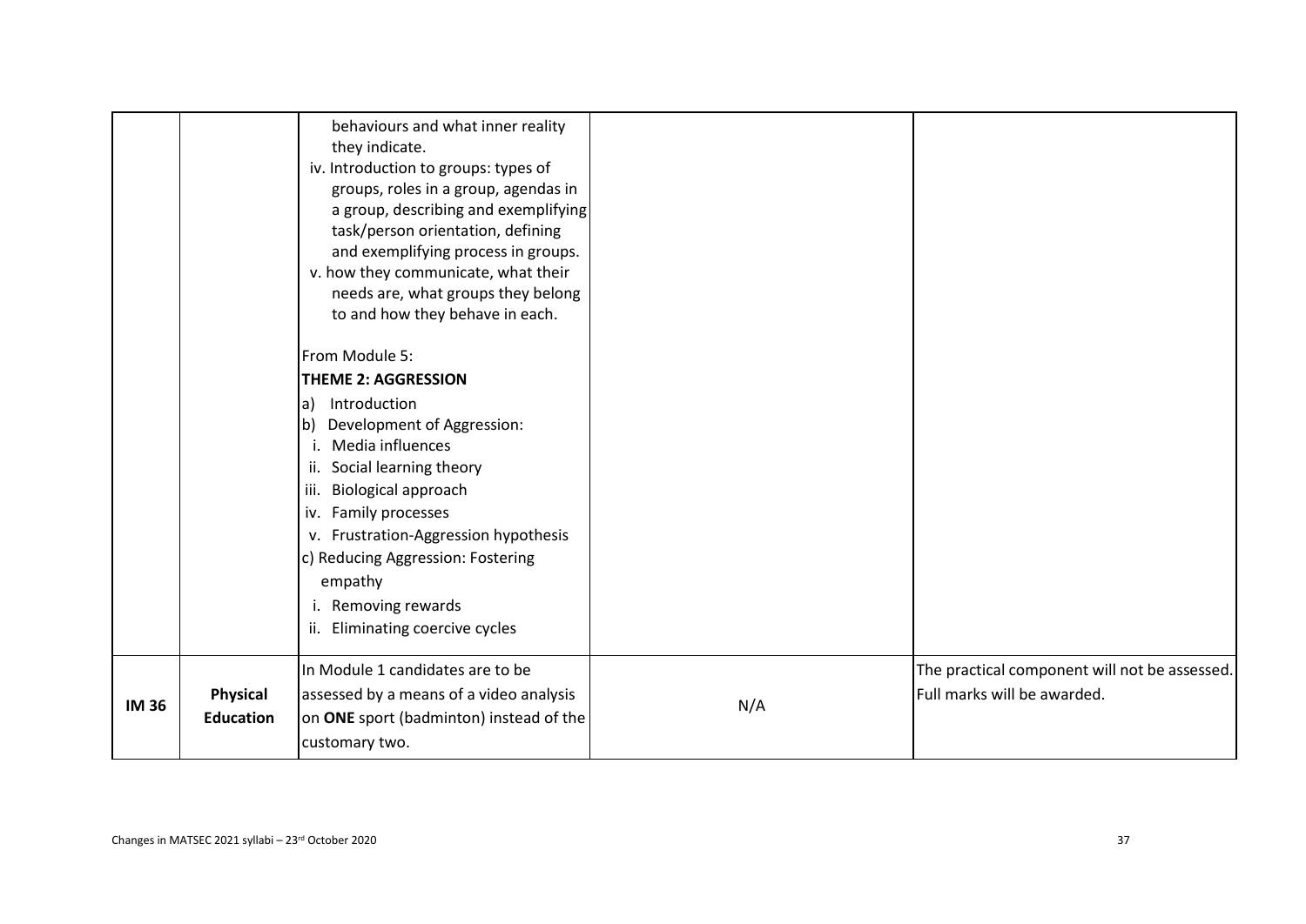| | | | | |
|---|---|---|---|---|
| | | behaviours and what inner reality they indicate.<br>iv. Introduction to groups: types of groups, roles in a group, agendas in a group, describing and exemplifying task/person orientation, defining and exemplifying process in groups.<br>v. how they communicate, what their needs are, what groups they belong to and how they behave in each.<br><br>From Module 5:<br>**THEME 2: AGGRESSION**<br>a) Introduction<br>b) Development of Aggression:<br>i. Media influences<br>ii. Social learning theory<br>iii. Biological approach<br>iv. Family processes<br>v. Frustration-Aggression hypothesis<br>c) Reducing Aggression: Fostering empathy<br>i. Removing rewards<br>ii. Eliminating coercive cycles | | |
| **IM 36** | **Physical Education** | In Module 1 candidates are to be assessed by a means of a video analysis on **ONE** sport (badminton) instead of the customary two. | N/A | The practical component will not be assessed. Full marks will be awarded. |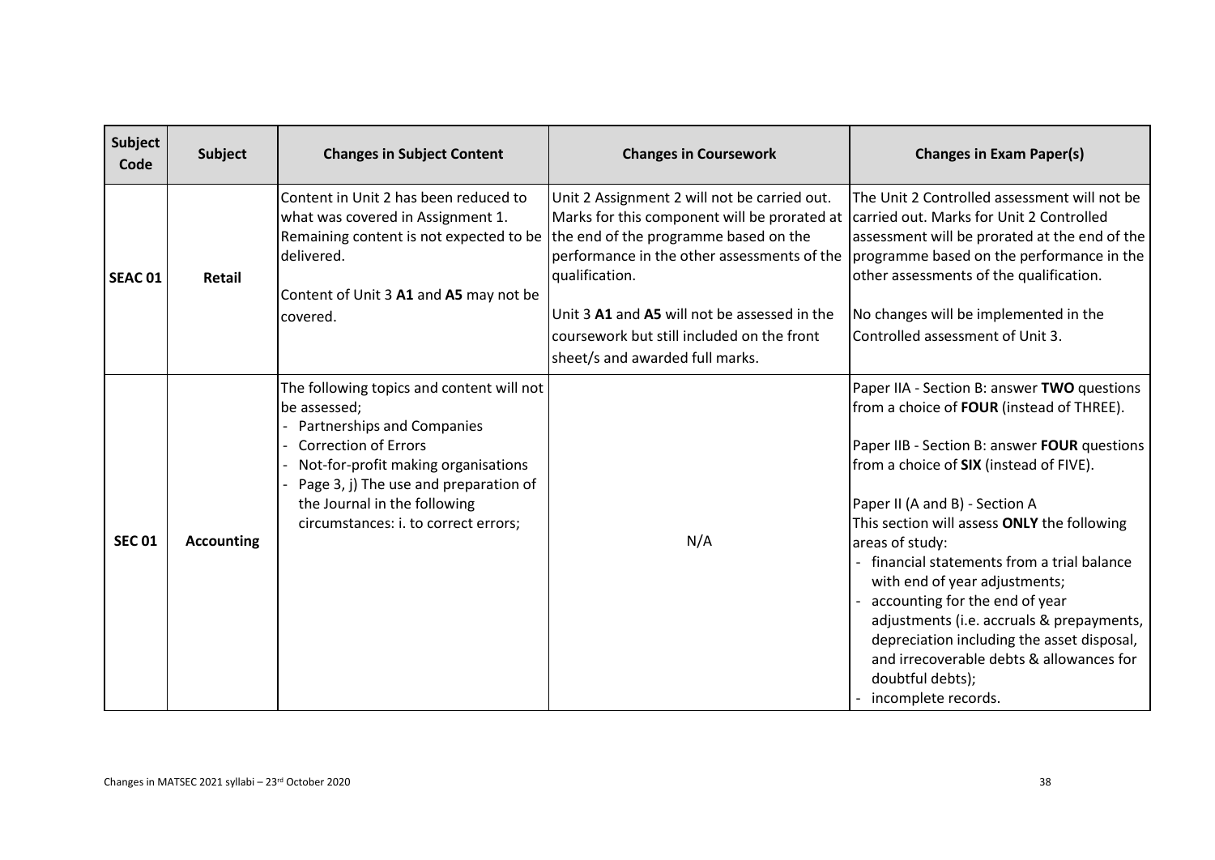| Subject Code | Subject | Changes in Subject Content | Changes in Coursework | Changes in Exam Paper(s) |
|---|---|---|---|---|
| SEAC 01 | Retail | Content in Unit 2 has been reduced to what was covered in Assignment 1. Remaining content is not expected to be delivered.<br><br>Content of Unit 3 **A1** and **A5** may not be covered. | Unit 2 Assignment 2 will not be carried out. Marks for this component will be prorated at the end of the programme based on the performance in the other assessments of the qualification.<br><br>Unit 3 **A1** and **A5** will not be assessed in the coursework but still included on the front sheet/s and awarded full marks. | The Unit 2 Controlled assessment will not be carried out. Marks for Unit 2 Controlled assessment will be prorated at the end of the programme based on the performance in the other assessments of the qualification.<br><br>No changes will be implemented in the Controlled assessment of Unit 3. |
| SEC 01 | Accounting | The following topics and content will not be assessed;<br>- Partnerships and Companies<br>- Correction of Errors<br>- Not-for-profit making organisations<br>- Page 3, j) The use and preparation of the Journal in the following circumstances: i. to correct errors; | N/A | Paper IIA - Section B: answer **TWO** questions from a choice of **FOUR** (instead of THREE).<br><br>Paper IIB - Section B: answer **FOUR** questions from a choice of **SIX** (instead of FIVE).<br><br>Paper II (A and B) - Section A<br>This section will assess **ONLY** the following areas of study:<br>- financial statements from a trial balance with end of year adjustments;<br>- accounting for the end of year adjustments (i.e. accruals & prepayments, depreciation including the asset disposal, and irrecoverable debts & allowances for doubtful debts);<br>- incomplete records. |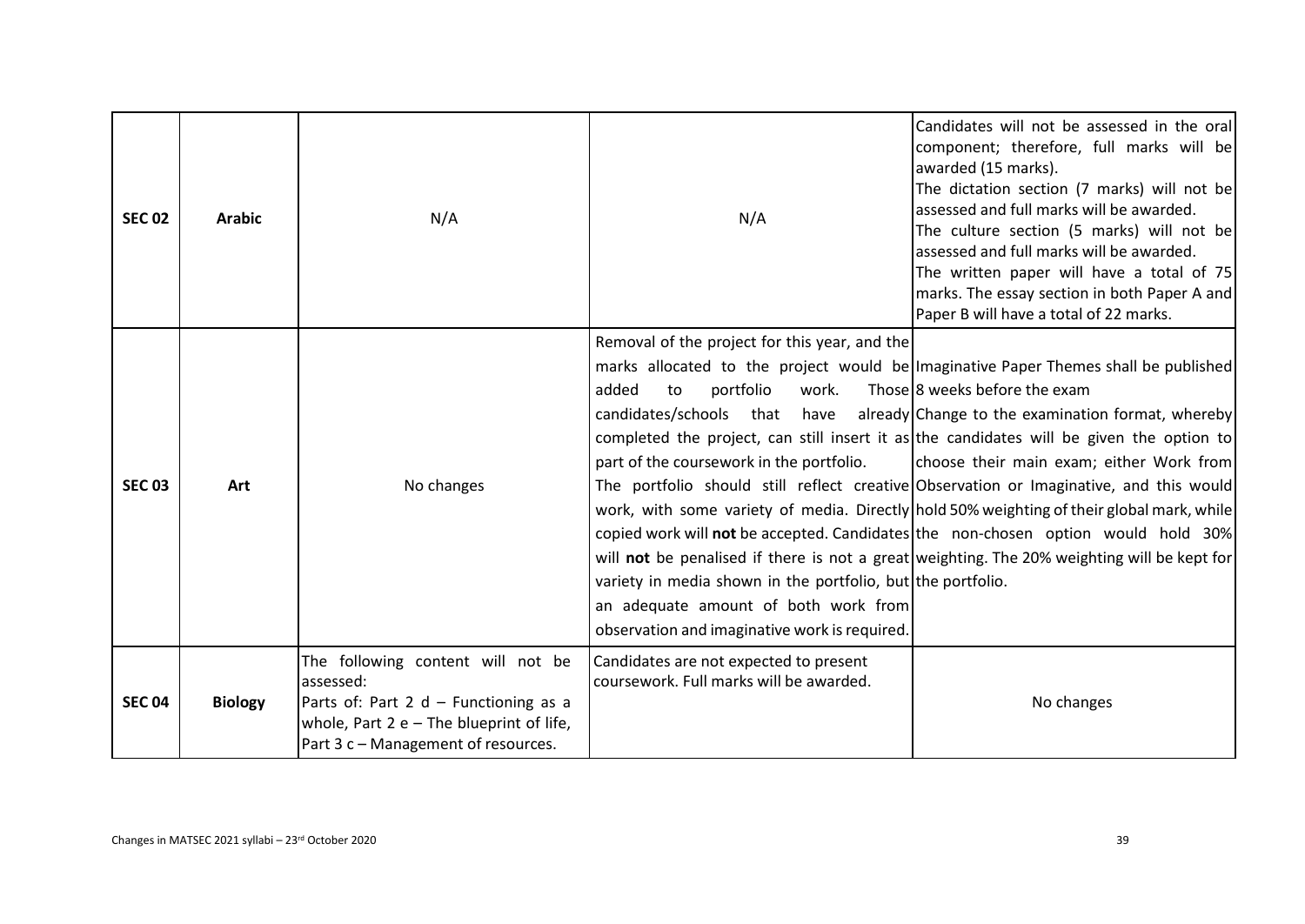| | | | | |
|---|---|---|---|---|
| **SEC 02** | **Arabic** | N/A | N/A | Candidates will not be assessed in the oral component; therefore, full marks will be awarded (15 marks).<br>The dictation section (7 marks) will not be assessed and full marks will be awarded.<br>The culture section (5 marks) will not be assessed and full marks will be awarded.<br>The written paper will have a total of 75 marks. The essay section in both Paper A and Paper B will have a total of 22 marks. |
| **SEC 03** | **Art** | No changes | Removal of the project for this year, and the marks allocated to the project would be added to portfolio work. Those candidates/schools that have already completed the project, can still insert it as part of the coursework in the portfolio.<br>The portfolio should still reflect creative work, with some variety of media. Directly copied work will **not** be accepted. Candidates will **not** be penalised if there is not a great variety in media shown in the portfolio, but an adequate amount of both work from observation and imaginative work is required. | Imaginative Paper Themes shall be published 8 weeks before the exam<br>Change to the examination format, whereby the candidates will be given the option to choose their main exam; either Work from Observation or Imaginative, and this would hold 50% weighting of their global mark, while the non-chosen option would hold 30% weighting. The 20% weighting will be kept for the portfolio. |
| **SEC 04** | **Biology** | The following content will not be assessed:<br>Parts of: Part 2 d – Functioning as a whole, Part 2 e – The blueprint of life, Part 3 c – Management of resources. | Candidates are not expected to present coursework. Full marks will be awarded. | No changes |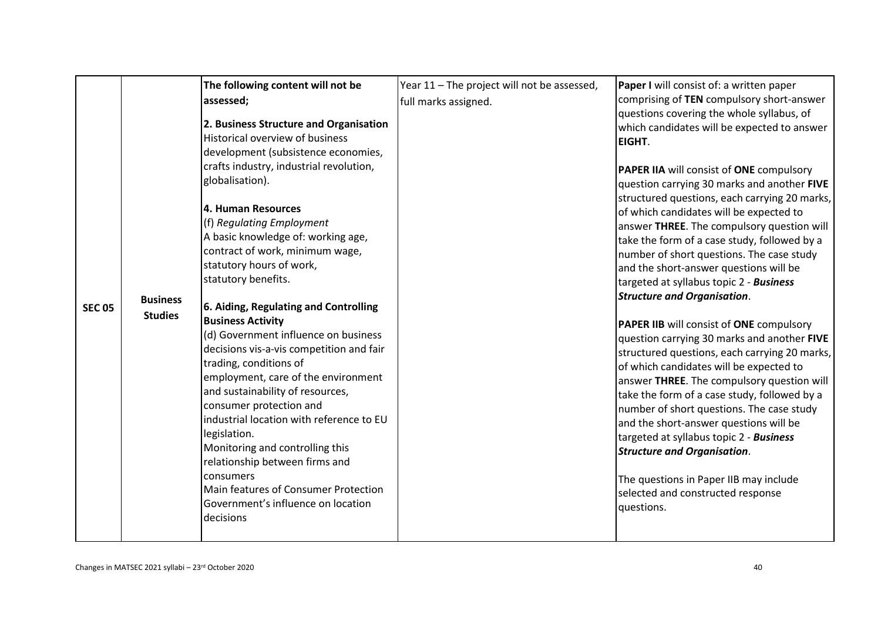| | | | | |
|---|---|---|---|---|
| **SEC 05** | **Business Studies** | **The following content will not be assessed;**<br><br>**2. Business Structure and Organisation**<br>Historical overview of business development (subsistence economies, crafts industry, industrial revolution, globalisation).<br><br>**4. Human Resources**<br>(f) *Regulating Employment*<br>A basic knowledge of: working age, contract of work, minimum wage, statutory hours of work, statutory benefits.<br><br>**6. Aiding, Regulating and Controlling Business Activity**<br>(d) Government influence on business decisions vis-a-vis competition and fair trading, conditions of employment, care of the environment and sustainability of resources, consumer protection and industrial location with reference to EU legislation.<br>Monitoring and controlling this relationship between firms and consumers<br>Main features of Consumer Protection<br>Government's influence on location decisions | Year 11 – The project will not be assessed, full marks assigned. | **Paper I** will consist of: a written paper comprising of **TEN** compulsory short-answer questions covering the whole syllabus, of which candidates will be expected to answer **EIGHT**.<br><br>**PAPER IIA** will consist of **ONE** compulsory question carrying 30 marks and another **FIVE** structured questions, each carrying 20 marks, of which candidates will be expected to answer **THREE**. The compulsory question will take the form of a case study, followed by a number of short questions. The case study and the short-answer questions will be targeted at syllabus topic 2 - ***Business Structure and Organisation***.<br><br>**PAPER IIB** will consist of **ONE** compulsory question carrying 30 marks and another **FIVE** structured questions, each carrying 20 marks, of which candidates will be expected to answer **THREE**. The compulsory question will take the form of a case study, followed by a number of short questions. The case study and the short-answer questions will be targeted at syllabus topic 2 - ***Business Structure and Organisation***.<br><br>The questions in Paper IIB may include selected and constructed response questions. |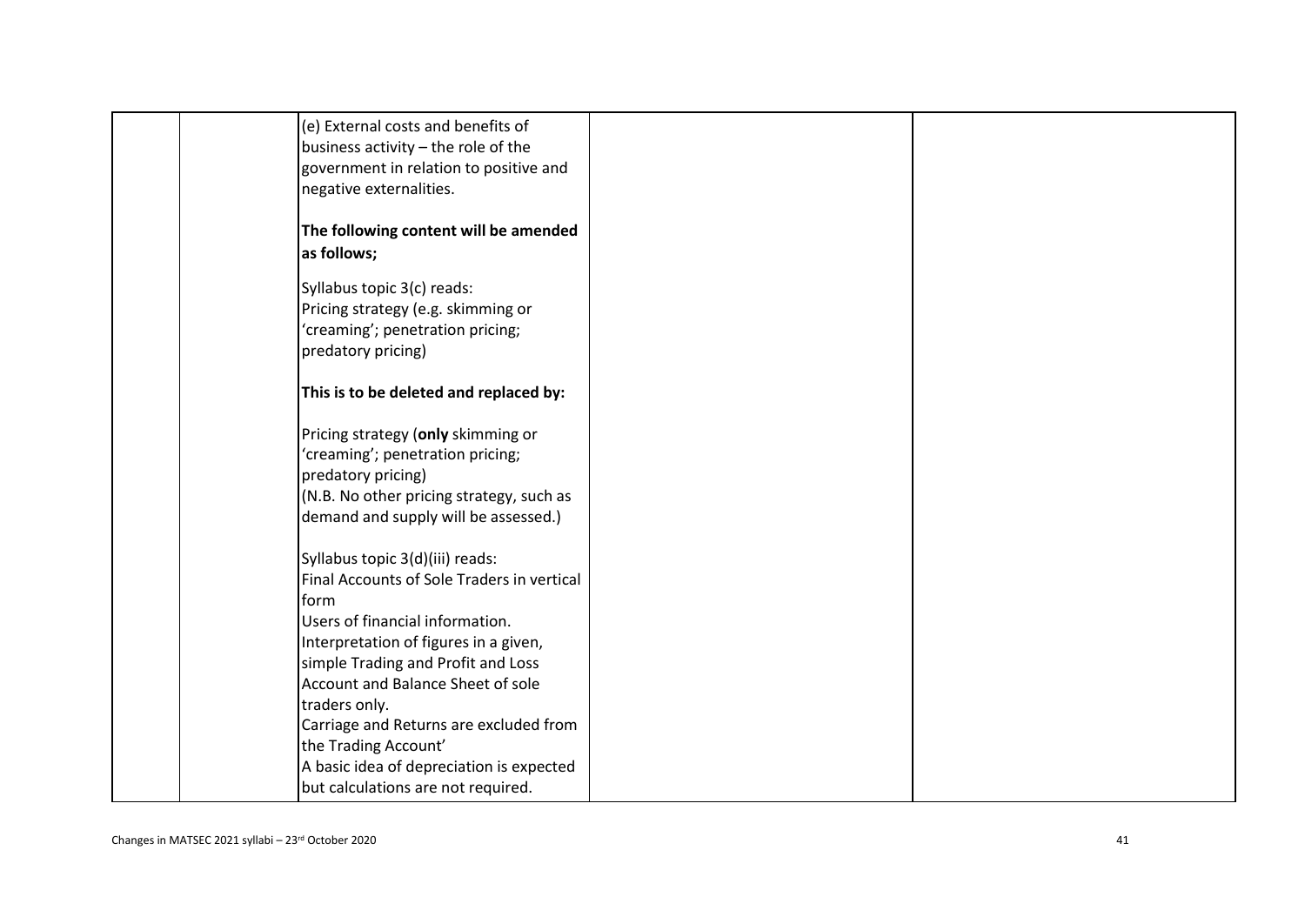| | | | | |
|---|---|---|---|---|
| | | (e) External costs and benefits of business activity – the role of the government in relation to positive and negative externalities.<br><br>**The following content will be amended as follows;**<br><br>Syllabus topic 3(c) reads:<br>Pricing strategy (e.g. skimming or 'creaming'; penetration pricing; predatory pricing)<br><br>**This is to be deleted and replaced by:**<br><br>Pricing strategy (**only** skimming or 'creaming'; penetration pricing; predatory pricing)<br>(N.B. No other pricing strategy, such as demand and supply will be assessed.)<br><br>Syllabus topic 3(d)(iii) reads:<br>Final Accounts of Sole Traders in vertical form<br>Users of financial information.<br>Interpretation of figures in a given, simple Trading and Profit and Loss Account and Balance Sheet of sole traders only.<br>Carriage and Returns are excluded from the Trading Account'<br>A basic idea of depreciation is expected but calculations are not required. | | |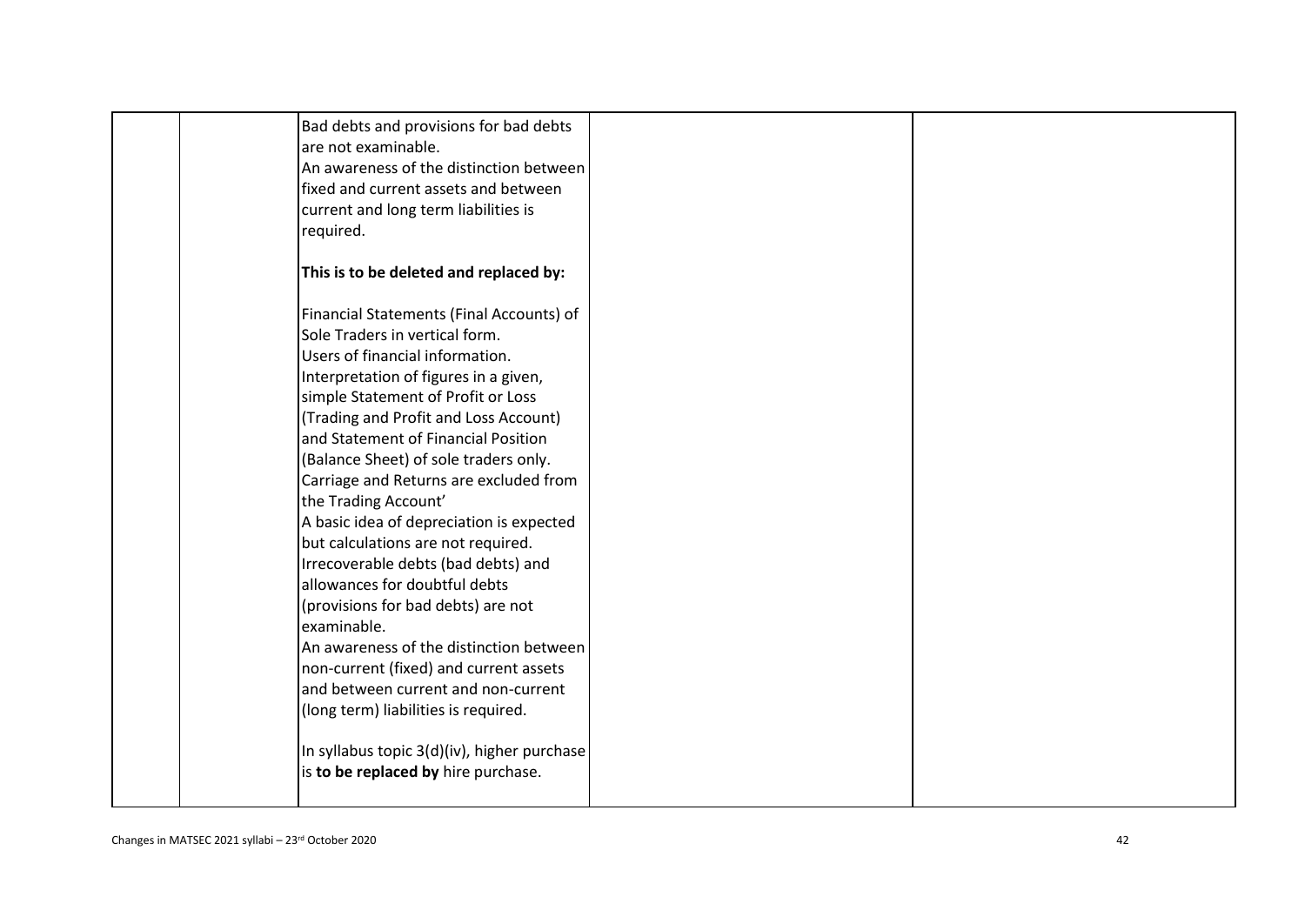| | | | | |
|---|---|---|---|---|
| | | Bad debts and provisions for bad debts are not examinable.<br>An awareness of the distinction between fixed and current assets and between current and long term liabilities is required.<br><br>**This is to be deleted and replaced by:**<br><br>Financial Statements (Final Accounts) of Sole Traders in vertical form.<br>Users of financial information.<br>Interpretation of figures in a given, simple Statement of Profit or Loss (Trading and Profit and Loss Account) and Statement of Financial Position (Balance Sheet) of sole traders only.<br>Carriage and Returns are excluded from the Trading Account'<br>A basic idea of depreciation is expected but calculations are not required.<br>Irrecoverable debts (bad debts) and allowances for doubtful debts (provisions for bad debts) are not examinable.<br>An awareness of the distinction between non-current (fixed) and current assets and between current and non-current (long term) liabilities is required.<br><br>In syllabus topic 3(d)(iv), higher purchase is **to be replaced by** hire purchase. | | |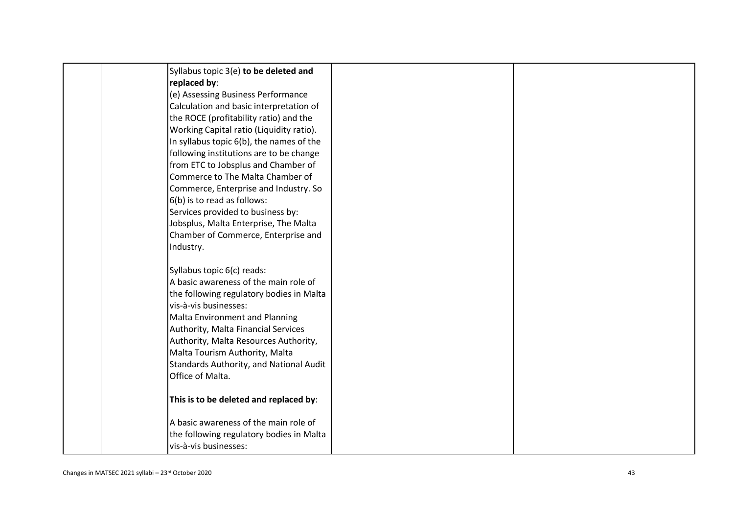|  |  |  |  |  |
|---|---|---|---|---|
|  |  | Syllabus topic 3(e) **to be deleted and replaced by**:<br>(e) Assessing Business Performance<br>Calculation and basic interpretation of the ROCE (profitability ratio) and the Working Capital ratio (Liquidity ratio).<br>In syllabus topic 6(b), the names of the following institutions are to be change from ETC to Jobsplus and Chamber of Commerce to The Malta Chamber of Commerce, Enterprise and Industry. So 6(b) is to read as follows:<br>Services provided to business by: Jobsplus, Malta Enterprise, The Malta Chamber of Commerce, Enterprise and Industry.<br><br>Syllabus topic 6(c) reads:<br>A basic awareness of the main role of the following regulatory bodies in Malta vis-à-vis businesses:<br>Malta Environment and Planning Authority, Malta Financial Services Authority, Malta Resources Authority, Malta Tourism Authority, Malta Standards Authority, and National Audit Office of Malta.<br><br>**This is to be deleted and replaced by**:<br><br>A basic awareness of the main role of the following regulatory bodies in Malta vis-à-vis businesses: |  |  |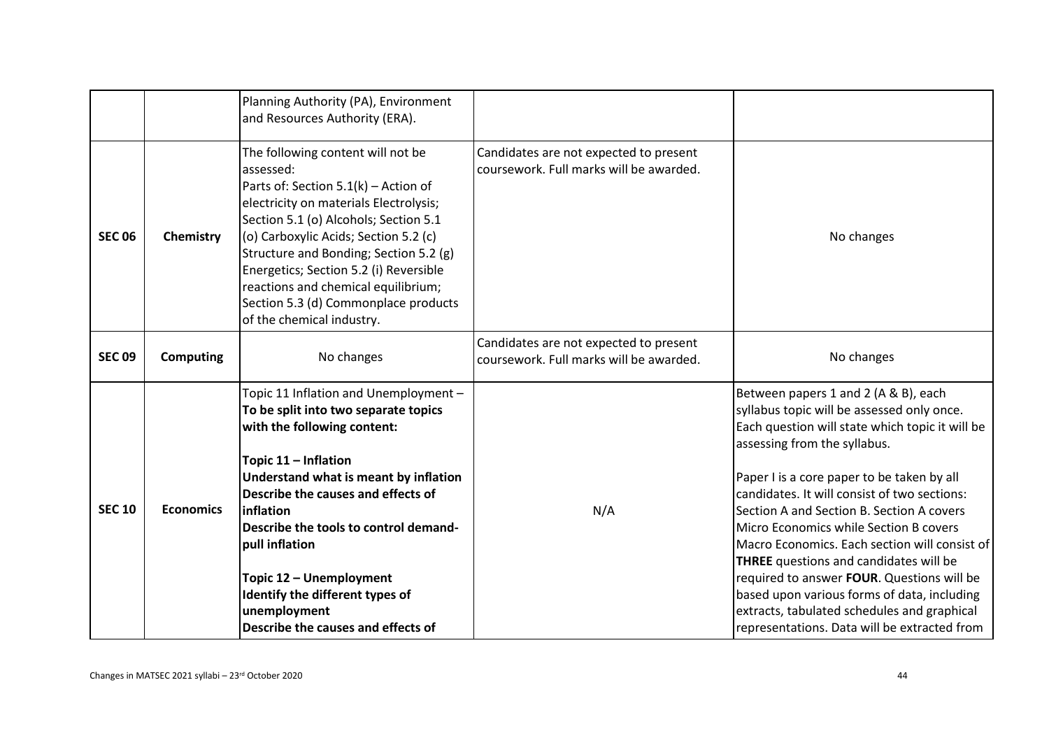|  |  |  |  |  |
|---|---|---|---|---|
|  |  | Planning Authority (PA), Environment and Resources Authority (ERA). |  |  |
| **SEC 06** | **Chemistry** | The following content will not be assessed:<br>Parts of: Section 5.1(k) – Action of electricity on materials Electrolysis; Section 5.1 (o) Alcohols; Section 5.1 (o) Carboxylic Acids; Section 5.2 (c) Structure and Bonding; Section 5.2 (g) Energetics; Section 5.2 (i) Reversible reactions and chemical equilibrium; Section 5.3 (d) Commonplace products of the chemical industry. | Candidates are not expected to present coursework. Full marks will be awarded. | No changes |
| **SEC 09** | **Computing** | No changes | Candidates are not expected to present coursework. Full marks will be awarded. | No changes |
| **SEC 10** | **Economics** | Topic 11 Inflation and Unemployment – **To be split into two separate topics with the following content:**<br><br>**Topic 11 – Inflation**<br>**Understand what is meant by inflation**<br>**Describe the causes and effects of inflation**<br>**Describe the tools to control demand-pull inflation**<br><br>**Topic 12 – Unemployment**<br>**Identify the different types of unemployment**<br>**Describe the causes and effects of** | N/A | Between papers 1 and 2 (A & B), each syllabus topic will be assessed only once. Each question will state which topic it will be assessing from the syllabus.<br><br>Paper I is a core paper to be taken by all candidates. It will consist of two sections: Section A and Section B. Section A covers Micro Economics while Section B covers Macro Economics. Each section will consist of **THREE** questions and candidates will be required to answer **FOUR**. Questions will be based upon various forms of data, including extracts, tabulated schedules and graphical representations. Data will be extracted from |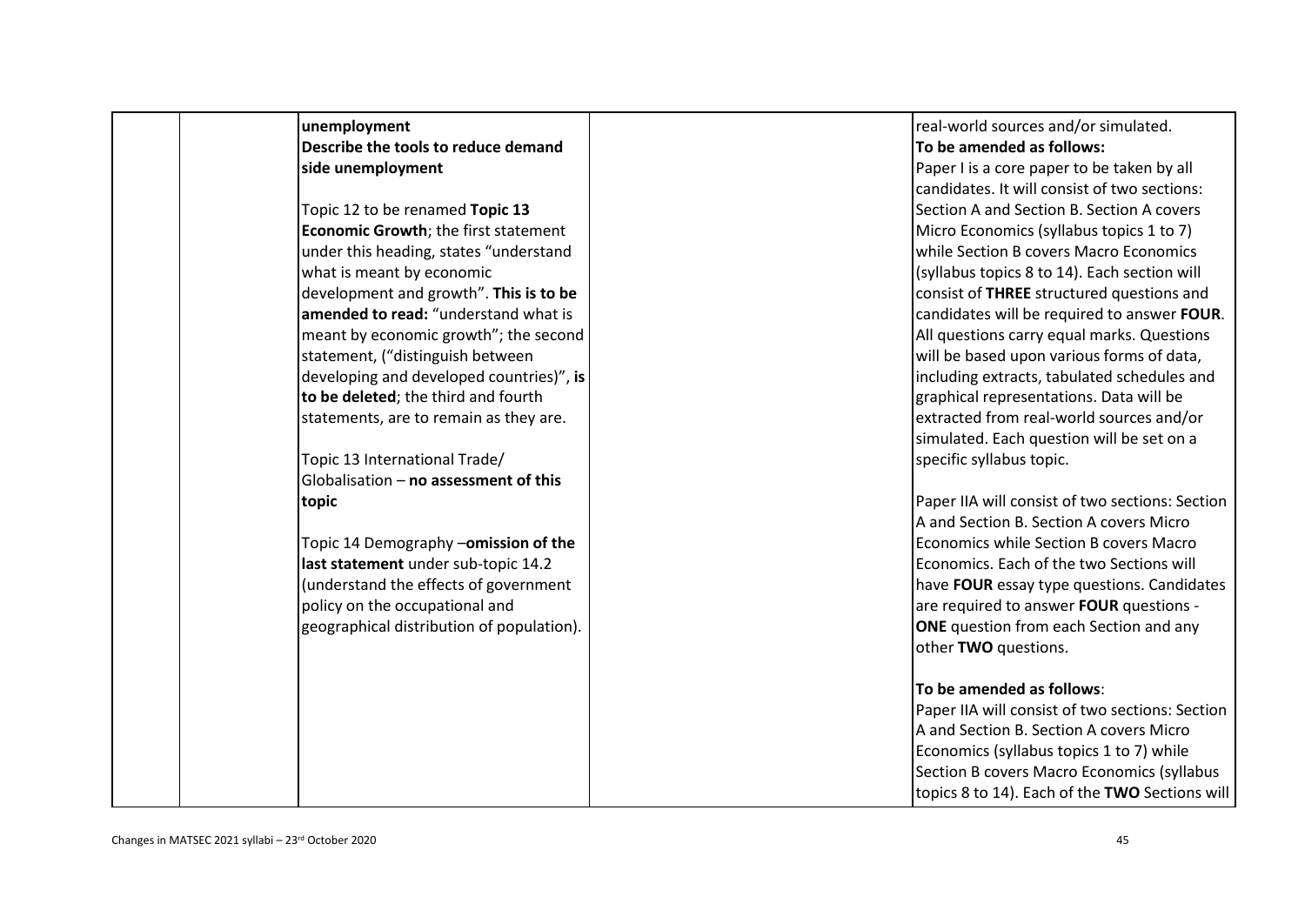| | | | | |
|---|---|---|---|---|
| | | **unemployment**<br>**Describe the tools to reduce demand side unemployment**<br><br>Topic 12 to be renamed **Topic 13 Economic Growth**; the first statement under this heading, states "understand what is meant by economic development and growth". **This is to be amended to read:** "understand what is meant by economic growth"; the second statement, ("distinguish between developing and developed countries)", **is to be deleted**; the third and fourth statements, are to remain as they are.<br><br>Topic 13 International Trade/ Globalisation – **no assessment of this topic**<br><br>Topic 14 Demography –**omission of the last statement** under sub-topic 14.2 (understand the effects of government policy on the occupational and geographical distribution of population). | | real-world sources and/or simulated.<br>**To be amended as follows:**<br>Paper I is a core paper to be taken by all candidates. It will consist of two sections: Section A and Section B. Section A covers Micro Economics (syllabus topics 1 to 7) while Section B covers Macro Economics (syllabus topics 8 to 14). Each section will consist of **THREE** structured questions and candidates will be required to answer **FOUR**. All questions carry equal marks. Questions will be based upon various forms of data, including extracts, tabulated schedules and graphical representations. Data will be extracted from real-world sources and/or simulated. Each question will be set on a specific syllabus topic.<br><br>Paper IIA will consist of two sections: Section A and Section B. Section A covers Micro Economics while Section B covers Macro Economics. Each of the two Sections will have **FOUR** essay type questions. Candidates are required to answer **FOUR** questions - **ONE** question from each Section and any other **TWO** questions.<br><br>**To be amended as follows**:<br>Paper IIA will consist of two sections: Section A and Section B. Section A covers Micro Economics (syllabus topics 1 to 7) while Section B covers Macro Economics (syllabus topics 8 to 14). Each of the **TWO** Sections will |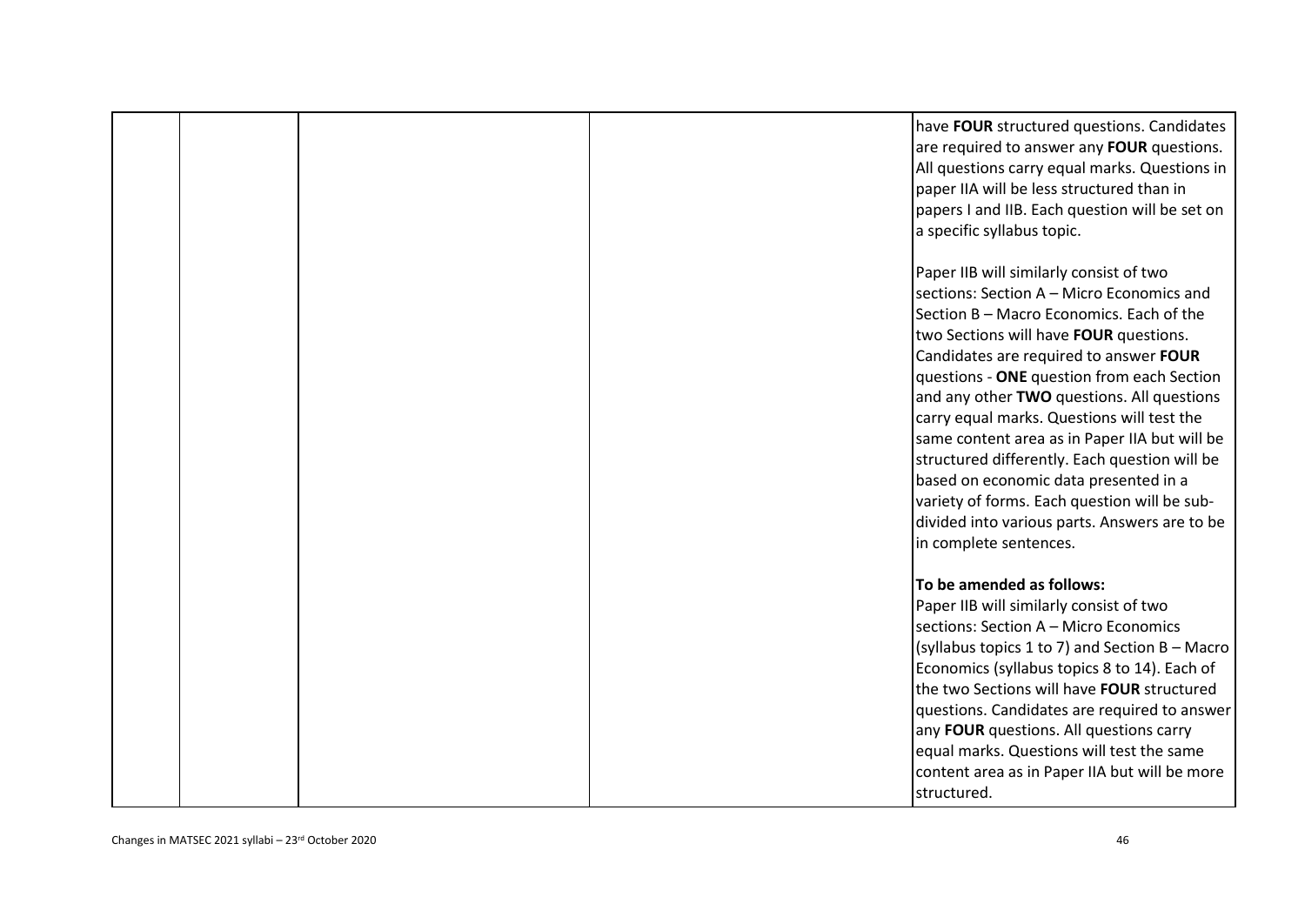| | | | | |
|---|---|---|---|---|
| | | | | have **FOUR** structured questions. Candidates are required to answer any **FOUR** questions. All questions carry equal marks. Questions in paper IIA will be less structured than in papers I and IIB. Each question will be set on a specific syllabus topic.<br><br>Paper IIB will similarly consist of two sections: Section A – Micro Economics and Section B – Macro Economics. Each of the two Sections will have **FOUR** questions. Candidates are required to answer **FOUR** questions - **ONE** question from each Section and any other **TWO** questions. All questions carry equal marks. Questions will test the same content area as in Paper IIA but will be structured differently. Each question will be based on economic data presented in a variety of forms. Each question will be sub-divided into various parts. Answers are to be in complete sentences.<br><br>**To be amended as follows:**<br>Paper IIB will similarly consist of two sections: Section A – Micro Economics (syllabus topics 1 to 7) and Section B – Macro Economics (syllabus topics 8 to 14). Each of the two Sections will have **FOUR** structured questions. Candidates are required to answer any **FOUR** questions. All questions carry equal marks. Questions will test the same content area as in Paper IIA but will be more structured. |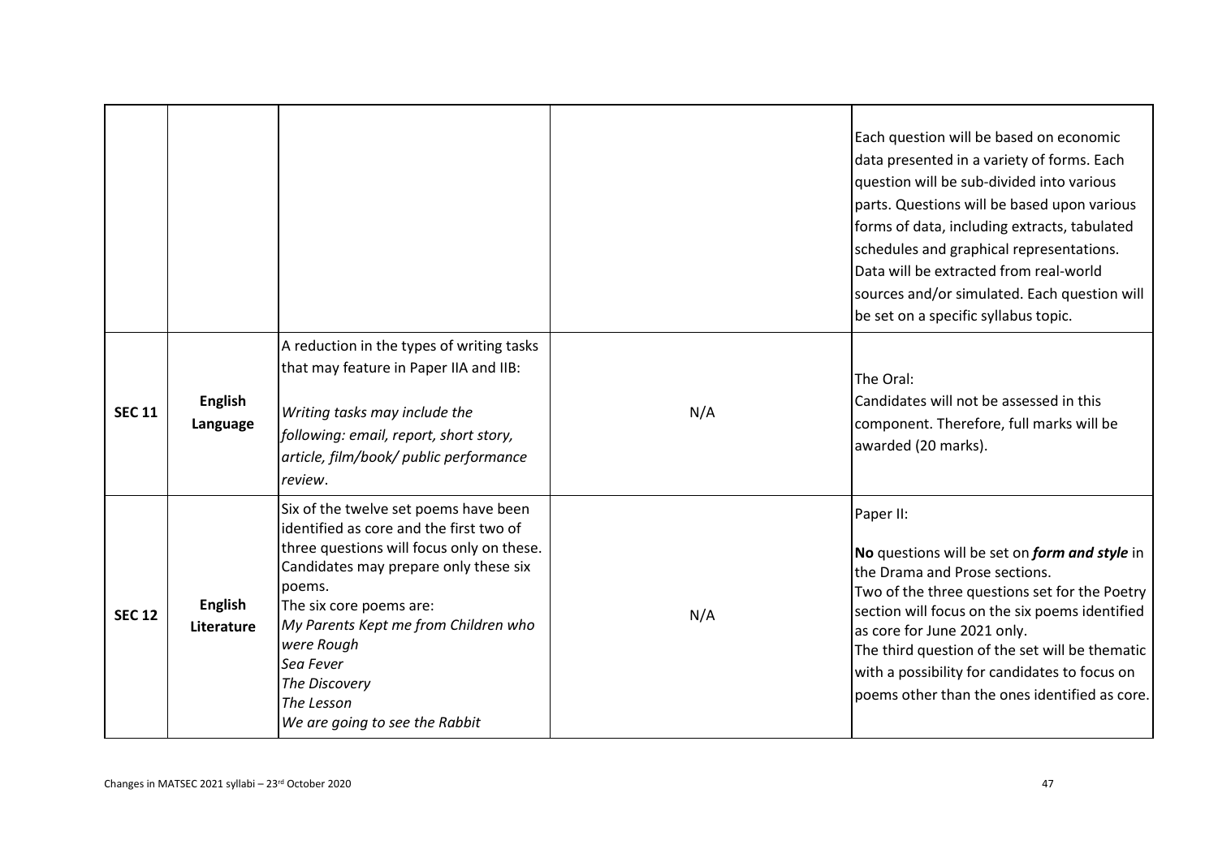| | | | | |
|---|---|---|---|---|
| | | | | Each question will be based on economic data presented in a variety of forms. Each question will be sub-divided into various parts. Questions will be based upon various forms of data, including extracts, tabulated schedules and graphical representations. Data will be extracted from real-world sources and/or simulated. Each question will be set on a specific syllabus topic. |
| **SEC 11** | **English Language** | A reduction in the types of writing tasks that may feature in Paper IIA and IIB:<br><br>*Writing tasks may include the following: email, report, short story, article, film/book/ public performance review*. | N/A | The Oral:<br>Candidates will not be assessed in this component. Therefore, full marks will be awarded (20 marks). |
| **SEC 12** | **English Literature** | Six of the twelve set poems have been identified as core and the first two of three questions will focus only on these. Candidates may prepare only these six poems.<br>The six core poems are:<br>*My Parents Kept me from Children who were Rough*<br>*Sea Fever*<br>*The Discovery*<br>*The Lesson*<br>*We are going to see the Rabbit* | N/A | Paper II:<br><br>**No** questions will be set on ***form and style*** in the Drama and Prose sections.<br>Two of the three questions set for the Poetry section will focus on the six poems identified as core for June 2021 only.<br>The third question of the set will be thematic with a possibility for candidates to focus on poems other than the ones identified as core. |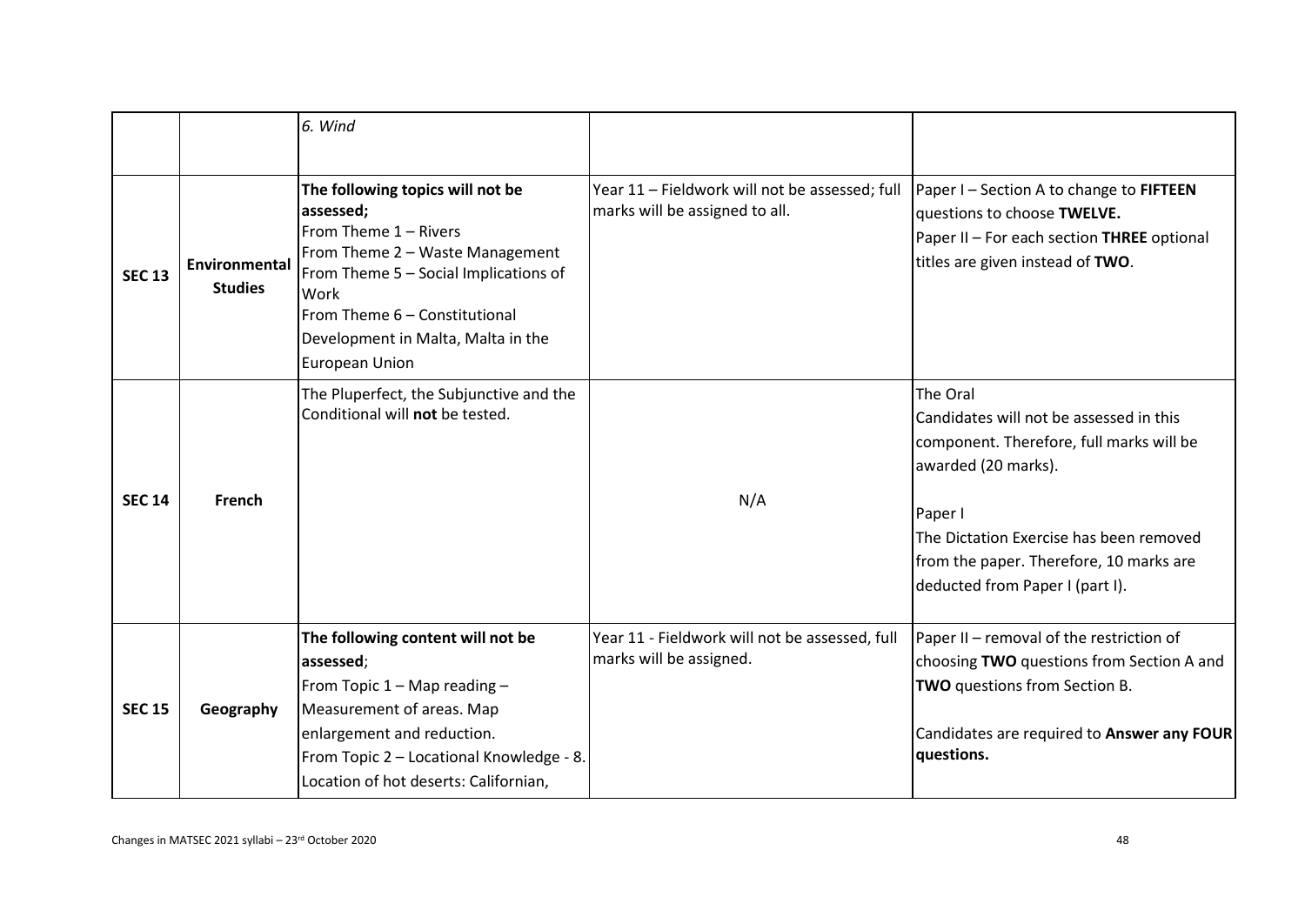| | | | | |
|---|---|---|---|---|
| | | *6. Wind* | | |
| **SEC 13** | **Environmental Studies** | **The following topics will not be assessed;**<br>From Theme 1 – Rivers<br>From Theme 2 – Waste Management<br>From Theme 5 – Social Implications of Work<br>From Theme 6 – Constitutional Development in Malta, Malta in the European Union | Year 11 – Fieldwork will not be assessed; full marks will be assigned to all. | Paper I – Section A to change to **FIFTEEN** questions to choose **TWELVE.**<br>Paper II – For each section **THREE** optional titles are given instead of **TWO**. |
| **SEC 14** | **French** | The Pluperfect, the Subjunctive and the Conditional will **not** be tested. | N/A | The Oral<br>Candidates will not be assessed in this component. Therefore, full marks will be awarded (20 marks).<br><br>Paper I<br>The Dictation Exercise has been removed from the paper. Therefore, 10 marks are deducted from Paper I (part I). |
| **SEC 15** | **Geography** | **The following content will not be assessed**;<br>From Topic 1 – Map reading – Measurement of areas. Map enlargement and reduction.<br>From Topic 2 – Locational Knowledge - 8. Location of hot deserts: Californian, | Year 11 - Fieldwork will not be assessed, full marks will be assigned. | Paper II – removal of the restriction of choosing **TWO** questions from Section A and **TWO** questions from Section B.<br><br>Candidates are required to **Answer any FOUR questions.** |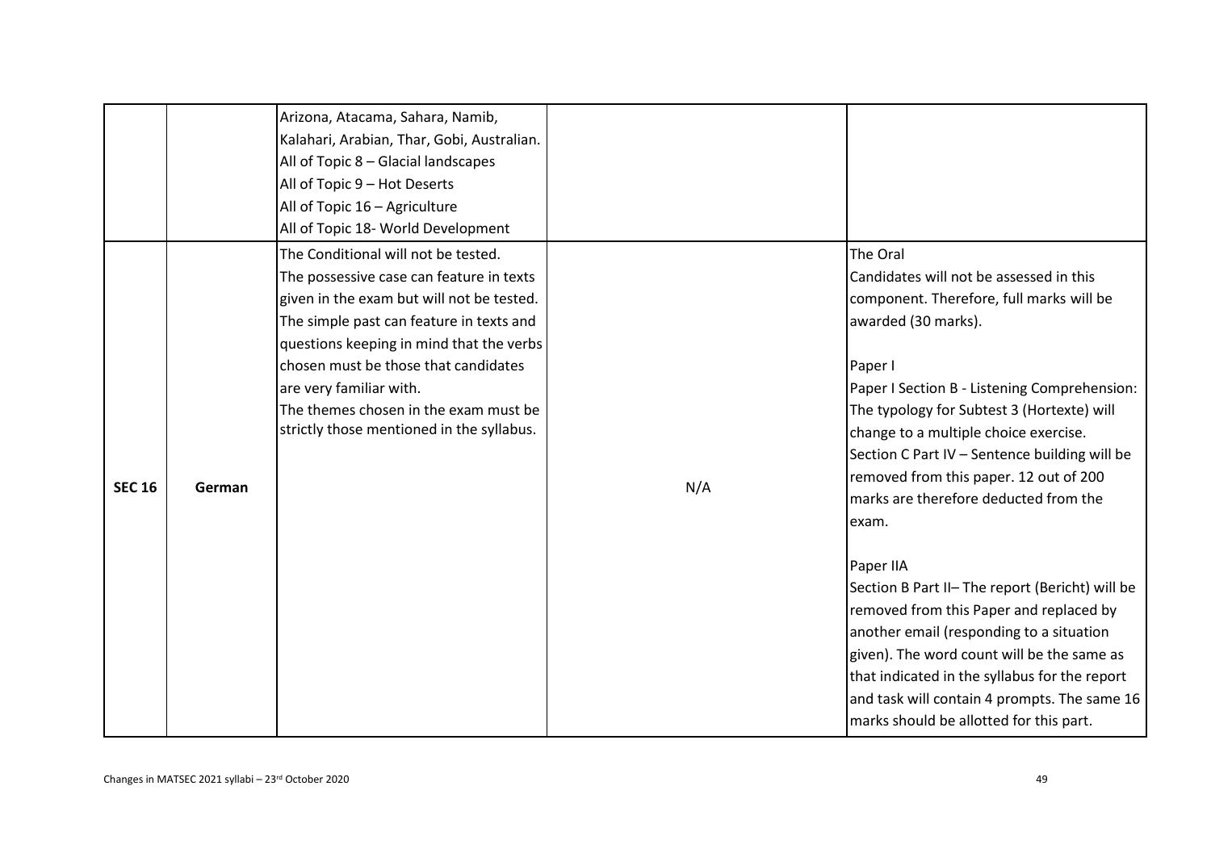|  |  |  |  |  |
|---|---|---|---|---|
|  |  | Arizona, Atacama, Sahara, Namib, Kalahari, Arabian, Thar, Gobi, Australian.<br>All of Topic 8 – Glacial landscapes<br>All of Topic 9 – Hot Deserts<br>All of Topic 16 – Agriculture<br>All of Topic 18- World Development |  |  |
| **SEC 16** | **German** | The Conditional will not be tested.<br>The possessive case can feature in texts given in the exam but will not be tested.<br>The simple past can feature in texts and questions keeping in mind that the verbs chosen must be those that candidates are very familiar with.<br>The themes chosen in the exam must be strictly those mentioned in the syllabus. | N/A | The Oral<br>Candidates will not be assessed in this component. Therefore, full marks will be awarded (30 marks).<br><br>Paper I<br>Paper I Section B - Listening Comprehension: The typology for Subtest 3 (Hortexte) will change to a multiple choice exercise.<br>Section C Part IV – Sentence building will be removed from this paper. 12 out of 200 marks are therefore deducted from the exam.<br><br>Paper IIA<br>Section B Part II– The report (Bericht) will be removed from this Paper and replaced by another email (responding to a situation given). The word count will be the same as that indicated in the syllabus for the report and task will contain 4 prompts. The same 16 marks should be allotted for this part. |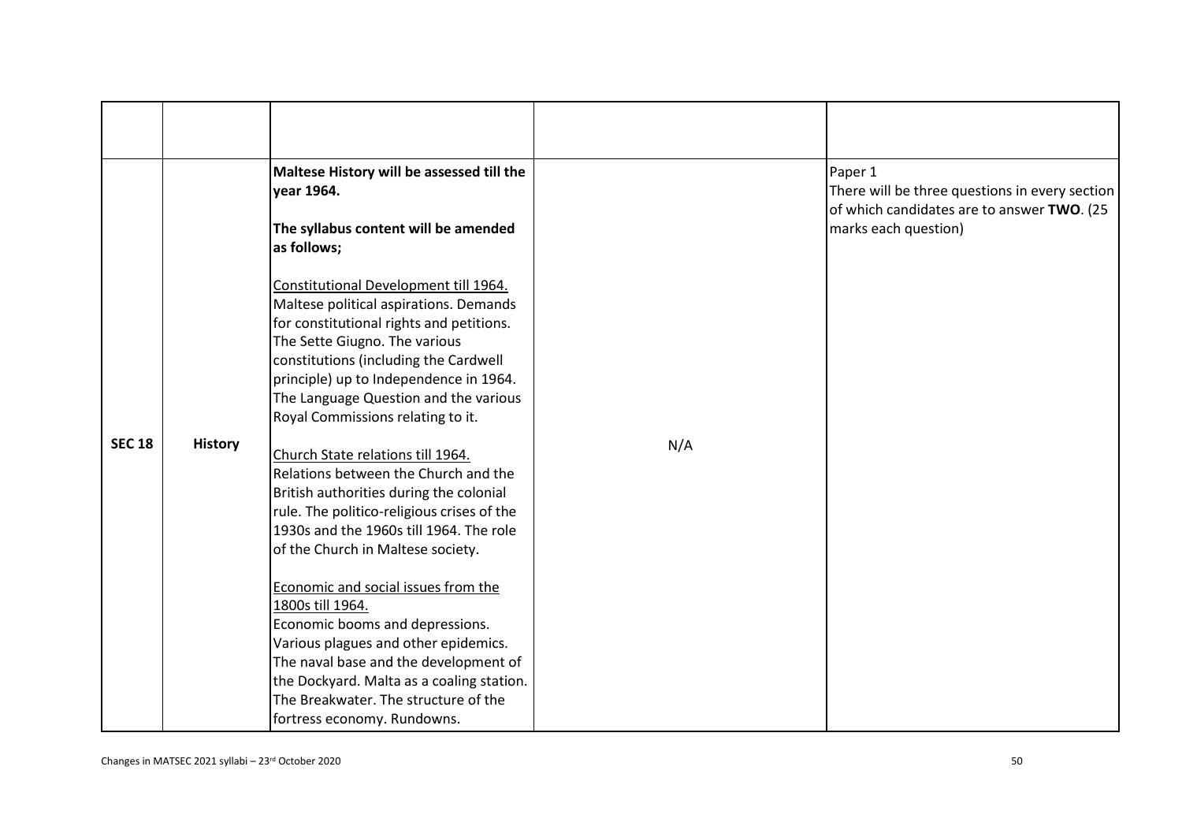| | | | | |
|---|---|---|---|---|
| **SEC 18** | **History** | **Maltese History will be assessed till the year 1964.**<br><br>**The syllabus content will be amended as follows;**<br><br><u>Constitutional Development till 1964.</u><br>Maltese political aspirations. Demands for constitutional rights and petitions. The Sette Giugno. The various constitutions (including the Cardwell principle) up to Independence in 1964. The Language Question and the various Royal Commissions relating to it.<br><br><u>Church State relations till 1964.</u><br>Relations between the Church and the British authorities during the colonial rule. The politico-religious crises of the 1930s and the 1960s till 1964. The role of the Church in Maltese society.<br><br><u>Economic and social issues from the 1800s till 1964.</u><br>Economic booms and depressions. Various plagues and other epidemics. The naval base and the development of the Dockyard. Malta as a coaling station. The Breakwater. The structure of the fortress economy. Rundowns. | N/A | Paper 1<br>There will be three questions in every section of which candidates are to answer **TWO**. (25 marks each question) |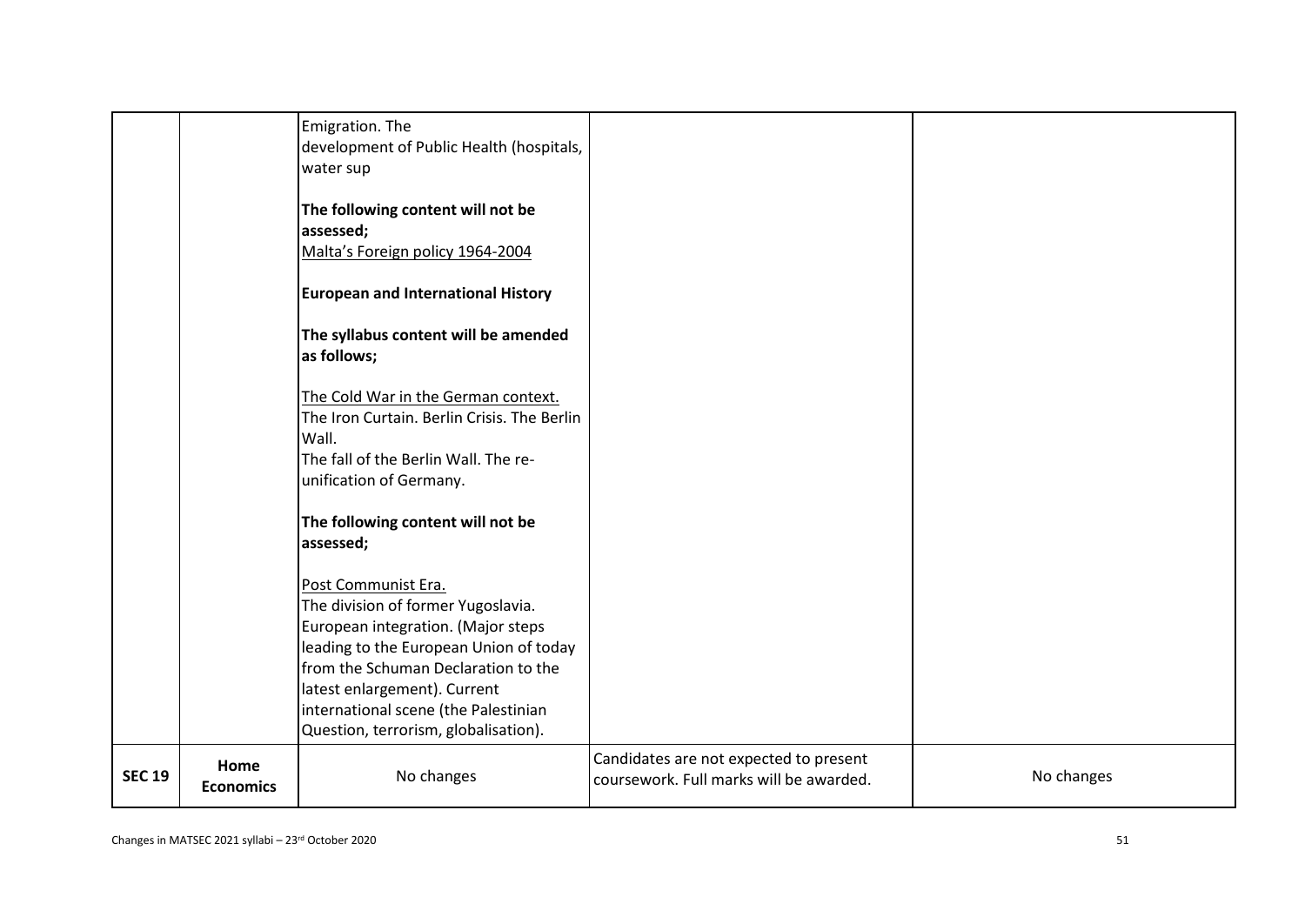|  |  |  |  |  |
|---|---|---|---|---|
|  |  | Emigration. The development of Public Health (hospitals, water sup<br><br>**The following content will not be assessed;**<br>Malta's Foreign policy 1964-2004<br><br>**European and International History**<br><br>**The syllabus content will be amended as follows;**<br><br>The Cold War in the German context.<br>The Iron Curtain. Berlin Crisis. The Berlin Wall.<br>The fall of the Berlin Wall. The re-unification of Germany.<br><br>**The following content will not be assessed;**<br><br>Post Communist Era.<br>The division of former Yugoslavia. European integration. (Major steps leading to the European Union of today from the Schuman Declaration to the latest enlargement). Current international scene (the Palestinian Question, terrorism, globalisation). |  |  |
| **SEC 19** | **Home Economics** | No changes | Candidates are not expected to present coursework. Full marks will be awarded. | No changes |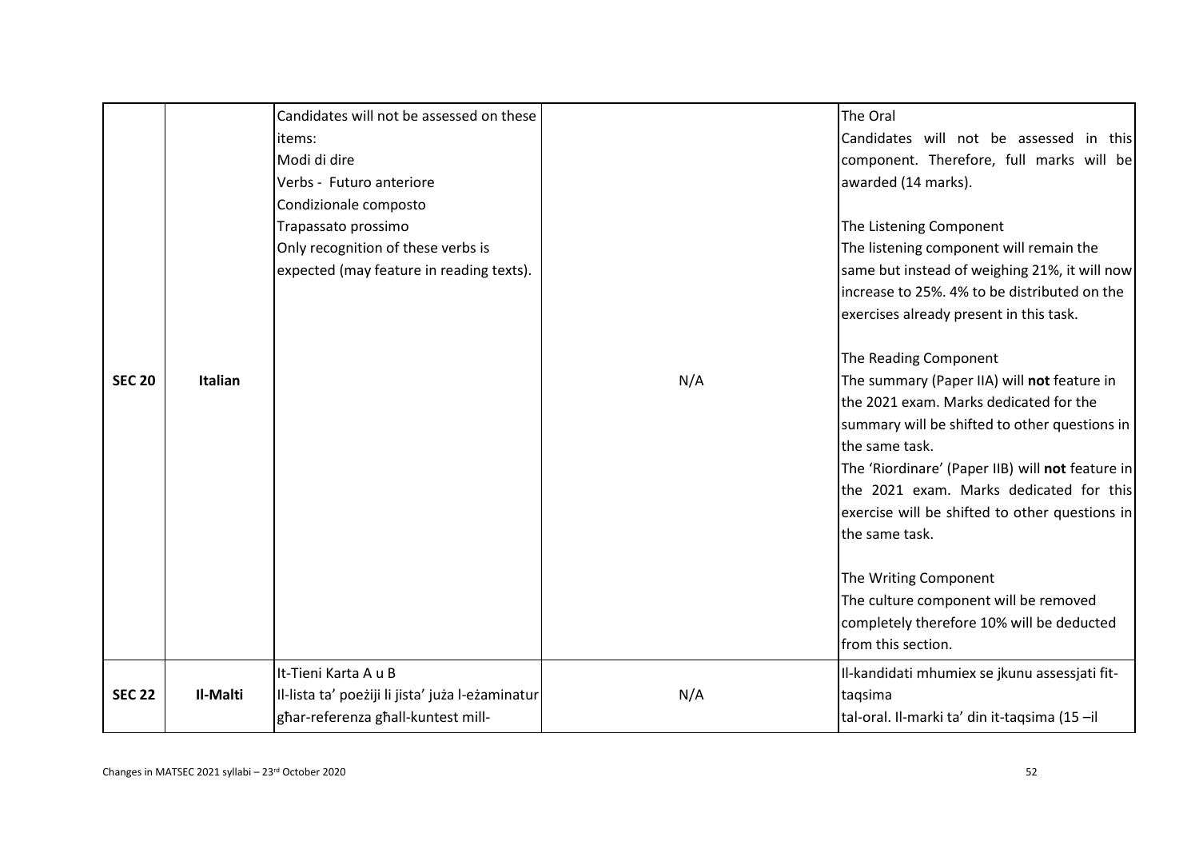| | | | | |
|---|---|---|---|---|
| **SEC 20** | **Italian** | Candidates will not be assessed on these items:<br>Modi di dire<br>Verbs - Futuro anteriore<br>Condizionale composto<br>Trapassato prossimo<br>Only recognition of these verbs is expected (may feature in reading texts). | N/A | The Oral<br>Candidates will not be assessed in this component. Therefore, full marks will be awarded (14 marks).<br><br>The Listening Component<br>The listening component will remain the same but instead of weighing 21%, it will now increase to 25%. 4% to be distributed on the exercises already present in this task.<br><br>The Reading Component<br>The summary (Paper IIA) will **not** feature in the 2021 exam. Marks dedicated for the summary will be shifted to other questions in the same task.<br>The 'Riordinare' (Paper IIB) will **not** feature in the 2021 exam. Marks dedicated for this exercise will be shifted to other questions in the same task.<br><br>The Writing Component<br>The culture component will be removed completely therefore 10% will be deducted from this section. |
| **SEC 22** | **Il-Malti** | It-Tieni Karta A u B<br>Il-lista ta' poeżiji li jista' juża l-eżaminatur għar-referenza għall-kuntest mill- | N/A | Il-kandidati mhumiex se jkunu assessjati fit-taqsima<br>tal-oral. Il-marki ta' din it-taqsima (15 –il |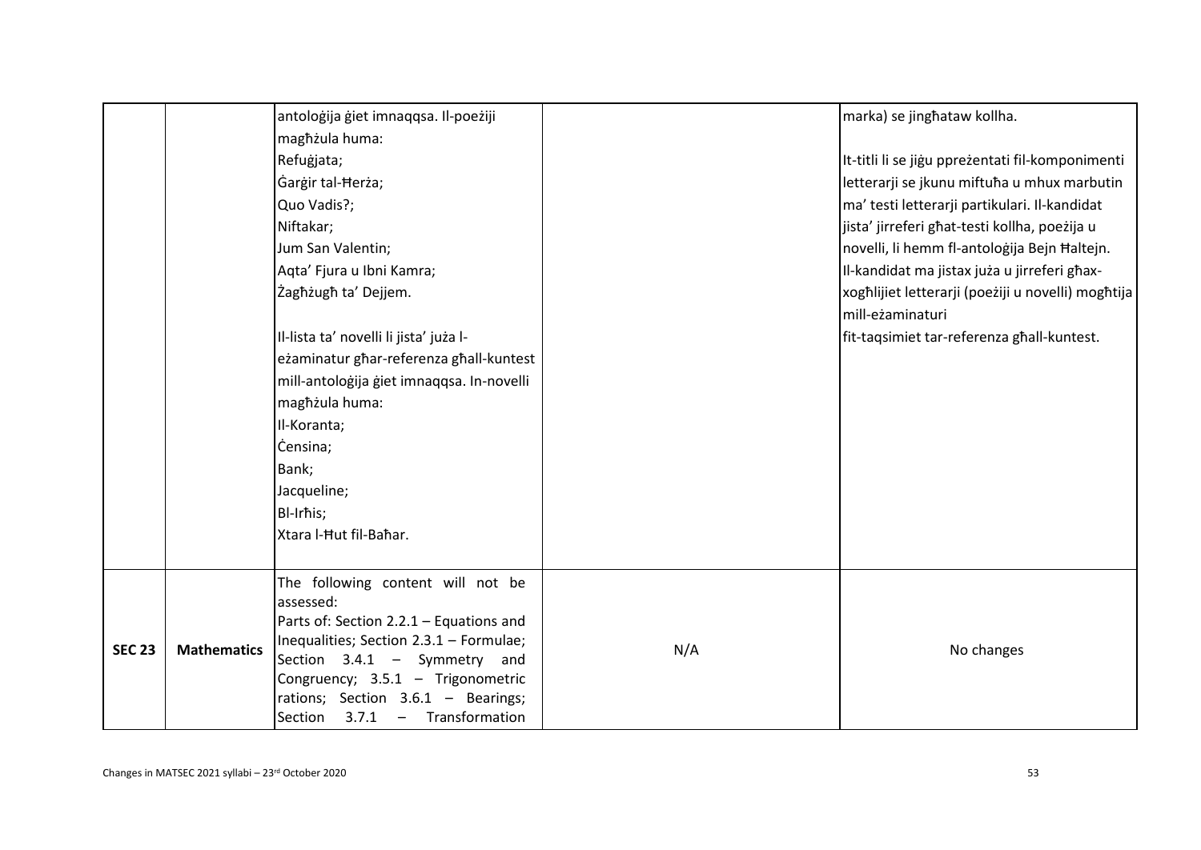| | | | | |
|---|---|---|---|---|
| | | antoloġija ġiet imnaqqsa. Il-poeżiji magħżula huma:<br>Refuġjata;<br>Ġarġir tal-Ħerża;<br>Quo Vadis?;<br>Niftakar;<br>Jum San Valentin;<br>Aqta' Fjura u Ibni Kamra;<br>Żagħżugħ ta' Dejjem.<br><br>Il-lista ta' novelli li jista' juża l-eżaminatur għar-referenza għall-kuntest mill-antoloġija ġiet imnaqqsa. In-novelli magħżula huma:<br>Il-Koranta;<br>Ċensina;<br>Bank;<br>Jacqueline;<br>Bl-Irħis;<br>Xtara l-Ħut fil-Baħar. | | marka) se jingħataw kollha.<br><br>It-titli li se jiġu ppreżentati fil-komponimenti letterarji se jkunu miftuħa u mhux marbutin ma' testi letterarji partikulari. Il-kandidat jista' jirreferi għat-testi kollha, poeżija u novelli, li hemm fl-antoloġija Bejn Ħaltejn. Il-kandidat ma jistax juża u jirreferi għax-xogħlijiet letterarji (poeżiji u novelli) mogħtija mill-eżaminaturi fit-taqsimiet tar-referenza għall-kuntest. |
| **SEC 23** | **Mathematics** | The following content will not be assessed:<br>Parts of: Section 2.2.1 – Equations and Inequalities; Section 2.3.1 – Formulae; Section 3.4.1 – Symmetry and Congruency; 3.5.1 – Trigonometric rations; Section 3.6.1 – Bearings; Section 3.7.1 – Transformation | N/A | No changes |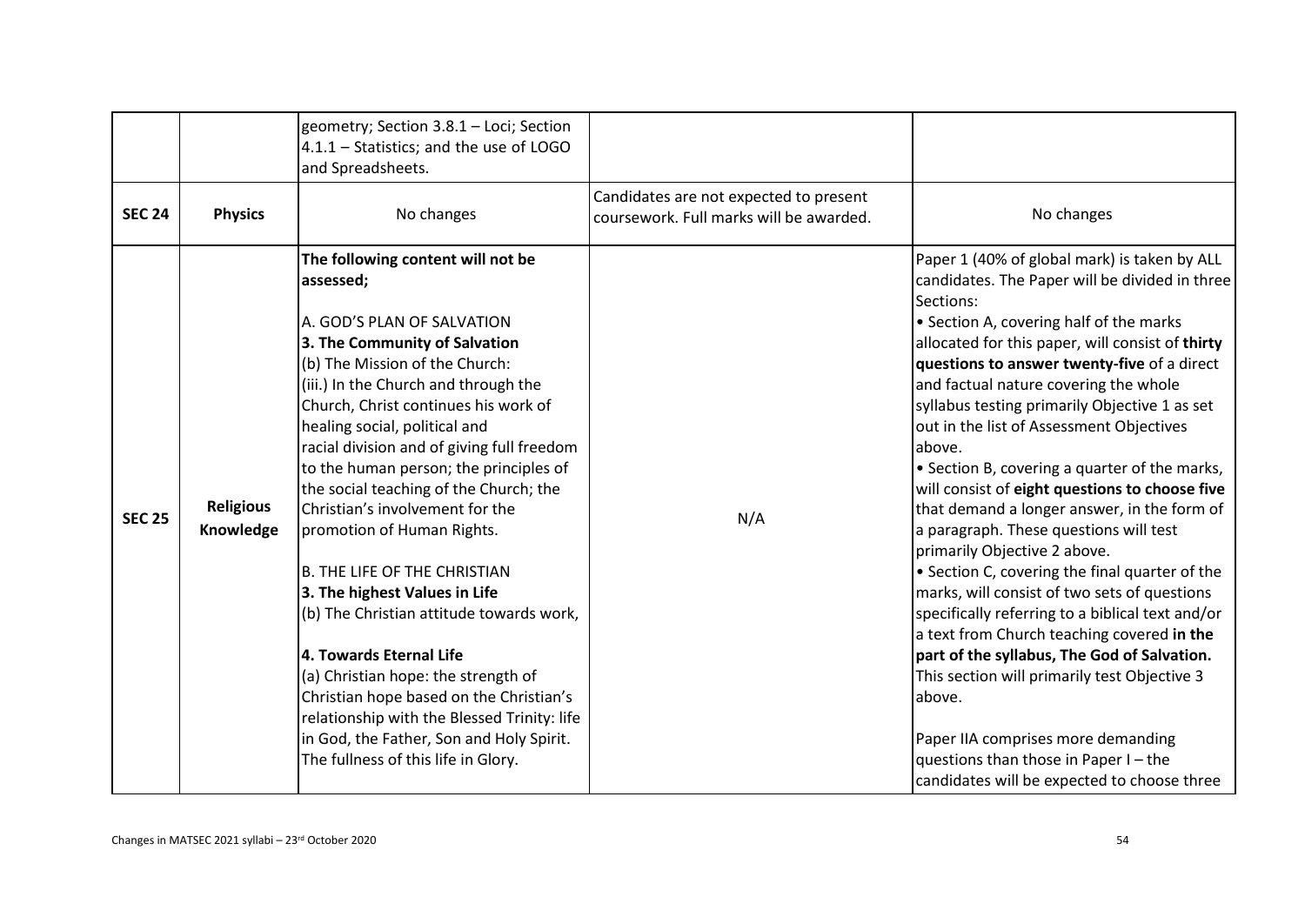| | | | | |
|---|---|---|---|---|
| | | geometry; Section 3.8.1 – Loci; Section 4.1.1 – Statistics; and the use of LOGO and Spreadsheets. | | |
| **SEC 24** | **Physics** | No changes | Candidates are not expected to present coursework. Full marks will be awarded. | No changes |
| **SEC 25** | **Religious Knowledge** | **The following content will not be assessed;**<br><br>A. GOD'S PLAN OF SALVATION<br>**3. The Community of Salvation**<br>(b) The Mission of the Church:<br>(iii.) In the Church and through the Church, Christ continues his work of healing social, political and racial division and of giving full freedom to the human person; the principles of the social teaching of the Church; the Christian's involvement for the promotion of Human Rights.<br><br>B. THE LIFE OF THE CHRISTIAN<br>**3. The highest Values in Life**<br>(b) The Christian attitude towards work,<br><br>**4. Towards Eternal Life**<br>(a) Christian hope: the strength of Christian hope based on the Christian's relationship with the Blessed Trinity: life in God, the Father, Son and Holy Spirit. The fullness of this life in Glory. | N/A | Paper 1 (40% of global mark) is taken by ALL candidates. The Paper will be divided in three Sections:<br>• Section A, covering half of the marks allocated for this paper, will consist of **thirty questions to answer twenty-five** of a direct and factual nature covering the whole syllabus testing primarily Objective 1 as set out in the list of Assessment Objectives above.<br>• Section B, covering a quarter of the marks, will consist of **eight questions to choose five** that demand a longer answer, in the form of a paragraph. These questions will test primarily Objective 2 above.<br>• Section C, covering the final quarter of the marks, will consist of two sets of questions specifically referring to a biblical text and/or a text from Church teaching covered **in the part of the syllabus, The God of Salvation.** This section will primarily test Objective 3 above.<br><br>Paper IIA comprises more demanding questions than those in Paper I – the candidates will be expected to choose three |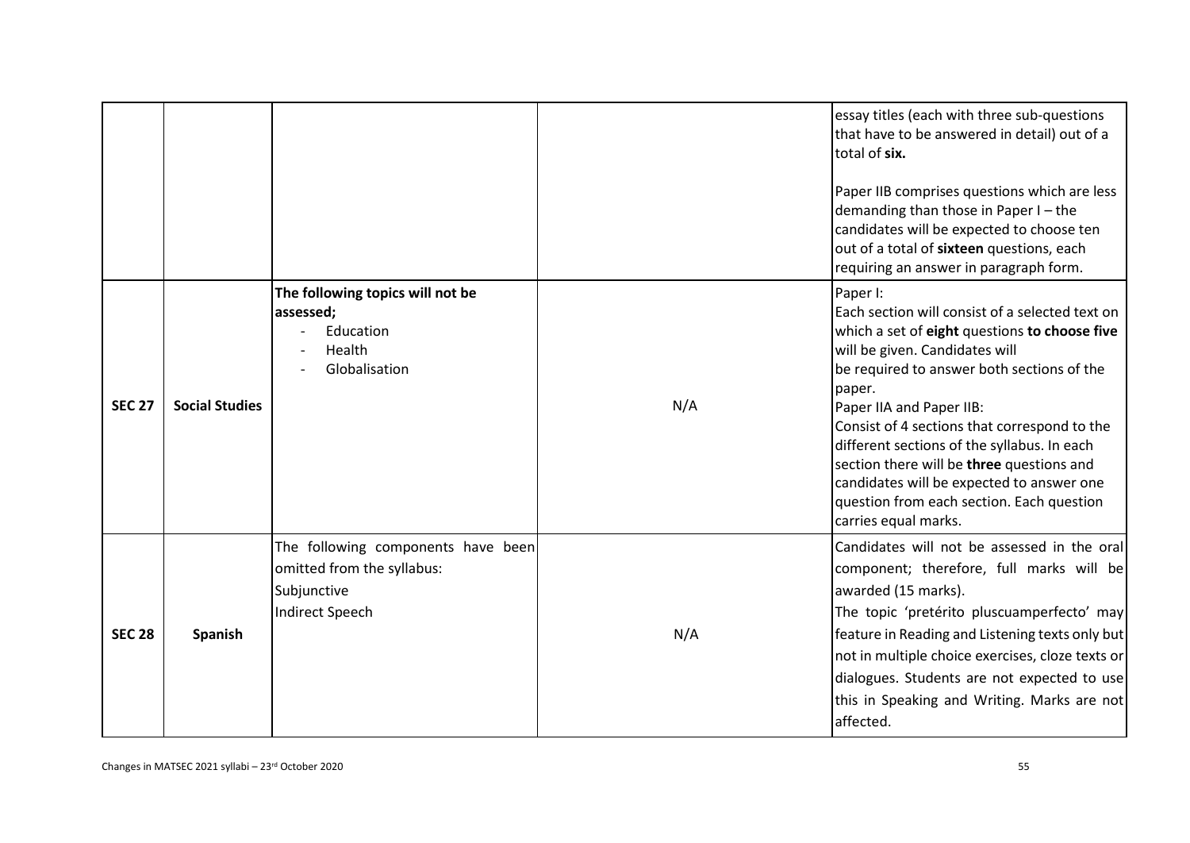| | | | | |
|---|---|---|---|---|
| | | | | essay titles (each with three sub-questions that have to be answered in detail) out of a total of **six.**<br><br>Paper IIB comprises questions which are less demanding than those in Paper I – the candidates will be expected to choose ten out of a total of **sixteen** questions, each requiring an answer in paragraph form. |
| **SEC 27** | **Social Studies** | **The following topics will not be assessed;**<br>- Education<br>- Health<br>- Globalisation | N/A | Paper I:<br>Each section will consist of a selected text on which a set of **eight** questions **to choose five** will be given. Candidates will be required to answer both sections of the paper.<br>Paper IIA and Paper IIB:<br>Consist of 4 sections that correspond to the different sections of the syllabus. In each section there will be **three** questions and candidates will be expected to answer one question from each section. Each question carries equal marks. |
| **SEC 28** | **Spanish** | The following components have been omitted from the syllabus:<br>Subjunctive<br>Indirect Speech | N/A | Candidates will not be assessed in the oral component; therefore, full marks will be awarded (15 marks).<br>The topic 'pretérito pluscuamperfecto' may feature in Reading and Listening texts only but not in multiple choice exercises, cloze texts or dialogues. Students are not expected to use this in Speaking and Writing. Marks are not affected. |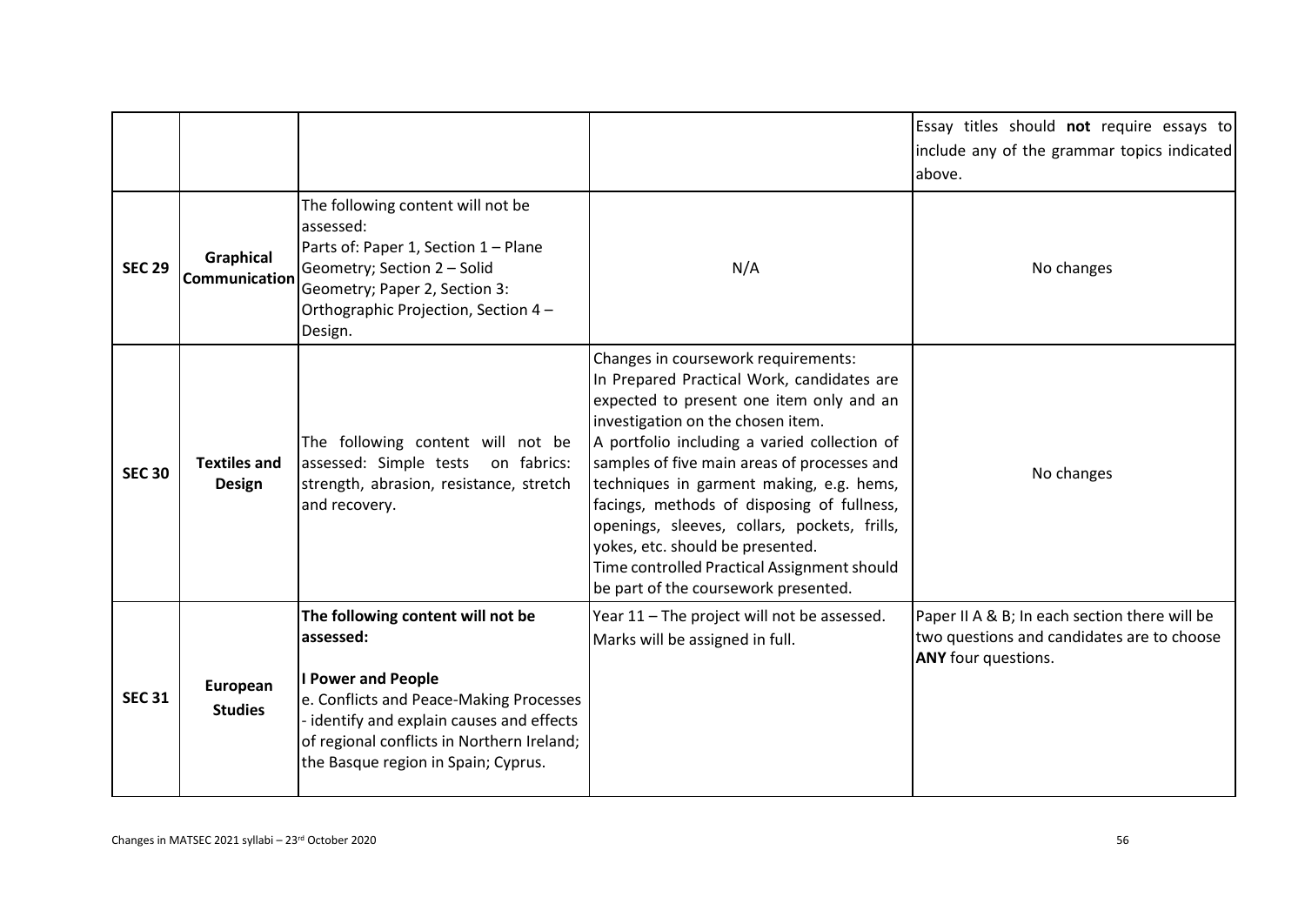| | | | | |
|---|---|---|---|---|
| | | | | Essay titles should **not** require essays to include any of the grammar topics indicated above. |
| **SEC 29** | **Graphical Communication** | The following content will not be assessed:<br>Parts of: Paper 1, Section 1 – Plane Geometry; Section 2 – Solid Geometry; Paper 2, Section 3: Orthographic Projection, Section 4 – Design. | N/A | No changes |
| **SEC 30** | **Textiles and Design** | The following content will not be assessed: Simple tests on fabrics: strength, abrasion, resistance, stretch and recovery. | Changes in coursework requirements:<br>In Prepared Practical Work, candidates are expected to present one item only and an investigation on the chosen item.<br>A portfolio including a varied collection of samples of five main areas of processes and techniques in garment making, e.g. hems, facings, methods of disposing of fullness, openings, sleeves, collars, pockets, frills, yokes, etc. should be presented.<br>Time controlled Practical Assignment should be part of the coursework presented. | No changes |
| **SEC 31** | **European Studies** | **The following content will not be assessed:**<br><br>**I Power and People**<br>e. Conflicts and Peace-Making Processes<br>- identify and explain causes and effects of regional conflicts in Northern Ireland; the Basque region in Spain; Cyprus. | Year 11 – The project will not be assessed. Marks will be assigned in full. | Paper II A & B; In each section there will be two questions and candidates are to choose **ANY** four questions. |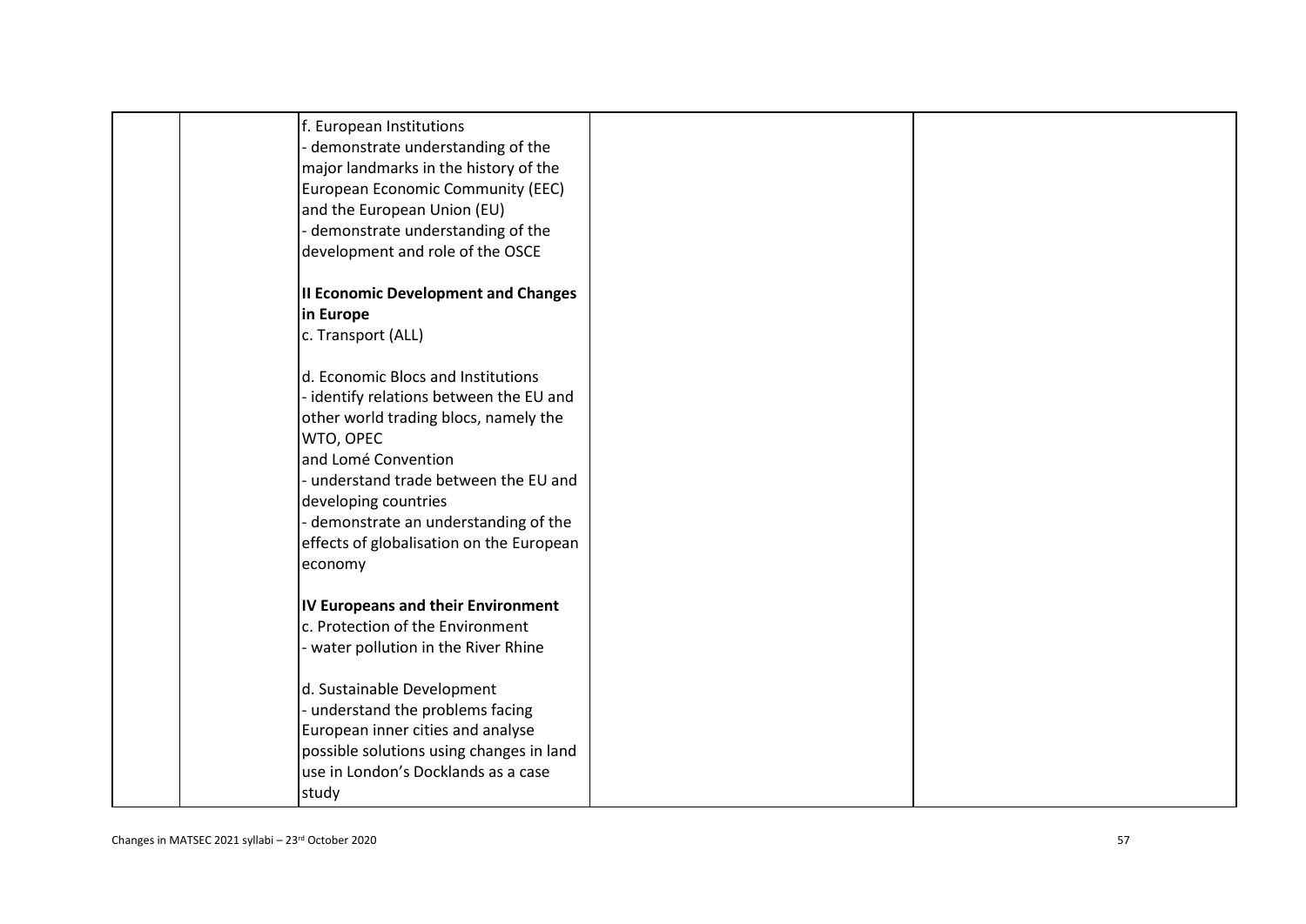|  |  | f. European Institutions<br>- demonstrate understanding of the major landmarks in the history of the European Economic Community (EEC) and the European Union (EU)<br>- demonstrate understanding of the development and role of the OSCE<br><br>**II Economic Development and Changes in Europe**<br>c. Transport (ALL)<br><br>d. Economic Blocs and Institutions<br>- identify relations between the EU and other world trading blocs, namely the WTO, OPEC<br>and Lomé Convention<br>- understand trade between the EU and developing countries<br>- demonstrate an understanding of the effects of globalisation on the European economy<br><br>**IV Europeans and their Environment**<br>c. Protection of the Environment<br>- water pollution in the River Rhine<br><br>d. Sustainable Development<br>- understand the problems facing European inner cities and analyse possible solutions using changes in land use in London's Docklands as a case study |  |  |
|---|---|---|---|---|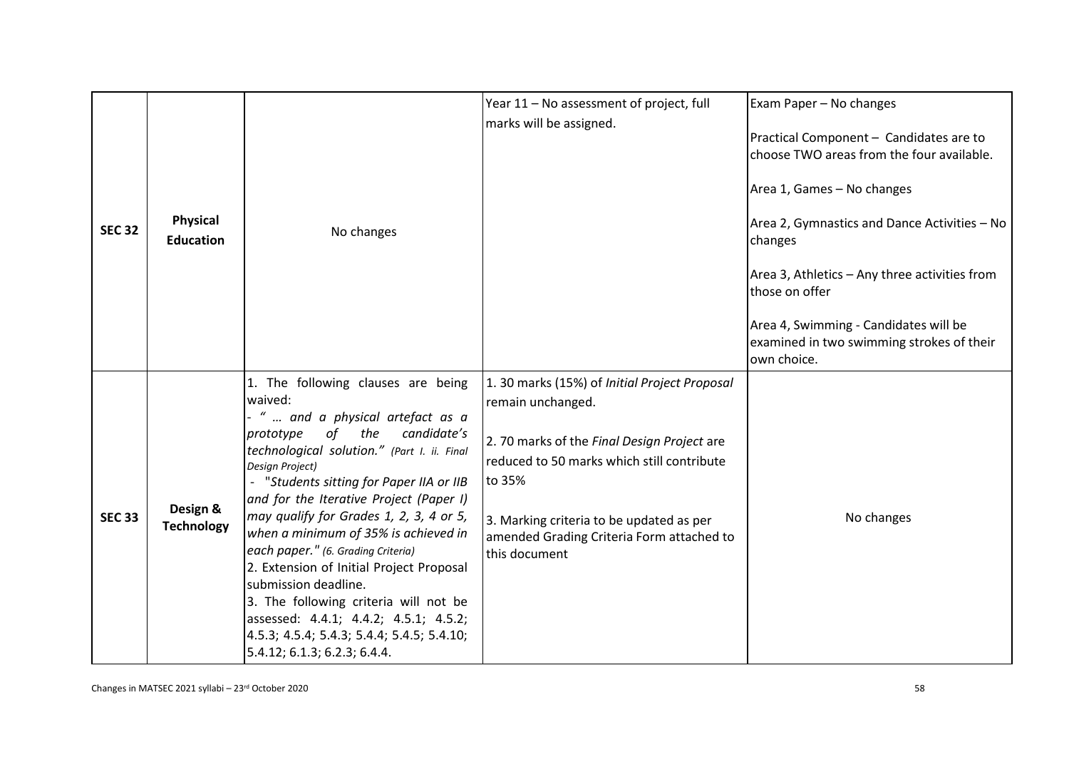| | | | | |
|---|---|---|---|---|
| **SEC 32** | **Physical Education** | No changes | Year 11 – No assessment of project, full marks will be assigned. | Exam Paper – No changes<br><br>Practical Component – Candidates are to choose TWO areas from the four available.<br><br>Area 1, Games – No changes<br><br>Area 2, Gymnastics and Dance Activities – No changes<br><br>Area 3, Athletics – Any three activities from those on offer<br><br>Area 4, Swimming - Candidates will be examined in two swimming strokes of their own choice. |
| **SEC 33** | **Design & Technology** | 1. The following clauses are being waived:<br>- *" … and a physical artefact as a prototype of the candidate's technological solution."* *(Part I. ii. Final Design Project)*<br>- *"Students sitting for Paper IIA or IIB and for the Iterative Project (Paper I) may qualify for Grades 1, 2, 3, 4 or 5, when a minimum of 35% is achieved in each paper."* *(6. Grading Criteria)*<br>2. Extension of Initial Project Proposal submission deadline.<br>3. The following criteria will not be assessed: 4.4.1; 4.4.2; 4.5.1; 4.5.2; 4.5.3; 4.5.4; 5.4.3; 5.4.4; 5.4.5; 5.4.10; 5.4.12; 6.1.3; 6.2.3; 6.4.4. | 1. 30 marks (15%) of *Initial Project Proposal* remain unchanged.<br><br>2. 70 marks of the *Final Design Project* are reduced to 50 marks which still contribute to 35%<br><br>3. Marking criteria to be updated as per amended Grading Criteria Form attached to this document | No changes |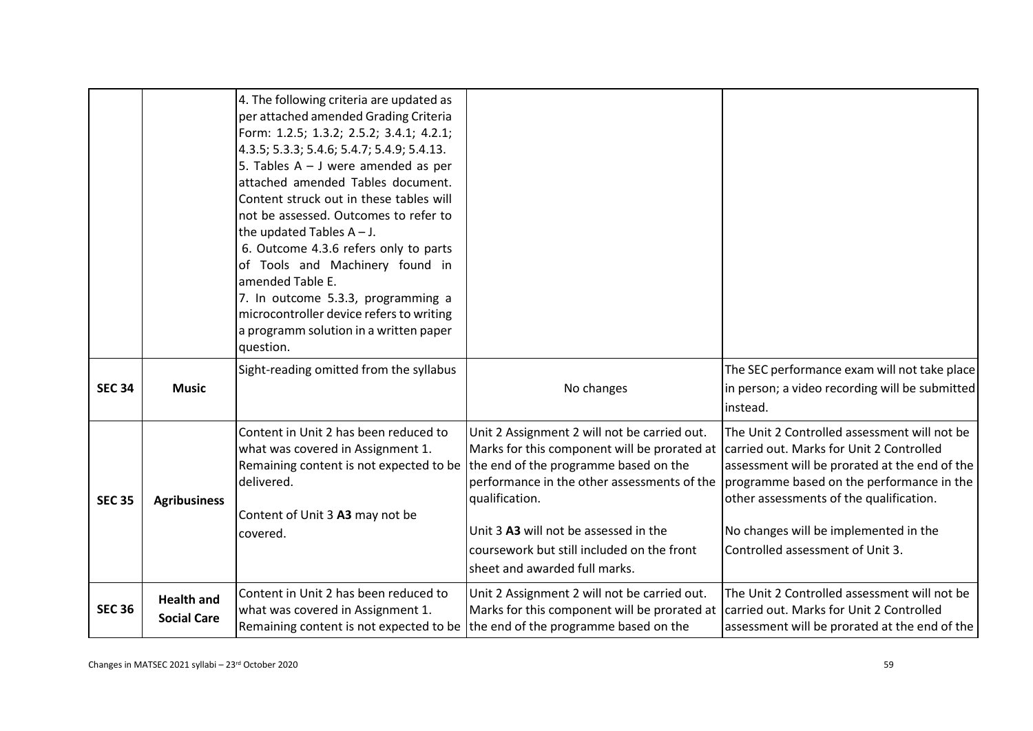| | | | | |
|---|---|---|---|---|
| | | 4. The following criteria are updated as per attached amended Grading Criteria Form: 1.2.5; 1.3.2; 2.5.2; 3.4.1; 4.2.1; 4.3.5; 5.3.3; 5.4.6; 5.4.7; 5.4.9; 5.4.13.<br>5. Tables A – J were amended as per attached amended Tables document. Content struck out in these tables will not be assessed. Outcomes to refer to the updated Tables A – J.<br>6. Outcome 4.3.6 refers only to parts of Tools and Machinery found in amended Table E.<br>7. In outcome 5.3.3, programming a microcontroller device refers to writing a programm solution in a written paper question. | | |
| **SEC 34** | **Music** | Sight-reading omitted from the syllabus | No changes | The SEC performance exam will not take place in person; a video recording will be submitted instead. |
| **SEC 35** | **Agribusiness** | Content in Unit 2 has been reduced to what was covered in Assignment 1. Remaining content is not expected to be delivered.<br><br>Content of Unit 3 **A3** may not be covered. | Unit 2 Assignment 2 will not be carried out. Marks for this component will be prorated at the end of the programme based on the performance in the other assessments of the qualification.<br><br>Unit 3 **A3** will not be assessed in the coursework but still included on the front sheet and awarded full marks. | The Unit 2 Controlled assessment will not be carried out. Marks for Unit 2 Controlled assessment will be prorated at the end of the programme based on the performance in the other assessments of the qualification.<br><br>No changes will be implemented in the Controlled assessment of Unit 3. |
| **SEC 36** | **Health and Social Care** | Content in Unit 2 has been reduced to what was covered in Assignment 1. Remaining content is not expected to be | Unit 2 Assignment 2 will not be carried out. Marks for this component will be prorated at the end of the programme based on the | The Unit 2 Controlled assessment will not be carried out. Marks for Unit 2 Controlled assessment will be prorated at the end of the |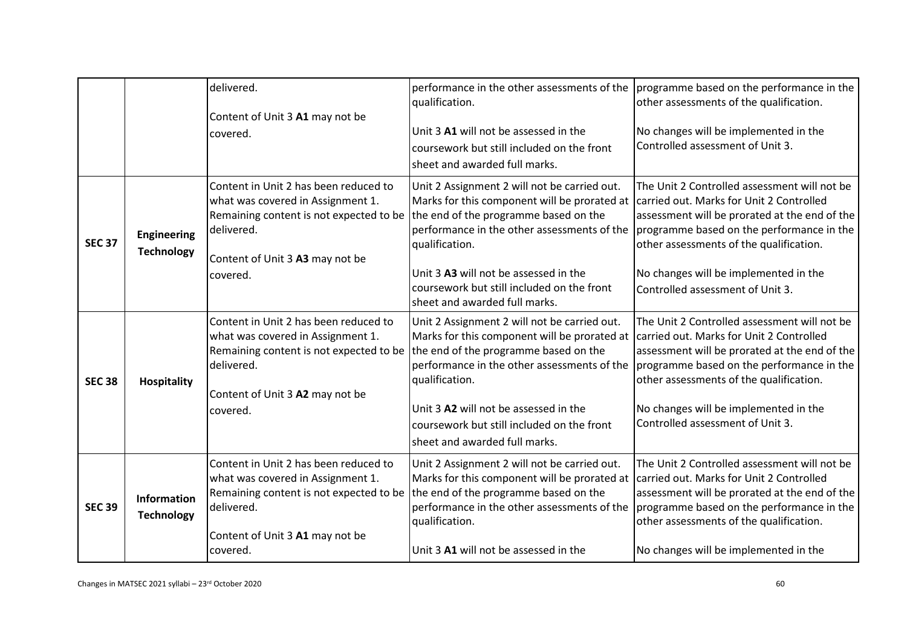| | | | | |
|---|---|---|---|---|
| | | delivered.<br><br>Content of Unit 3 **A1** may not be covered. | performance in the other assessments of the qualification.<br><br>Unit 3 **A1** will not be assessed in the coursework but still included on the front sheet and awarded full marks. | programme based on the performance in the other assessments of the qualification.<br><br>No changes will be implemented in the Controlled assessment of Unit 3. |
| **SEC 37** | **Engineering Technology** | Content in Unit 2 has been reduced to what was covered in Assignment 1. Remaining content is not expected to be delivered.<br><br>Content of Unit 3 **A3** may not be covered. | Unit 2 Assignment 2 will not be carried out. Marks for this component will be prorated at the end of the programme based on the performance in the other assessments of the qualification.<br><br>Unit 3 **A3** will not be assessed in the coursework but still included on the front sheet and awarded full marks. | The Unit 2 Controlled assessment will not be carried out. Marks for Unit 2 Controlled assessment will be prorated at the end of the programme based on the performance in the other assessments of the qualification.<br><br>No changes will be implemented in the Controlled assessment of Unit 3. |
| **SEC 38** | **Hospitality** | Content in Unit 2 has been reduced to what was covered in Assignment 1. Remaining content is not expected to be delivered.<br><br>Content of Unit 3 **A2** may not be covered. | Unit 2 Assignment 2 will not be carried out. Marks for this component will be prorated at the end of the programme based on the performance in the other assessments of the qualification.<br><br>Unit 3 **A2** will not be assessed in the coursework but still included on the front sheet and awarded full marks. | The Unit 2 Controlled assessment will not be carried out. Marks for Unit 2 Controlled assessment will be prorated at the end of the programme based on the performance in the other assessments of the qualification.<br><br>No changes will be implemented in the Controlled assessment of Unit 3. |
| **SEC 39** | **Information Technology** | Content in Unit 2 has been reduced to what was covered in Assignment 1. Remaining content is not expected to be delivered.<br><br>Content of Unit 3 **A1** may not be covered. | Unit 2 Assignment 2 will not be carried out. Marks for this component will be prorated at the end of the programme based on the performance in the other assessments of the qualification.<br><br>Unit 3 **A1** will not be assessed in the | The Unit 2 Controlled assessment will not be carried out. Marks for Unit 2 Controlled assessment will be prorated at the end of the programme based on the performance in the other assessments of the qualification.<br><br>No changes will be implemented in the |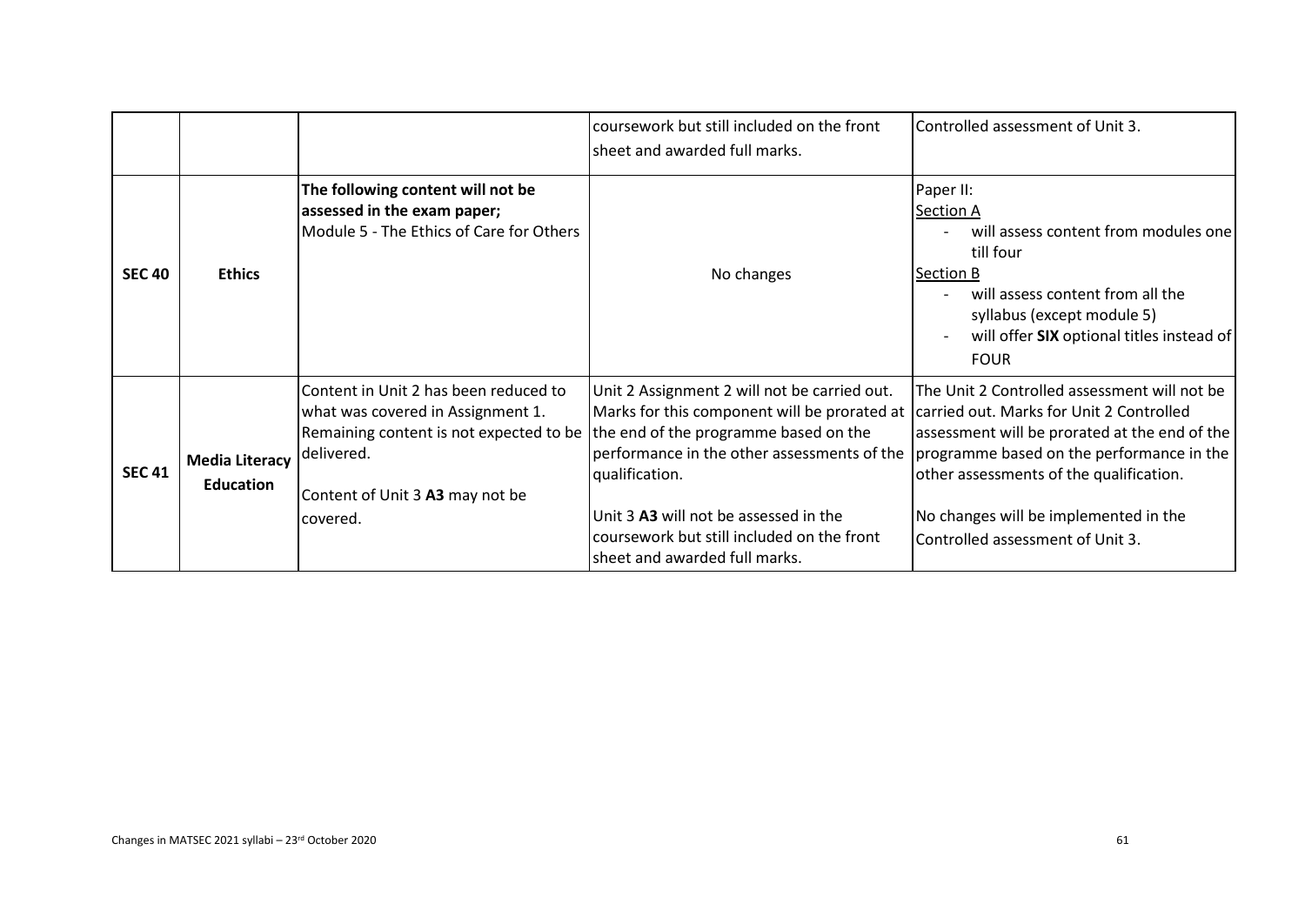| | | | | |
|---|---|---|---|---|
| | | | coursework but still included on the front sheet and awarded full marks. | Controlled assessment of Unit 3. |
| **SEC 40** | **Ethics** | **The following content will not be assessed in the exam paper;** Module 5 - The Ethics of Care for Others | No changes | Paper II: <br> <u>Section A</u> <br> - will assess content from modules one till four <br> <u>Section B</u> <br> - will assess content from all the syllabus (except module 5) <br> - will offer **SIX** optional titles instead of FOUR |
| **SEC 41** | **Media Literacy Education** | Content in Unit 2 has been reduced to what was covered in Assignment 1. Remaining content is not expected to be delivered. <br><br> Content of Unit 3 **A3** may not be covered. | Unit 2 Assignment 2 will not be carried out. Marks for this component will be prorated at the end of the programme based on the performance in the other assessments of the qualification. <br><br> Unit 3 **A3** will not be assessed in the coursework but still included on the front sheet and awarded full marks. | The Unit 2 Controlled assessment will not be carried out. Marks for Unit 2 Controlled assessment will be prorated at the end of the programme based on the performance in the other assessments of the qualification. <br><br> No changes will be implemented in the Controlled assessment of Unit 3. |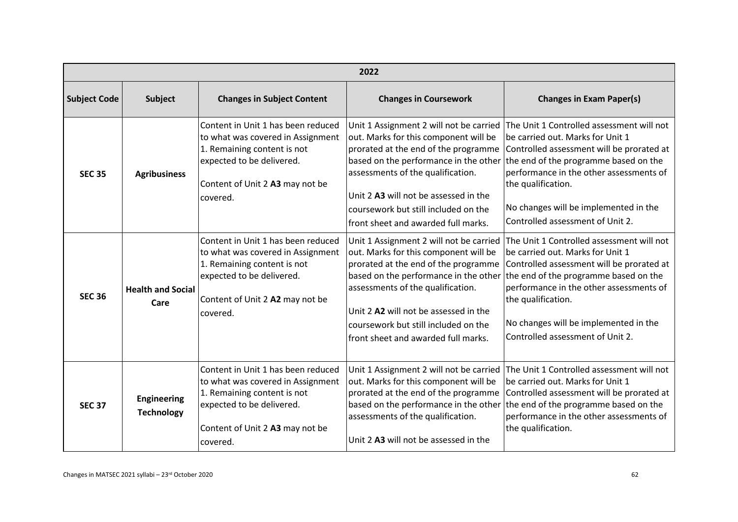| 2022 | | | | |
|---|---|---|---|---|
| **Subject Code** | **Subject** | **Changes in Subject Content** | **Changes in Coursework** | **Changes in Exam Paper(s)** |
| **SEC 35** | **Agribusiness** | Content in Unit 1 has been reduced to what was covered in Assignment 1. Remaining content is not expected to be delivered.<br><br>Content of Unit 2 **A3** may not be covered. | Unit 1 Assignment 2 will not be carried out. Marks for this component will be prorated at the end of the programme based on the performance in the other assessments of the qualification.<br><br>Unit 2 **A3** will not be assessed in the coursework but still included on the front sheet and awarded full marks. | The Unit 1 Controlled assessment will not be carried out. Marks for Unit 1 Controlled assessment will be prorated at the end of the programme based on the performance in the other assessments of the qualification.<br><br>No changes will be implemented in the Controlled assessment of Unit 2. |
| **SEC 36** | **Health and Social Care** | Content in Unit 1 has been reduced to what was covered in Assignment 1. Remaining content is not expected to be delivered.<br><br>Content of Unit 2 **A2** may not be covered. | Unit 1 Assignment 2 will not be carried out. Marks for this component will be prorated at the end of the programme based on the performance in the other assessments of the qualification.<br><br>Unit 2 **A2** will not be assessed in the coursework but still included on the front sheet and awarded full marks. | The Unit 1 Controlled assessment will not be carried out. Marks for Unit 1 Controlled assessment will be prorated at the end of the programme based on the performance in the other assessments of the qualification.<br><br>No changes will be implemented in the Controlled assessment of Unit 2. |
| **SEC 37** | **Engineering Technology** | Content in Unit 1 has been reduced to what was covered in Assignment 1. Remaining content is not expected to be delivered.<br><br>Content of Unit 2 **A3** may not be covered. | Unit 1 Assignment 2 will not be carried out. Marks for this component will be prorated at the end of the programme based on the performance in the other assessments of the qualification.<br><br>Unit 2 **A3** will not be assessed in the | The Unit 1 Controlled assessment will not be carried out. Marks for Unit 1 Controlled assessment will be prorated at the end of the programme based on the performance in the other assessments of the qualification. |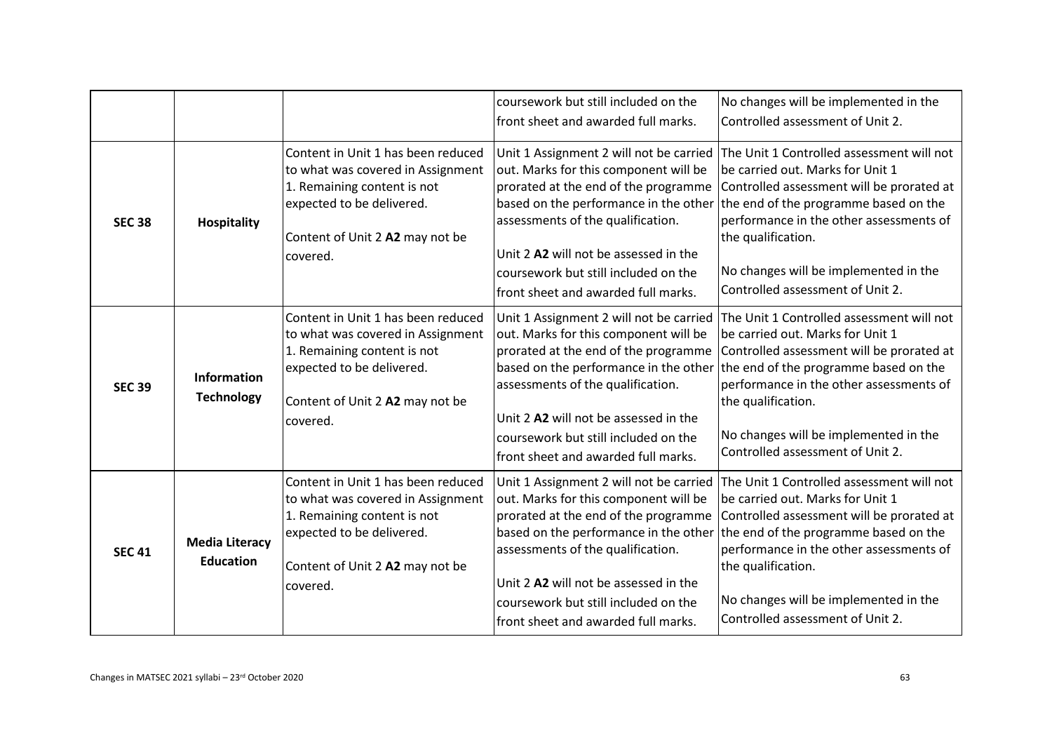| | | | | |
|---|---|---|---|---|
| | | | coursework but still included on the front sheet and awarded full marks. | No changes will be implemented in the Controlled assessment of Unit 2. |
| **SEC 38** | **Hospitality** | Content in Unit 1 has been reduced to what was covered in Assignment 1. Remaining content is not expected to be delivered.<br><br>Content of Unit 2 **A2** may not be covered. | Unit 1 Assignment 2 will not be carried out. Marks for this component will be prorated at the end of the programme based on the performance in the other assessments of the qualification.<br><br>Unit 2 **A2** will not be assessed in the coursework but still included on the front sheet and awarded full marks. | The Unit 1 Controlled assessment will not be carried out. Marks for Unit 1 Controlled assessment will be prorated at the end of the programme based on the performance in the other assessments of the qualification.<br><br>No changes will be implemented in the Controlled assessment of Unit 2. |
| **SEC 39** | **Information Technology** | Content in Unit 1 has been reduced to what was covered in Assignment 1. Remaining content is not expected to be delivered.<br><br>Content of Unit 2 **A2** may not be covered. | Unit 1 Assignment 2 will not be carried out. Marks for this component will be prorated at the end of the programme based on the performance in the other assessments of the qualification.<br><br>Unit 2 **A2** will not be assessed in the coursework but still included on the front sheet and awarded full marks. | The Unit 1 Controlled assessment will not be carried out. Marks for Unit 1 Controlled assessment will be prorated at the end of the programme based on the performance in the other assessments of the qualification.<br><br>No changes will be implemented in the Controlled assessment of Unit 2. |
| **SEC 41** | **Media Literacy Education** | Content in Unit 1 has been reduced to what was covered in Assignment 1. Remaining content is not expected to be delivered.<br><br>Content of Unit 2 **A2** may not be covered. | Unit 1 Assignment 2 will not be carried out. Marks for this component will be prorated at the end of the programme based on the performance in the other assessments of the qualification.<br><br>Unit 2 **A2** will not be assessed in the coursework but still included on the front sheet and awarded full marks. | The Unit 1 Controlled assessment will not be carried out. Marks for Unit 1 Controlled assessment will be prorated at the end of the programme based on the performance in the other assessments of the qualification.<br><br>No changes will be implemented in the Controlled assessment of Unit 2. |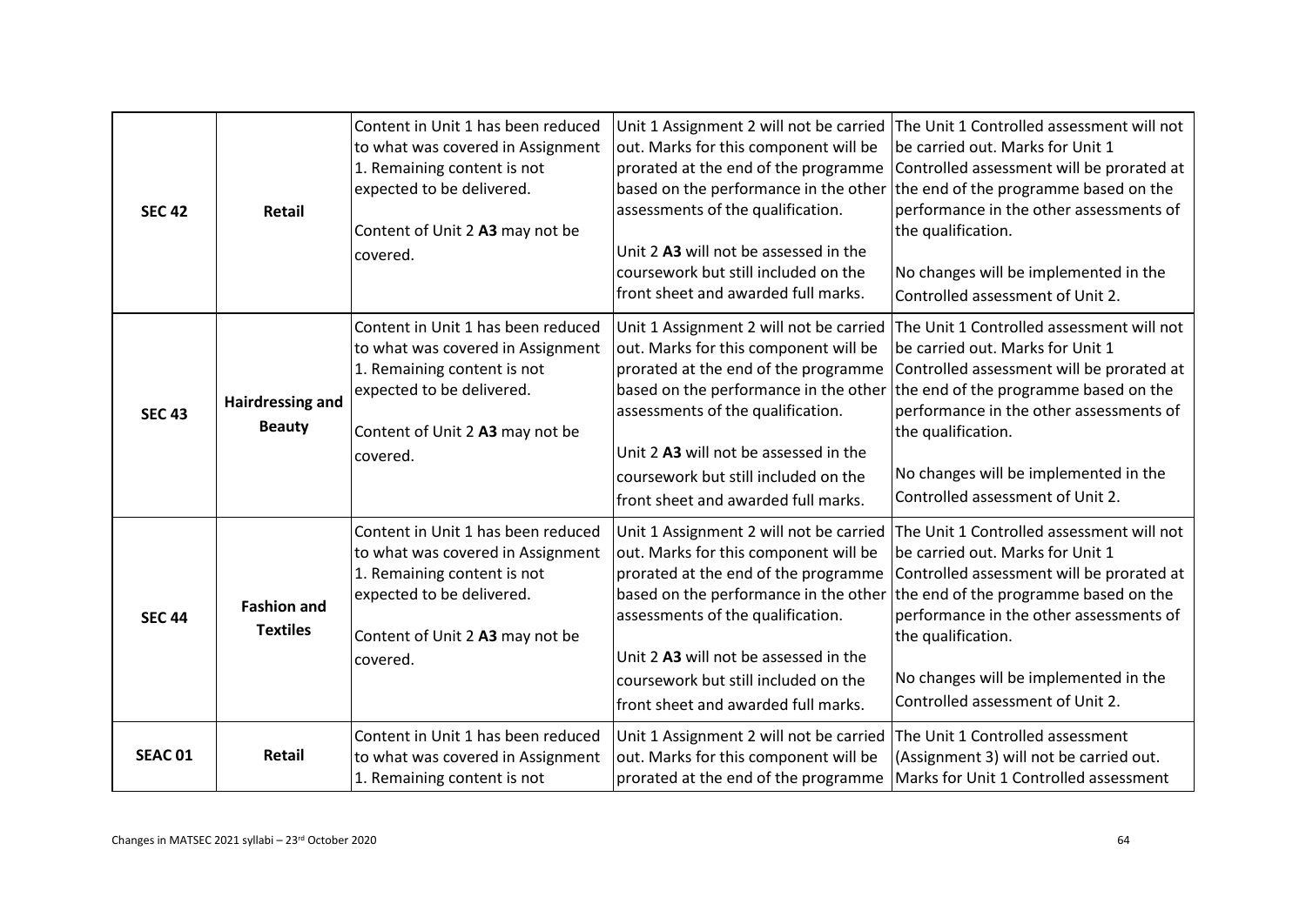| | | | | |
|---|---|---|---|---|
| **SEC 42** | **Retail** | Content in Unit 1 has been reduced to what was covered in Assignment 1. Remaining content is not expected to be delivered.<br><br>Content of Unit 2 **A3** may not be covered. | Unit 1 Assignment 2 will not be carried out. Marks for this component will be prorated at the end of the programme based on the performance in the other assessments of the qualification.<br><br>Unit 2 **A3** will not be assessed in the coursework but still included on the front sheet and awarded full marks. | The Unit 1 Controlled assessment will not be carried out. Marks for Unit 1 Controlled assessment will be prorated at the end of the programme based on the performance in the other assessments of the qualification.<br><br>No changes will be implemented in the Controlled assessment of Unit 2. |
| **SEC 43** | **Hairdressing and Beauty** | Content in Unit 1 has been reduced to what was covered in Assignment 1. Remaining content is not expected to be delivered.<br><br>Content of Unit 2 **A3** may not be covered. | Unit 1 Assignment 2 will not be carried out. Marks for this component will be prorated at the end of the programme based on the performance in the other assessments of the qualification.<br><br>Unit 2 **A3** will not be assessed in the coursework but still included on the front sheet and awarded full marks. | The Unit 1 Controlled assessment will not be carried out. Marks for Unit 1 Controlled assessment will be prorated at the end of the programme based on the performance in the other assessments of the qualification.<br><br>No changes will be implemented in the Controlled assessment of Unit 2. |
| **SEC 44** | **Fashion and Textiles** | Content in Unit 1 has been reduced to what was covered in Assignment 1. Remaining content is not expected to be delivered.<br><br>Content of Unit 2 **A3** may not be covered. | Unit 1 Assignment 2 will not be carried out. Marks for this component will be prorated at the end of the programme based on the performance in the other assessments of the qualification.<br><br>Unit 2 **A3** will not be assessed in the coursework but still included on the front sheet and awarded full marks. | The Unit 1 Controlled assessment will not be carried out. Marks for Unit 1 Controlled assessment will be prorated at the end of the programme based on the performance in the other assessments of the qualification.<br><br>No changes will be implemented in the Controlled assessment of Unit 2. |
| **SEAC 01** | **Retail** | Content in Unit 1 has been reduced to what was covered in Assignment 1. Remaining content is not | Unit 1 Assignment 2 will not be carried out. Marks for this component will be prorated at the end of the programme | The Unit 1 Controlled assessment (Assignment 3) will not be carried out. Marks for Unit 1 Controlled assessment |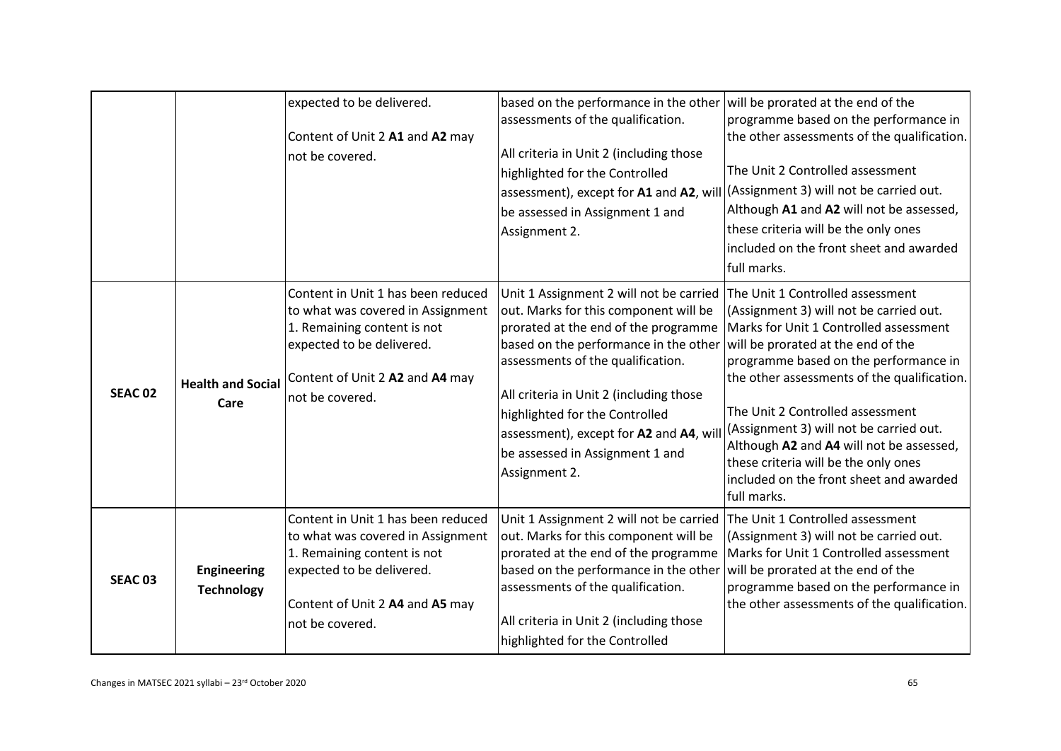| | | expected to be delivered.<br><br>Content of Unit 2 **A1** and **A2** may not be covered. | based on the performance in the other assessments of the qualification.<br><br>All criteria in Unit 2 (including those highlighted for the Controlled assessment), except for **A1** and **A2**, will be assessed in Assignment 1 and Assignment 2. | will be prorated at the end of the programme based on the performance in the other assessments of the qualification.<br><br>The Unit 2 Controlled assessment (Assignment 3) will not be carried out. Although **A1** and **A2** will not be assessed, these criteria will be the only ones included on the front sheet and awarded full marks. |
|---|---|---|---|---|
| **SEAC 02** | **Health and Social Care** | Content in Unit 1 has been reduced to what was covered in Assignment 1. Remaining content is not expected to be delivered.<br><br>Content of Unit 2 **A2** and **A4** may not be covered. | Unit 1 Assignment 2 will not be carried out. Marks for this component will be prorated at the end of the programme based on the performance in the other assessments of the qualification.<br><br>All criteria in Unit 2 (including those highlighted for the Controlled assessment), except for **A2** and **A4**, will be assessed in Assignment 1 and Assignment 2. | The Unit 1 Controlled assessment (Assignment 3) will not be carried out. Marks for Unit 1 Controlled assessment will be prorated at the end of the programme based on the performance in the other assessments of the qualification.<br><br>The Unit 2 Controlled assessment (Assignment 3) will not be carried out. Although **A2** and **A4** will not be assessed, these criteria will be the only ones included on the front sheet and awarded full marks. |
| **SEAC 03** | **Engineering Technology** | Content in Unit 1 has been reduced to what was covered in Assignment 1. Remaining content is not expected to be delivered.<br><br>Content of Unit 2 **A4** and **A5** may not be covered. | Unit 1 Assignment 2 will not be carried out. Marks for this component will be prorated at the end of the programme based on the performance in the other assessments of the qualification.<br><br>All criteria in Unit 2 (including those highlighted for the Controlled | The Unit 1 Controlled assessment (Assignment 3) will not be carried out. Marks for Unit 1 Controlled assessment will be prorated at the end of the programme based on the performance in the other assessments of the qualification. |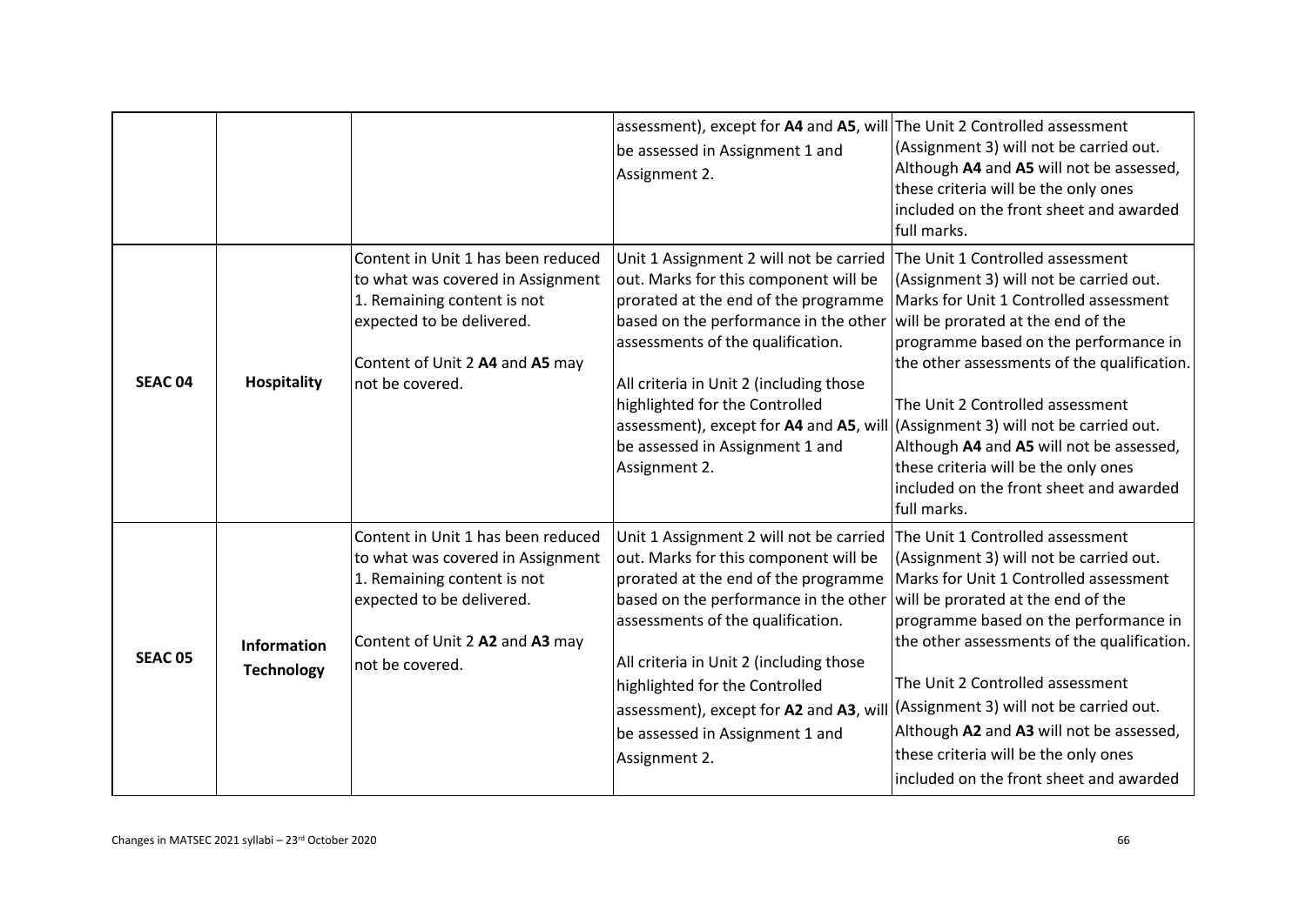| | | | assessment), except for **A4** and **A5**, will be assessed in Assignment 1 and Assignment 2. | The Unit 2 Controlled assessment (Assignment 3) will not be carried out. Although **A4** and **A5** will not be assessed, these criteria will be the only ones included on the front sheet and awarded full marks. |
|---|---|---|---|---|
| **SEAC 04** | **Hospitality** | Content in Unit 1 has been reduced to what was covered in Assignment 1. Remaining content is not expected to be delivered.<br><br>Content of Unit 2 **A4** and **A5** may not be covered. | Unit 1 Assignment 2 will not be carried out. Marks for this component will be prorated at the end of the programme based on the performance in the other assessments of the qualification.<br><br>All criteria in Unit 2 (including those highlighted for the Controlled assessment), except for **A4** and **A5**, will be assessed in Assignment 1 and Assignment 2. | The Unit 1 Controlled assessment (Assignment 3) will not be carried out. Marks for Unit 1 Controlled assessment will be prorated at the end of the programme based on the performance in the other assessments of the qualification.<br><br>The Unit 2 Controlled assessment (Assignment 3) will not be carried out. Although **A4** and **A5** will not be assessed, these criteria will be the only ones included on the front sheet and awarded full marks. |
| **SEAC 05** | **Information Technology** | Content in Unit 1 has been reduced to what was covered in Assignment 1. Remaining content is not expected to be delivered.<br><br>Content of Unit 2 **A2** and **A3** may not be covered. | Unit 1 Assignment 2 will not be carried out. Marks for this component will be prorated at the end of the programme based on the performance in the other assessments of the qualification.<br><br>All criteria in Unit 2 (including those highlighted for the Controlled assessment), except for **A2** and **A3**, will be assessed in Assignment 1 and Assignment 2. | The Unit 1 Controlled assessment (Assignment 3) will not be carried out. Marks for Unit 1 Controlled assessment will be prorated at the end of the programme based on the performance in the other assessments of the qualification.<br><br>The Unit 2 Controlled assessment (Assignment 3) will not be carried out. Although **A2** and **A3** will not be assessed, these criteria will be the only ones included on the front sheet and awarded |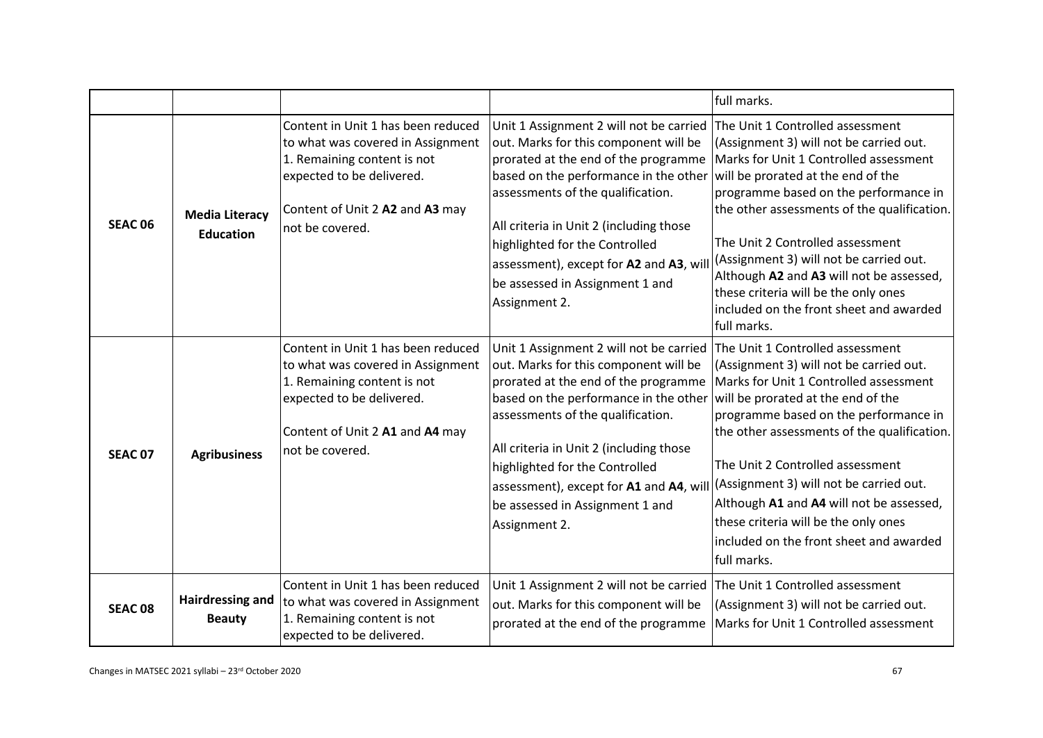| | | | | |
|---|---|---|---|---|
| | | | | full marks. |
| **SEAC 06** | **Media Literacy Education** | Content in Unit 1 has been reduced to what was covered in Assignment 1. Remaining content is not expected to be delivered.<br><br>Content of Unit 2 **A2** and **A3** may not be covered. | Unit 1 Assignment 2 will not be carried out. Marks for this component will be prorated at the end of the programme based on the performance in the other assessments of the qualification.<br><br>All criteria in Unit 2 (including those highlighted for the Controlled assessment), except for **A2** and **A3**, will be assessed in Assignment 1 and Assignment 2. | The Unit 1 Controlled assessment (Assignment 3) will not be carried out. Marks for Unit 1 Controlled assessment will be prorated at the end of the programme based on the performance in the other assessments of the qualification.<br><br>The Unit 2 Controlled assessment (Assignment 3) will not be carried out. Although **A2** and **A3** will not be assessed, these criteria will be the only ones included on the front sheet and awarded full marks. |
| **SEAC 07** | **Agribusiness** | Content in Unit 1 has been reduced to what was covered in Assignment 1. Remaining content is not expected to be delivered.<br><br>Content of Unit 2 **A1** and **A4** may not be covered. | Unit 1 Assignment 2 will not be carried out. Marks for this component will be prorated at the end of the programme based on the performance in the other assessments of the qualification.<br><br>All criteria in Unit 2 (including those highlighted for the Controlled assessment), except for **A1** and **A4**, will be assessed in Assignment 1 and Assignment 2. | The Unit 1 Controlled assessment (Assignment 3) will not be carried out. Marks for Unit 1 Controlled assessment will be prorated at the end of the programme based on the performance in the other assessments of the qualification.<br><br>The Unit 2 Controlled assessment (Assignment 3) will not be carried out. Although **A1** and **A4** will not be assessed, these criteria will be the only ones included on the front sheet and awarded full marks. |
| **SEAC 08** | **Hairdressing and Beauty** | Content in Unit 1 has been reduced to what was covered in Assignment 1. Remaining content is not expected to be delivered. | Unit 1 Assignment 2 will not be carried out. Marks for this component will be prorated at the end of the programme | The Unit 1 Controlled assessment (Assignment 3) will not be carried out. Marks for Unit 1 Controlled assessment |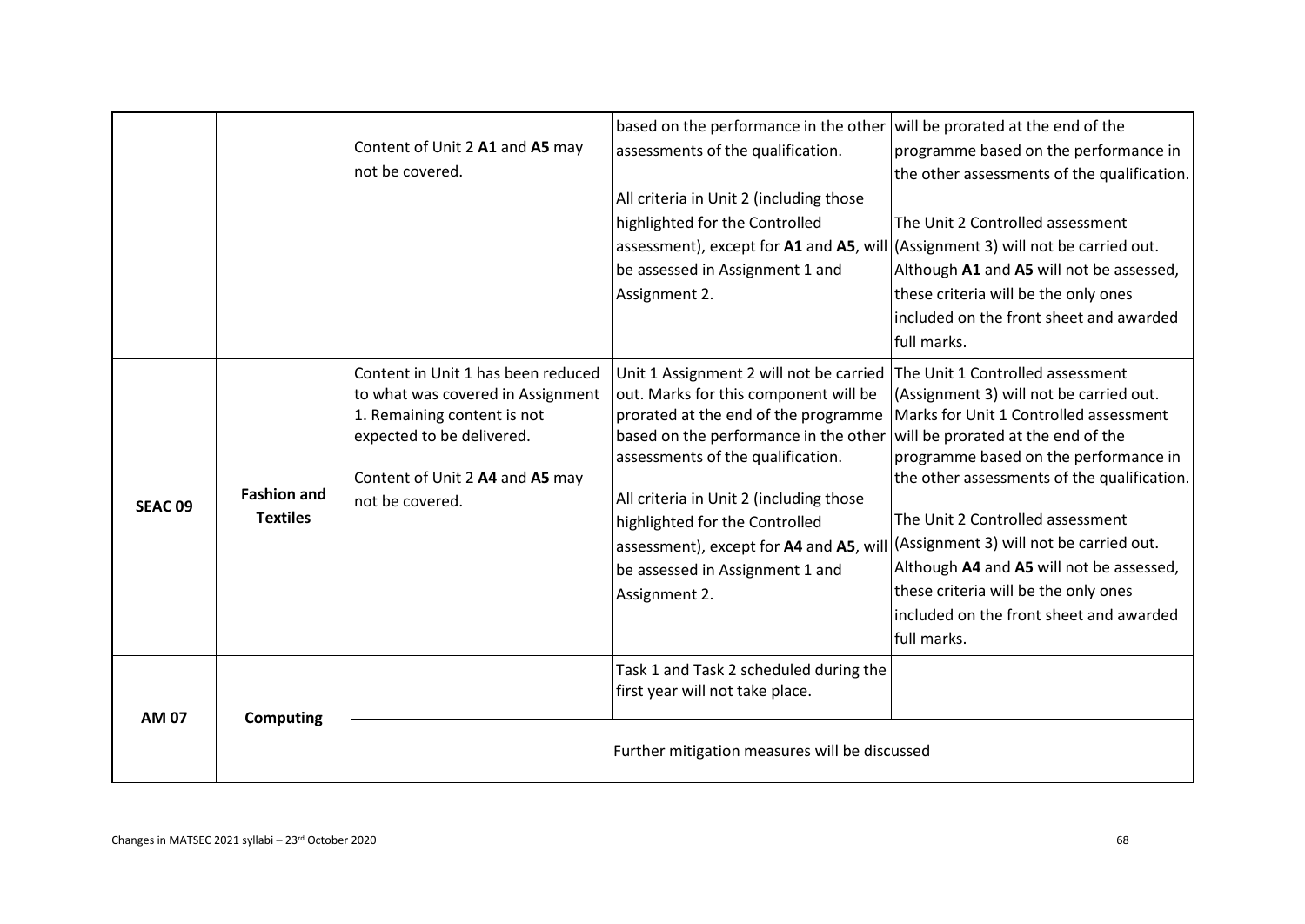| | | | | |
|---|---|---|---|---|
| | | Content of Unit 2 **A1** and **A5** may not be covered. | based on the performance in the other assessments of the qualification.<br><br>All criteria in Unit 2 (including those highlighted for the Controlled assessment), except for **A1** and **A5**, will be assessed in Assignment 1 and Assignment 2. | will be prorated at the end of the programme based on the performance in the other assessments of the qualification.<br><br>The Unit 2 Controlled assessment (Assignment 3) will not be carried out. Although **A1** and **A5** will not be assessed, these criteria will be the only ones included on the front sheet and awarded full marks. |
| **SEAC 09** | **Fashion and Textiles** | Content in Unit 1 has been reduced to what was covered in Assignment 1. Remaining content is not expected to be delivered.<br><br>Content of Unit 2 **A4** and **A5** may not be covered. | Unit 1 Assignment 2 will not be carried out. Marks for this component will be prorated at the end of the programme based on the performance in the other assessments of the qualification.<br><br>All criteria in Unit 2 (including those highlighted for the Controlled assessment), except for **A4** and **A5**, will be assessed in Assignment 1 and Assignment 2. | The Unit 1 Controlled assessment (Assignment 3) will not be carried out. Marks for Unit 1 Controlled assessment will be prorated at the end of the programme based on the performance in the other assessments of the qualification.<br><br>The Unit 2 Controlled assessment (Assignment 3) will not be carried out. Although **A4** and **A5** will not be assessed, these criteria will be the only ones included on the front sheet and awarded full marks. |
| **AM 07** | **Computing** | | Task 1 and Task 2 scheduled during the first year will not take place. | |
| | | Further mitigation measures will be discussed | | |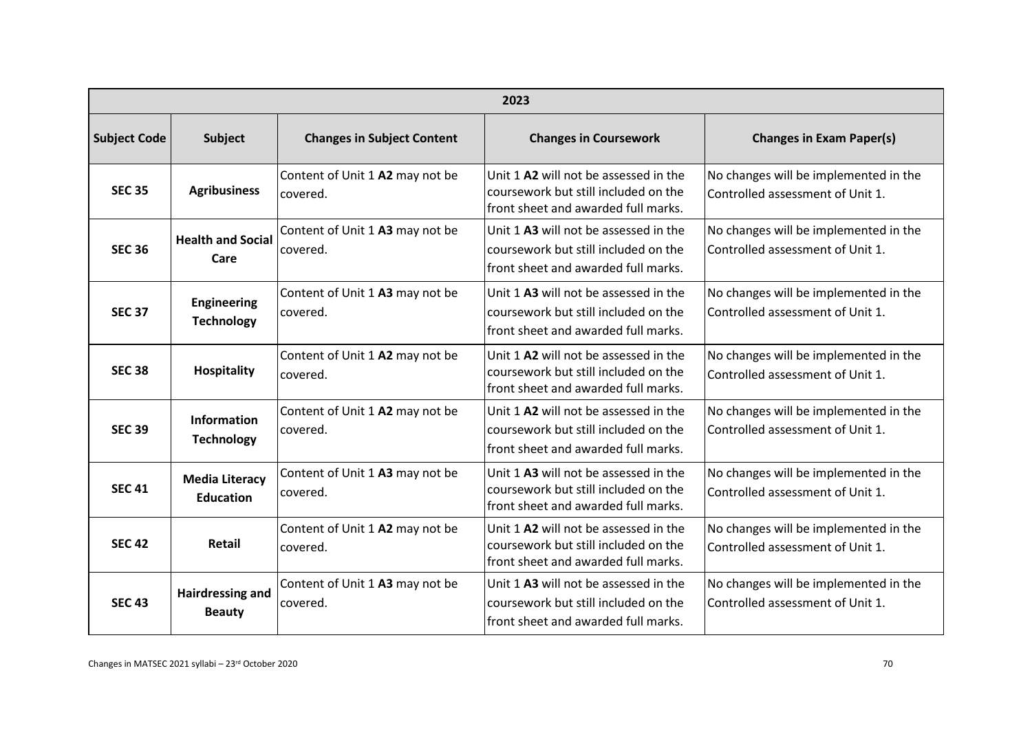| 2023 | | | | |
|---|---|---|---|---|
| **Subject Code** | **Subject** | **Changes in Subject Content** | **Changes in Coursework** | **Changes in Exam Paper(s)** |
| **SEC 35** | **Agribusiness** | Content of Unit 1 **A2** may not be covered. | Unit 1 **A2** will not be assessed in the coursework but still included on the front sheet and awarded full marks. | No changes will be implemented in the Controlled assessment of Unit 1. |
| **SEC 36** | **Health and Social Care** | Content of Unit 1 **A3** may not be covered. | Unit 1 **A3** will not be assessed in the coursework but still included on the front sheet and awarded full marks. | No changes will be implemented in the Controlled assessment of Unit 1. |
| **SEC 37** | **Engineering Technology** | Content of Unit 1 **A3** may not be covered. | Unit 1 **A3** will not be assessed in the coursework but still included on the front sheet and awarded full marks. | No changes will be implemented in the Controlled assessment of Unit 1. |
| **SEC 38** | **Hospitality** | Content of Unit 1 **A2** may not be covered. | Unit 1 **A2** will not be assessed in the coursework but still included on the front sheet and awarded full marks. | No changes will be implemented in the Controlled assessment of Unit 1. |
| **SEC 39** | **Information Technology** | Content of Unit 1 **A2** may not be covered. | Unit 1 **A2** will not be assessed in the coursework but still included on the front sheet and awarded full marks. | No changes will be implemented in the Controlled assessment of Unit 1. |
| **SEC 41** | **Media Literacy Education** | Content of Unit 1 **A3** may not be covered. | Unit 1 **A3** will not be assessed in the coursework but still included on the front sheet and awarded full marks. | No changes will be implemented in the Controlled assessment of Unit 1. |
| **SEC 42** | **Retail** | Content of Unit 1 **A2** may not be covered. | Unit 1 **A2** will not be assessed in the coursework but still included on the front sheet and awarded full marks. | No changes will be implemented in the Controlled assessment of Unit 1. |
| **SEC 43** | **Hairdressing and Beauty** | Content of Unit 1 **A3** may not be covered. | Unit 1 **A3** will not be assessed in the coursework but still included on the front sheet and awarded full marks. | No changes will be implemented in the Controlled assessment of Unit 1. |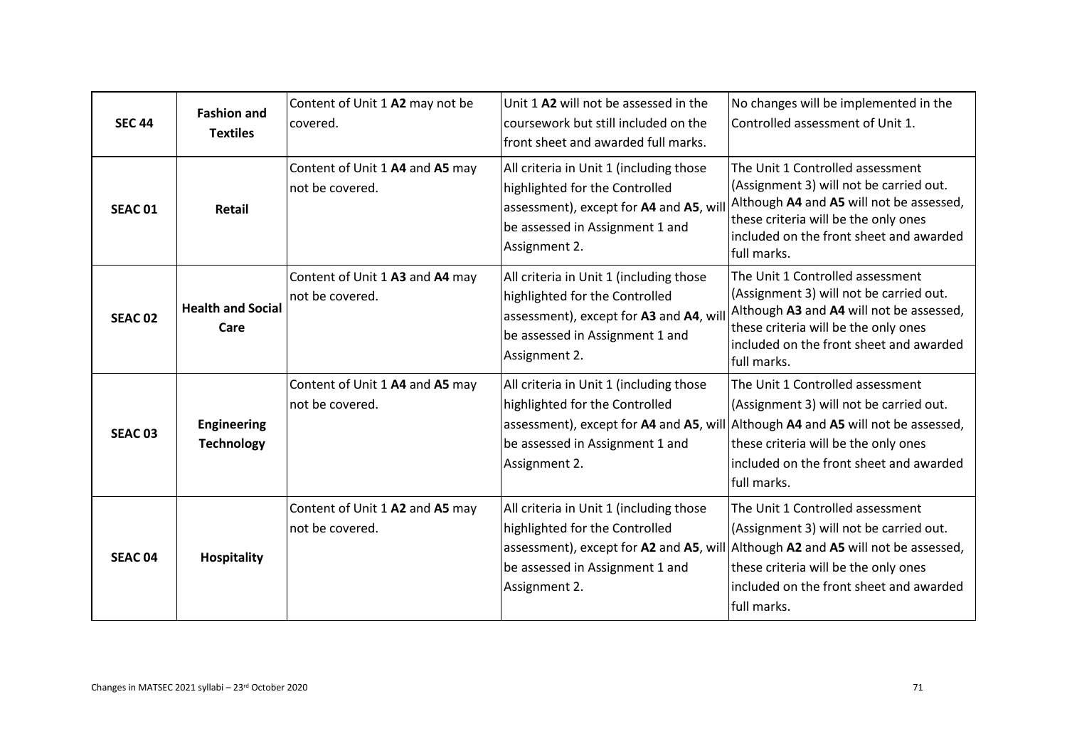| **SEC 44** | **Fashion and Textiles** | Content of Unit 1 **A2** may not be covered. | Unit 1 **A2** will not be assessed in the coursework but still included on the front sheet and awarded full marks. | No changes will be implemented in the Controlled assessment of Unit 1. |
|---|---|---|---|---|
| **SEAC 01** | **Retail** | Content of Unit 1 **A4** and **A5** may not be covered. | All criteria in Unit 1 (including those highlighted for the Controlled assessment), except for **A4** and **A5**, will be assessed in Assignment 1 and Assignment 2. | The Unit 1 Controlled assessment (Assignment 3) will not be carried out. Although **A4** and **A5** will not be assessed, these criteria will be the only ones included on the front sheet and awarded full marks. |
| **SEAC 02** | **Health and Social Care** | Content of Unit 1 **A3** and **A4** may not be covered. | All criteria in Unit 1 (including those highlighted for the Controlled assessment), except for **A3** and **A4**, will be assessed in Assignment 1 and Assignment 2. | The Unit 1 Controlled assessment (Assignment 3) will not be carried out. Although **A3** and **A4** will not be assessed, these criteria will be the only ones included on the front sheet and awarded full marks. |
| **SEAC 03** | **Engineering Technology** | Content of Unit 1 **A4** and **A5** may not be covered. | All criteria in Unit 1 (including those highlighted for the Controlled assessment), except for **A4** and **A5**, will be assessed in Assignment 1 and Assignment 2. | The Unit 1 Controlled assessment (Assignment 3) will not be carried out. Although **A4** and **A5** will not be assessed, these criteria will be the only ones included on the front sheet and awarded full marks. |
| **SEAC 04** | **Hospitality** | Content of Unit 1 **A2** and **A5** may not be covered. | All criteria in Unit 1 (including those highlighted for the Controlled assessment), except for **A2** and **A5**, will be assessed in Assignment 1 and Assignment 2. | The Unit 1 Controlled assessment (Assignment 3) will not be carried out. Although **A2** and **A5** will not be assessed, these criteria will be the only ones included on the front sheet and awarded full marks. |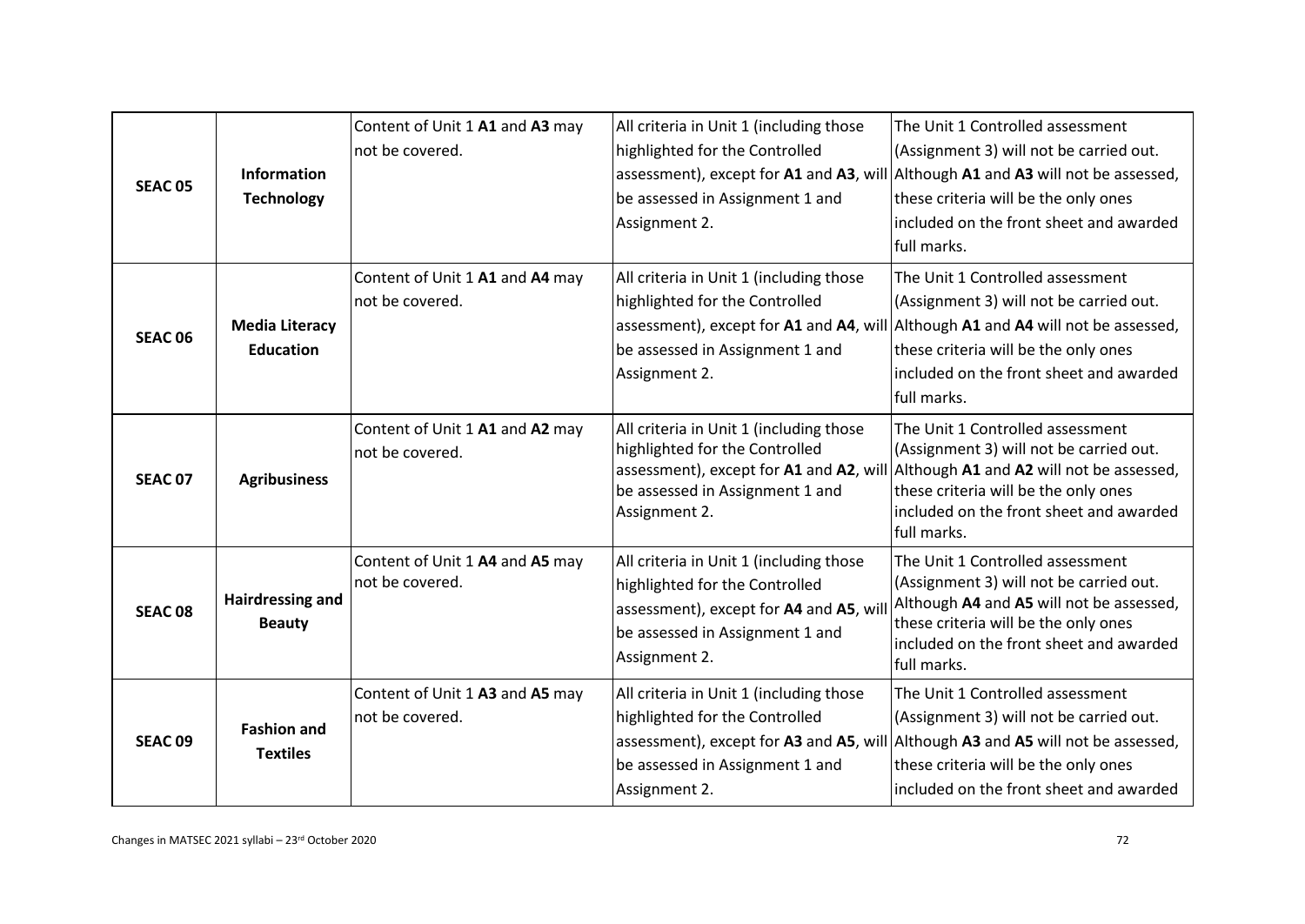| | | | | |
|---|---|---|---|---|
| **SEAC 05** | **Information Technology** | Content of Unit 1 **A1** and **A3** may not be covered. | All criteria in Unit 1 (including those highlighted for the Controlled assessment), except for **A1** and **A3**, will be assessed in Assignment 1 and Assignment 2. | The Unit 1 Controlled assessment (Assignment 3) will not be carried out. Although **A1** and **A3** will not be assessed, these criteria will be the only ones included on the front sheet and awarded full marks. |
| **SEAC 06** | **Media Literacy Education** | Content of Unit 1 **A1** and **A4** may not be covered. | All criteria in Unit 1 (including those highlighted for the Controlled assessment), except for **A1** and **A4**, will be assessed in Assignment 1 and Assignment 2. | The Unit 1 Controlled assessment (Assignment 3) will not be carried out. Although **A1** and **A4** will not be assessed, these criteria will be the only ones included on the front sheet and awarded full marks. |
| **SEAC 07** | **Agribusiness** | Content of Unit 1 **A1** and **A2** may not be covered. | All criteria in Unit 1 (including those highlighted for the Controlled assessment), except for **A1** and **A2**, will be assessed in Assignment 1 and Assignment 2. | The Unit 1 Controlled assessment (Assignment 3) will not be carried out. Although **A1** and **A2** will not be assessed, these criteria will be the only ones included on the front sheet and awarded full marks. |
| **SEAC 08** | **Hairdressing and Beauty** | Content of Unit 1 **A4** and **A5** may not be covered. | All criteria in Unit 1 (including those highlighted for the Controlled assessment), except for **A4** and **A5**, will be assessed in Assignment 1 and Assignment 2. | The Unit 1 Controlled assessment (Assignment 3) will not be carried out. Although **A4** and **A5** will not be assessed, these criteria will be the only ones included on the front sheet and awarded full marks. |
| **SEAC 09** | **Fashion and Textiles** | Content of Unit 1 **A3** and **A5** may not be covered. | All criteria in Unit 1 (including those highlighted for the Controlled assessment), except for **A3** and **A5**, will be assessed in Assignment 1 and Assignment 2. | The Unit 1 Controlled assessment (Assignment 3) will not be carried out. Although **A3** and **A5** will not be assessed, these criteria will be the only ones included on the front sheet and awarded |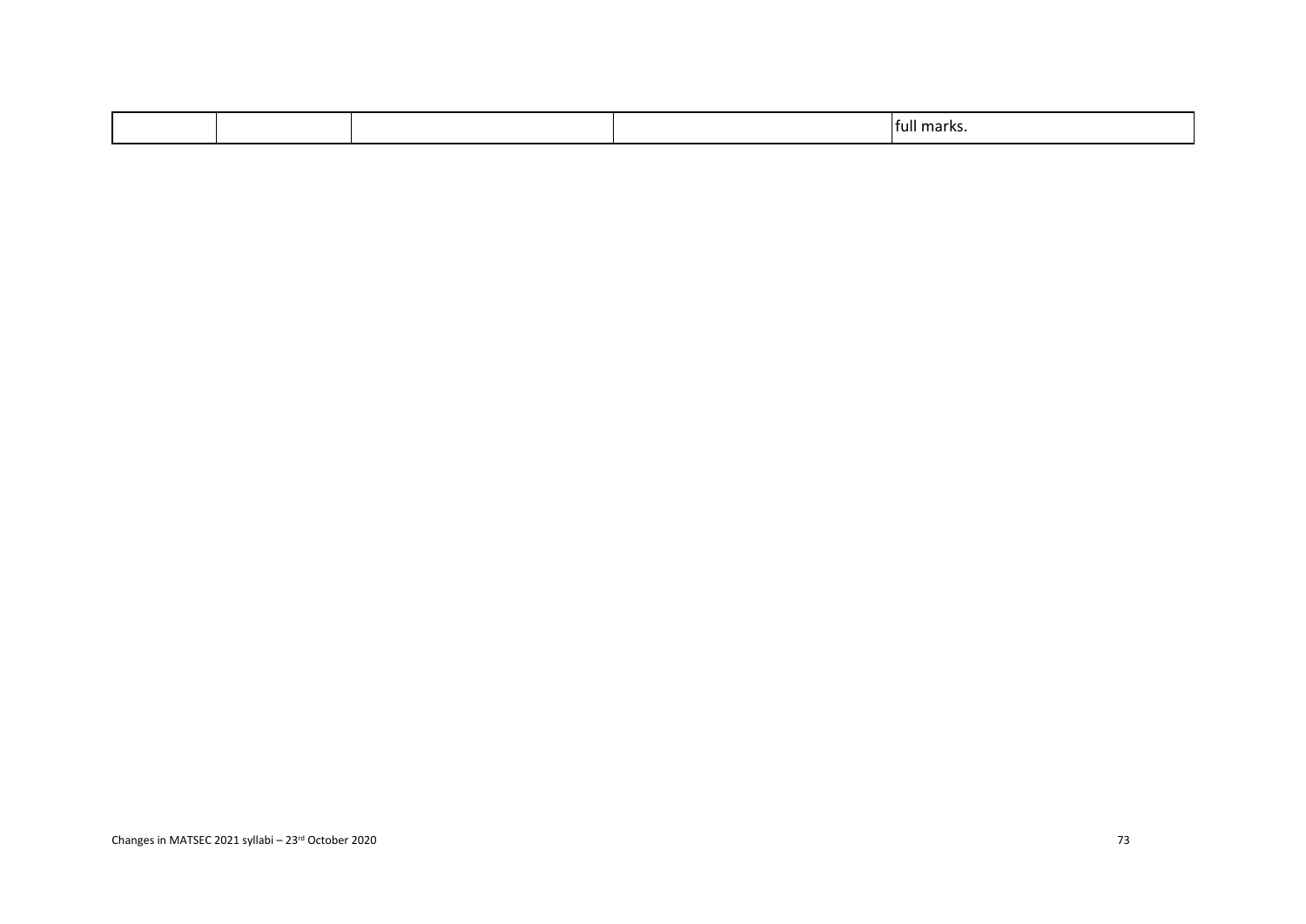| | | | | |
|---|---|---|---|---|
| | | | | full marks. |